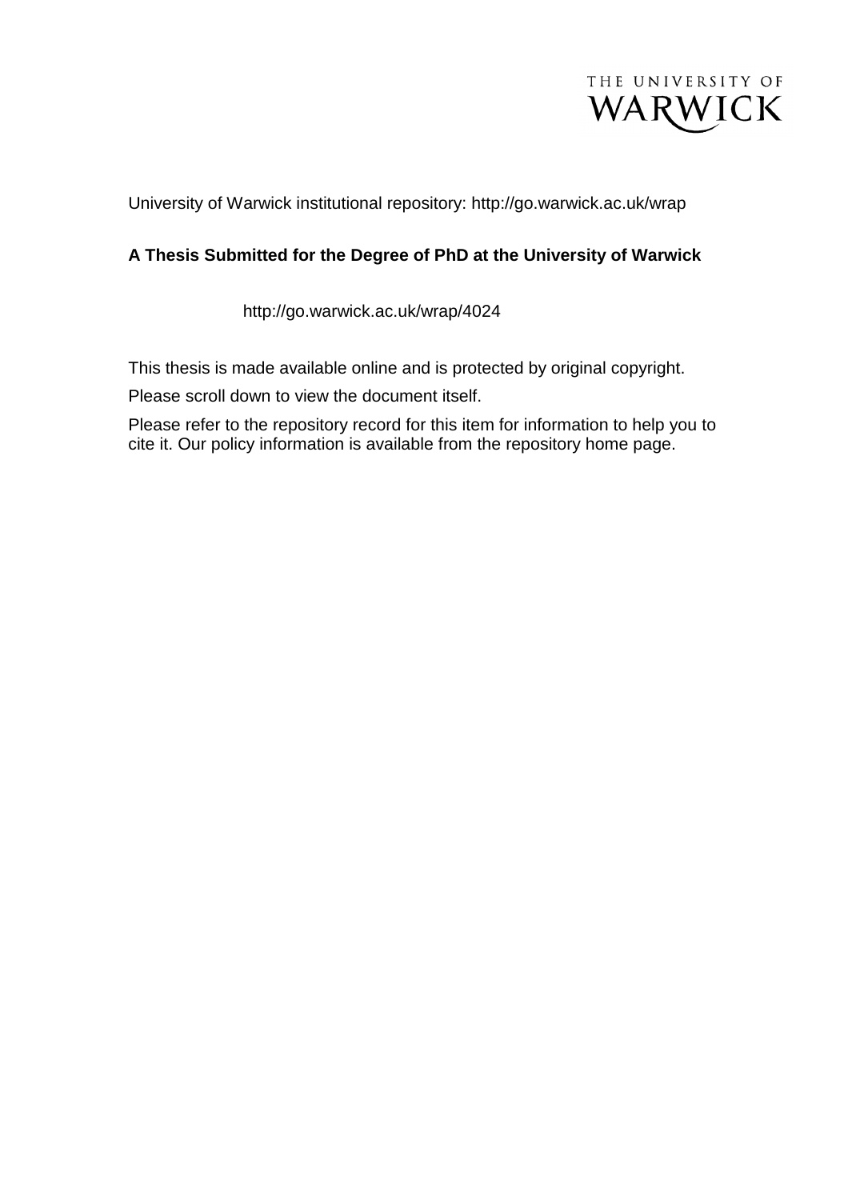THE UNIVERSITY OF WARWICK

University of Warwick institutional repository: http://go.warwick.ac.uk/wrap

**A Thesis Submitted for the Degree of PhD at the University of Warwick**

http://go.warwick.ac.uk/wrap/4024

This thesis is made available online and is protected by original copyright.

Please scroll down to view the document itself.

Please refer to the repository record for this item for information to help you to cite it. Our policy information is available from the repository home page.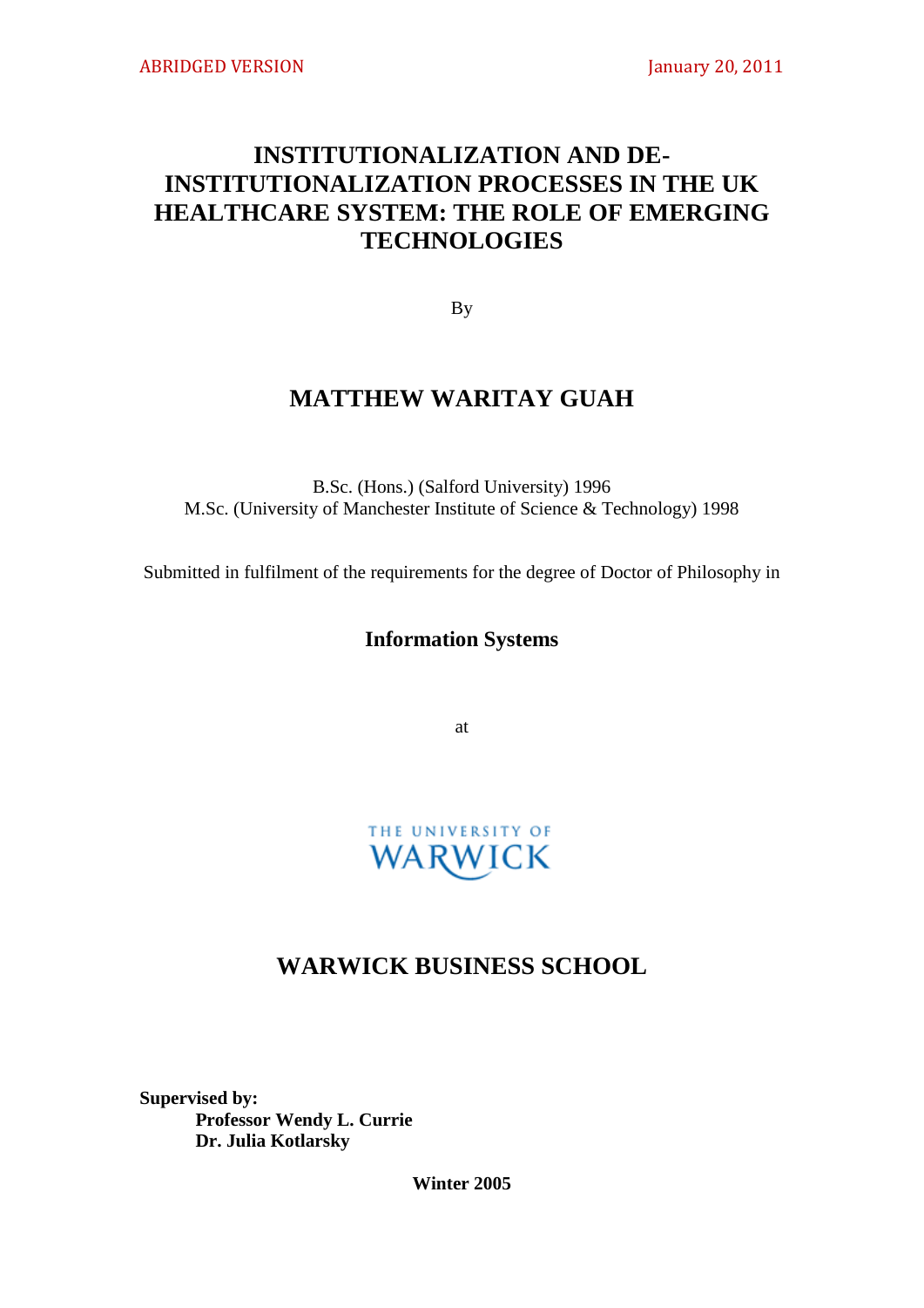ABRIDGED VERSION January 20, 2011

# INSTITUTIONALIZATION AND DE-INSTITUTIONALIZATION PROCESSES IN THE UK HEALTHCARE SYSTEM: THE ROLE OF EMERGING TECHNOLOGIES

By

## MATTHEW WARITAY GUAH

B.Sc. (Hons.) (Salford University) 1996
M.Sc. (University of Manchester Institute of Science & Technology) 1998

Submitted in fulfilment of the requirements for the degree of Doctor of Philosophy in

**Information Systems**

at

THE UNIVERSITY OF WARWICK

## WARWICK BUSINESS SCHOOL

**Supervised by:**
**Professor Wendy L. Currie**
**Dr. Julia Kotlarsky**

**Winter 2005**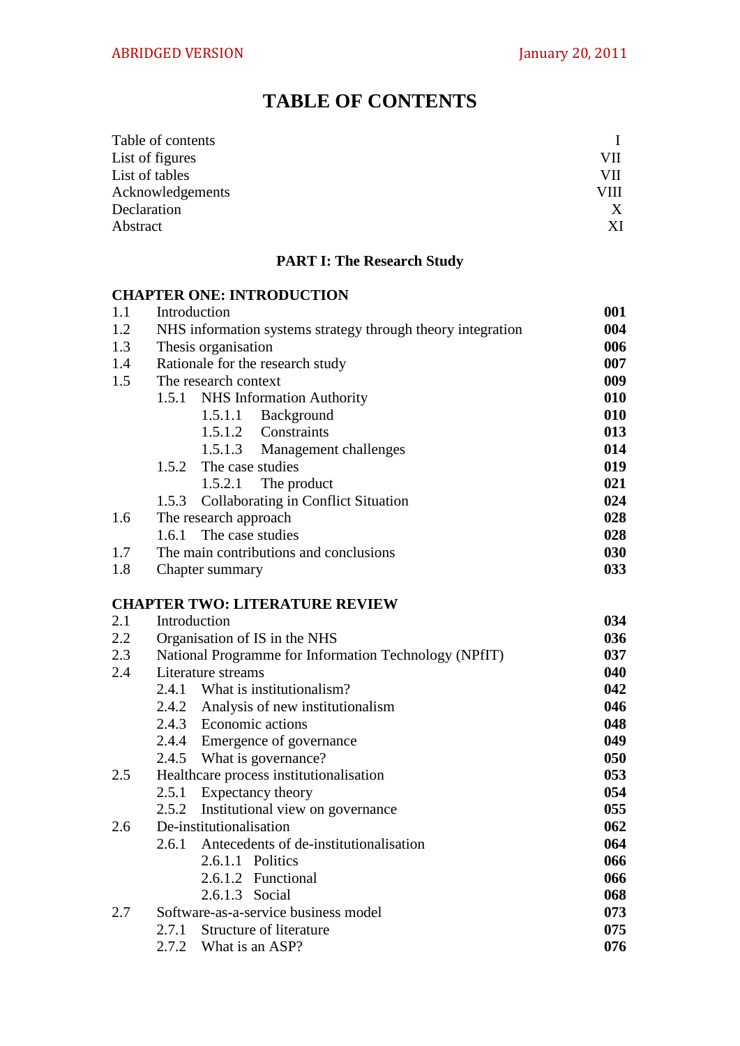# TABLE OF CONTENTS

| | |
|---|---|
| Table of contents | I |
| List of figures | VII |
| List of tables | VII |
| Acknowledgements | VIII |
| Declaration | X |
| Abstract | XI |

**PART I: The Research Study**

**CHAPTER ONE: INTRODUCTION**

| | | |
|---|---|---|
| 1.1 | Introduction | **001** |
| 1.2 | NHS information systems strategy through theory integration | **004** |
| 1.3 | Thesis organisation | **006** |
| 1.4 | Rationale for the research study | **007** |
| 1.5 | The research context | **009** |
| | 1.5.1 NHS Information Authority | **010** |
| | 1.5.1.1 Background | **010** |
| | 1.5.1.2 Constraints | **013** |
| | 1.5.1.3 Management challenges | **014** |
| | 1.5.2 The case studies | **019** |
| | 1.5.2.1 The product | **021** |
| | 1.5.3 Collaborating in Conflict Situation | **024** |
| 1.6 | The research approach | **028** |
| | 1.6.1 The case studies | **028** |
| 1.7 | The main contributions and conclusions | **030** |
| 1.8 | Chapter summary | **033** |

**CHAPTER TWO: LITERATURE REVIEW**

| | | |
|---|---|---|
| 2.1 | Introduction | **034** |
| 2.2 | Organisation of IS in the NHS | **036** |
| 2.3 | National Programme for Information Technology (NPfIT) | **037** |
| 2.4 | Literature streams | **040** |
| | 2.4.1 What is institutionalism? | **042** |
| | 2.4.2 Analysis of new institutionalism | **046** |
| | 2.4.3 Economic actions | **048** |
| | 2.4.4 Emergence of governance | **049** |
| | 2.4.5 What is governance? | **050** |
| 2.5 | Healthcare process institutionalisation | **053** |
| | 2.5.1 Expectancy theory | **054** |
| | 2.5.2 Institutional view on governance | **055** |
| 2.6 | De-institutionalisation | **062** |
| | 2.6.1 Antecedents of de-institutionalisation | **064** |
| | 2.6.1.1 Politics | **066** |
| | 2.6.1.2 Functional | **066** |
| | 2.6.1.3 Social | **068** |
| 2.7 | Software-as-a-service business model | **073** |
| | 2.7.1 Structure of literature | **075** |
| | 2.7.2 What is an ASP? | **076** |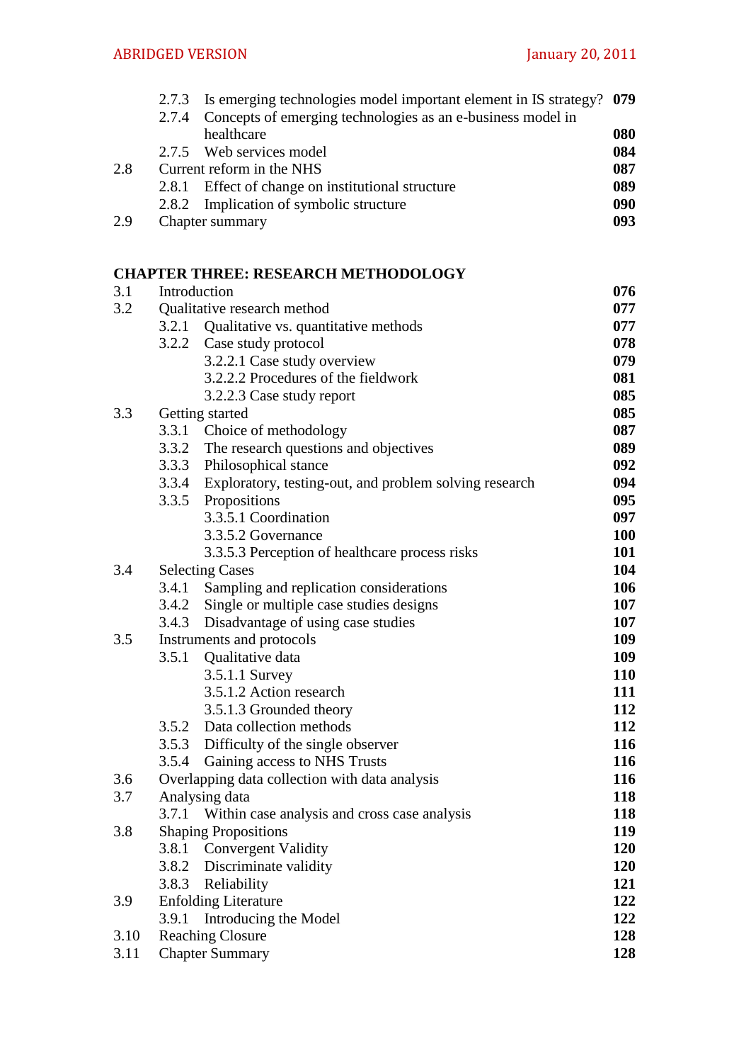| | | |
|---|---|---|
| 2.7.3 | Is emerging technologies model important element in IS strategy? | **079** |
| 2.7.4 | Concepts of emerging technologies as an e-business model in healthcare | **080** |
| 2.7.5 | Web services model | **084** |
| 2.8 | Current reform in the NHS | **087** |
| 2.8.1 | Effect of change on institutional structure | **089** |
| 2.8.2 | Implication of symbolic structure | **090** |
| 2.9 | Chapter summary | **093** |

**CHAPTER THREE: RESEARCH METHODOLOGY**

| | | |
|---|---|---|
| 3.1 | Introduction | **076** |
| 3.2 | Qualitative research method | **077** |
| 3.2.1 | Qualitative vs. quantitative methods | **077** |
| 3.2.2 | Case study protocol | **078** |
| | 3.2.2.1 Case study overview | **079** |
| | 3.2.2.2 Procedures of the fieldwork | **081** |
| | 3.2.2.3 Case study report | **085** |
| 3.3 | Getting started | **085** |
| 3.3.1 | Choice of methodology | **087** |
| 3.3.2 | The research questions and objectives | **089** |
| 3.3.3 | Philosophical stance | **092** |
| 3.3.4 | Exploratory, testing-out, and problem solving research | **094** |
| 3.3.5 | Propositions | **095** |
| | 3.3.5.1 Coordination | **097** |
| | 3.3.5.2 Governance | **100** |
| | 3.3.5.3 Perception of healthcare process risks | **101** |
| 3.4 | Selecting Cases | **104** |
| 3.4.1 | Sampling and replication considerations | **106** |
| 3.4.2 | Single or multiple case studies designs | **107** |
| 3.4.3 | Disadvantage of using case studies | **107** |
| 3.5 | Instruments and protocols | **109** |
| 3.5.1 | Qualitative data | **109** |
| | 3.5.1.1 Survey | **110** |
| | 3.5.1.2 Action research | **111** |
| | 3.5.1.3 Grounded theory | **112** |
| 3.5.2 | Data collection methods | **112** |
| 3.5.3 | Difficulty of the single observer | **116** |
| 3.5.4 | Gaining access to NHS Trusts | **116** |
| 3.6 | Overlapping data collection with data analysis | **116** |
| 3.7 | Analysing data | **118** |
| 3.7.1 | Within case analysis and cross case analysis | **118** |
| 3.8 | Shaping Propositions | **119** |
| 3.8.1 | Convergent Validity | **120** |
| 3.8.2 | Discriminate validity | **120** |
| 3.8.3 | Reliability | **121** |
| 3.9 | Enfolding Literature | **122** |
| 3.9.1 | Introducing the Model | **122** |
| 3.10 | Reaching Closure | **128** |
| 3.11 | Chapter Summary | **128** |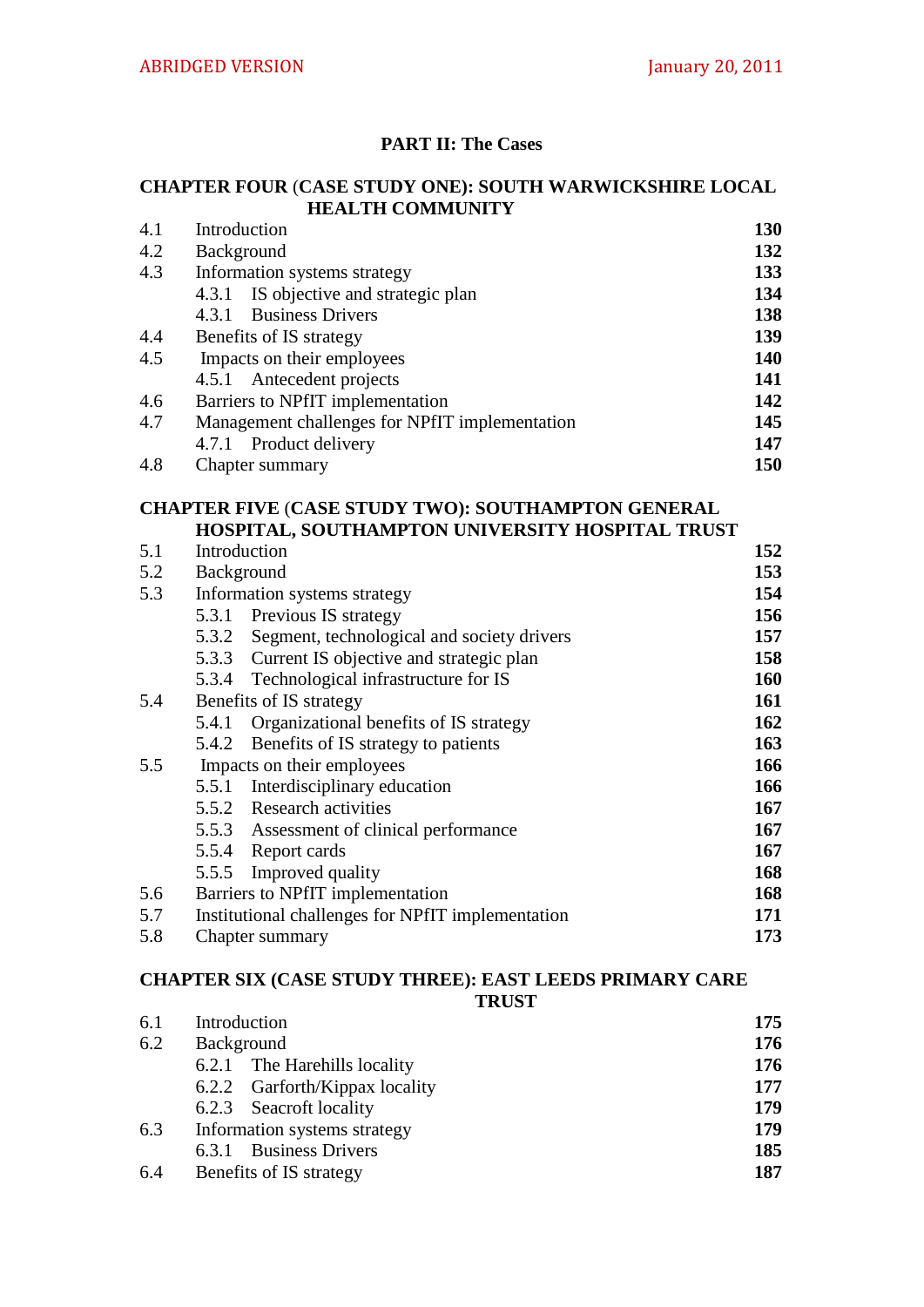## PART II: The Cases

### CHAPTER FOUR (CASE STUDY ONE): SOUTH WARWICKSHIRE LOCAL HEALTH COMMUNITY

| | | |
|---|---|---|
| 4.1 | Introduction | **130** |
| 4.2 | Background | **132** |
| 4.3 | Information systems strategy | **133** |
| | 4.3.1 IS objective and strategic plan | **134** |
| | 4.3.1 Business Drivers | **138** |
| 4.4 | Benefits of IS strategy | **139** |
| 4.5 | Impacts on their employees | **140** |
| | 4.5.1 Antecedent projects | **141** |
| 4.6 | Barriers to NPfIT implementation | **142** |
| 4.7 | Management challenges for NPfIT implementation | **145** |
| | 4.7.1 Product delivery | **147** |
| 4.8 | Chapter summary | **150** |

### CHAPTER FIVE (CASE STUDY TWO): SOUTHAMPTON GENERAL HOSPITAL, SOUTHAMPTON UNIVERSITY HOSPITAL TRUST

| | | |
|---|---|---|
| 5.1 | Introduction | **152** |
| 5.2 | Background | **153** |
| 5.3 | Information systems strategy | **154** |
| | 5.3.1 Previous IS strategy | **156** |
| | 5.3.2 Segment, technological and society drivers | **157** |
| | 5.3.3 Current IS objective and strategic plan | **158** |
| | 5.3.4 Technological infrastructure for IS | **160** |
| 5.4 | Benefits of IS strategy | **161** |
| | 5.4.1 Organizational benefits of IS strategy | **162** |
| | 5.4.2 Benefits of IS strategy to patients | **163** |
| 5.5 | Impacts on their employees | **166** |
| | 5.5.1 Interdisciplinary education | **166** |
| | 5.5.2 Research activities | **167** |
| | 5.5.3 Assessment of clinical performance | **167** |
| | 5.5.4 Report cards | **167** |
| | 5.5.5 Improved quality | **168** |
| 5.6 | Barriers to NPfIT implementation | **168** |
| 5.7 | Institutional challenges for NPfIT implementation | **171** |
| 5.8 | Chapter summary | **173** |

### CHAPTER SIX (CASE STUDY THREE): EAST LEEDS PRIMARY CARE TRUST

| | | |
|---|---|---|
| 6.1 | Introduction | **175** |
| 6.2 | Background | **176** |
| | 6.2.1 The Harehills locality | **176** |
| | 6.2.2 Garforth/Kippax locality | **177** |
| | 6.2.3 Seacroft locality | **179** |
| 6.3 | Information systems strategy | **179** |
| | 6.3.1 Business Drivers | **185** |
| 6.4 | Benefits of IS strategy | **187** |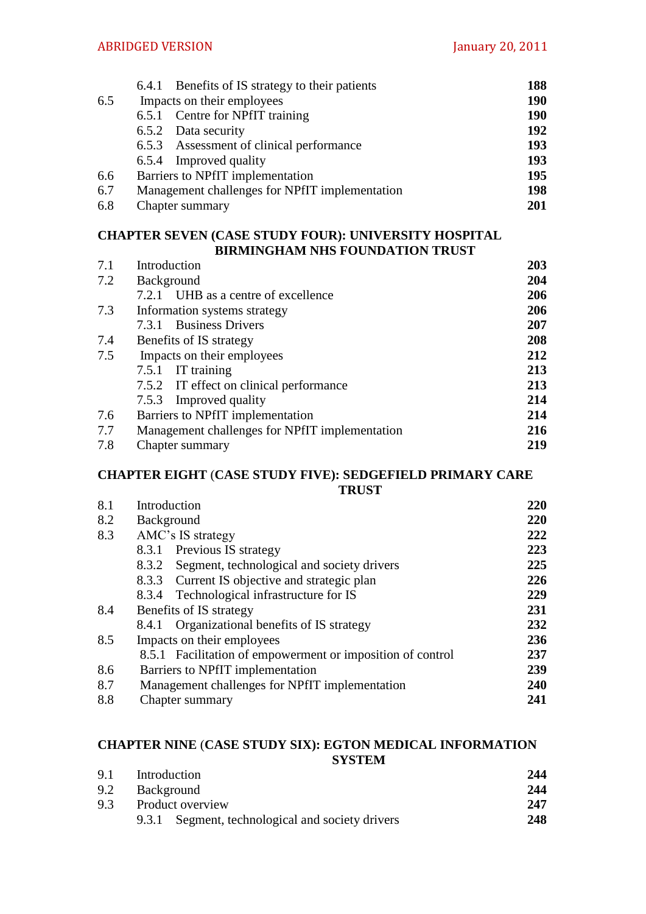| | | |
|---|---|---|
| | 6.4.1 Benefits of IS strategy to their patients | **188** |
| 6.5 | Impacts on their employees | **190** |
| | 6.5.1 Centre for NPfIT training | **190** |
| | 6.5.2 Data security | **192** |
| | 6.5.3 Assessment of clinical performance | **193** |
| | 6.5.4 Improved quality | **193** |
| 6.6 | Barriers to NPfIT implementation | **195** |
| 6.7 | Management challenges for NPfIT implementation | **198** |
| 6.8 | Chapter summary | **201** |

**CHAPTER SEVEN (CASE STUDY FOUR): UNIVERSITY HOSPITAL BIRMINGHAM NHS FOUNDATION TRUST**

| | | |
|---|---|---|
| 7.1 | Introduction | **203** |
| 7.2 | Background | **204** |
| | 7.2.1 UHB as a centre of excellence | **206** |
| 7.3 | Information systems strategy | **206** |
| | 7.3.1 Business Drivers | **207** |
| 7.4 | Benefits of IS strategy | **208** |
| 7.5 | Impacts on their employees | **212** |
| | 7.5.1 IT training | **213** |
| | 7.5.2 IT effect on clinical performance | **213** |
| | 7.5.3 Improved quality | **214** |
| 7.6 | Barriers to NPfIT implementation | **214** |
| 7.7 | Management challenges for NPfIT implementation | **216** |
| 7.8 | Chapter summary | **219** |

**CHAPTER EIGHT (CASE STUDY FIVE): SEDGEFIELD PRIMARY CARE TRUST**

| | | |
|---|---|---|
| 8.1 | Introduction | **220** |
| 8.2 | Background | **220** |
| 8.3 | AMC's IS strategy | **222** |
| | 8.3.1 Previous IS strategy | **223** |
| | 8.3.2 Segment, technological and society drivers | **225** |
| | 8.3.3 Current IS objective and strategic plan | **226** |
| | 8.3.4 Technological infrastructure for IS | **229** |
| 8.4 | Benefits of IS strategy | **231** |
| | 8.4.1 Organizational benefits of IS strategy | **232** |
| 8.5 | Impacts on their employees | **236** |
| | 8.5.1 Facilitation of empowerment or imposition of control | **237** |
| 8.6 | Barriers to NPfIT implementation | **239** |
| 8.7 | Management challenges for NPfIT implementation | **240** |
| 8.8 | Chapter summary | **241** |

**CHAPTER NINE (CASE STUDY SIX): EGTON MEDICAL INFORMATION SYSTEM**

| | | |
|---|---|---|
| 9.1 | Introduction | **244** |
| 9.2 | Background | **244** |
| 9.3 | Product overview | **247** |
| | 9.3.1 Segment, technological and society drivers | **248** |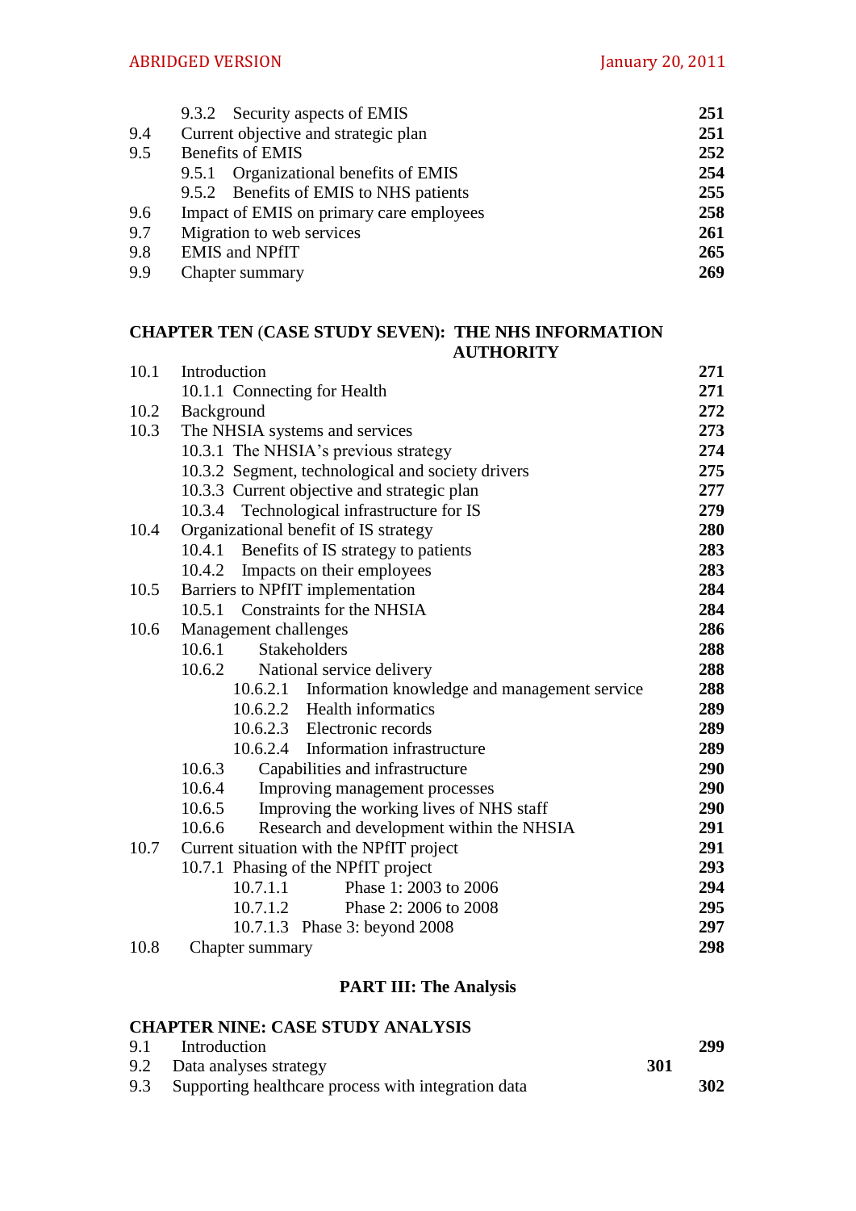| | | |
|---|---|---|
| | 9.3.2 Security aspects of EMIS | **251** |
| 9.4 | Current objective and strategic plan | **251** |
| 9.5 | Benefits of EMIS | **252** |
| | 9.5.1 Organizational benefits of EMIS | **254** |
| | 9.5.2 Benefits of EMIS to NHS patients | **255** |
| 9.6 | Impact of EMIS on primary care employees | **258** |
| 9.7 | Migration to web services | **261** |
| 9.8 | EMIS and NPfIT | **265** |
| 9.9 | Chapter summary | **269** |

**CHAPTER TEN (CASE STUDY SEVEN): THE NHS INFORMATION AUTHORITY**

| | | |
|---|---|---|
| 10.1 | Introduction | **271** |
| | 10.1.1 Connecting for Health | **271** |
| 10.2 | Background | **272** |
| 10.3 | The NHSIA systems and services | **273** |
| | 10.3.1 The NHSIA's previous strategy | **274** |
| | 10.3.2 Segment, technological and society drivers | **275** |
| | 10.3.3 Current objective and strategic plan | **277** |
| | 10.3.4 Technological infrastructure for IS | **279** |
| 10.4 | Organizational benefit of IS strategy | **280** |
| | 10.4.1 Benefits of IS strategy to patients | **283** |
| | 10.4.2 Impacts on their employees | **283** |
| 10.5 | Barriers to NPfIT implementation | **284** |
| | 10.5.1 Constraints for the NHSIA | **284** |
| 10.6 | Management challenges | **286** |
| | 10.6.1 Stakeholders | **288** |
| | 10.6.2 National service delivery | **288** |
| | 10.6.2.1 Information knowledge and management service | **288** |
| | 10.6.2.2 Health informatics | **289** |
| | 10.6.2.3 Electronic records | **289** |
| | 10.6.2.4 Information infrastructure | **289** |
| | 10.6.3 Capabilities and infrastructure | **290** |
| | 10.6.4 Improving management processes | **290** |
| | 10.6.5 Improving the working lives of NHS staff | **290** |
| | 10.6.6 Research and development within the NHSIA | **291** |
| 10.7 | Current situation with the NPfIT project | **291** |
| | 10.7.1 Phasing of the NPfIT project | **293** |
| | 10.7.1.1 Phase 1: 2003 to 2006 | **294** |
| | 10.7.1.2 Phase 2: 2006 to 2008 | **295** |
| | 10.7.1.3 Phase 3: beyond 2008 | **297** |
| 10.8 | Chapter summary | **298** |

## PART III: The Analysis

**CHAPTER NINE: CASE STUDY ANALYSIS**

| | | |
|---|---|---|
| 9.1 | Introduction | **299** |
| 9.2 | Data analyses strategy | **301** |
| 9.3 | Supporting healthcare process with integration data | **302** |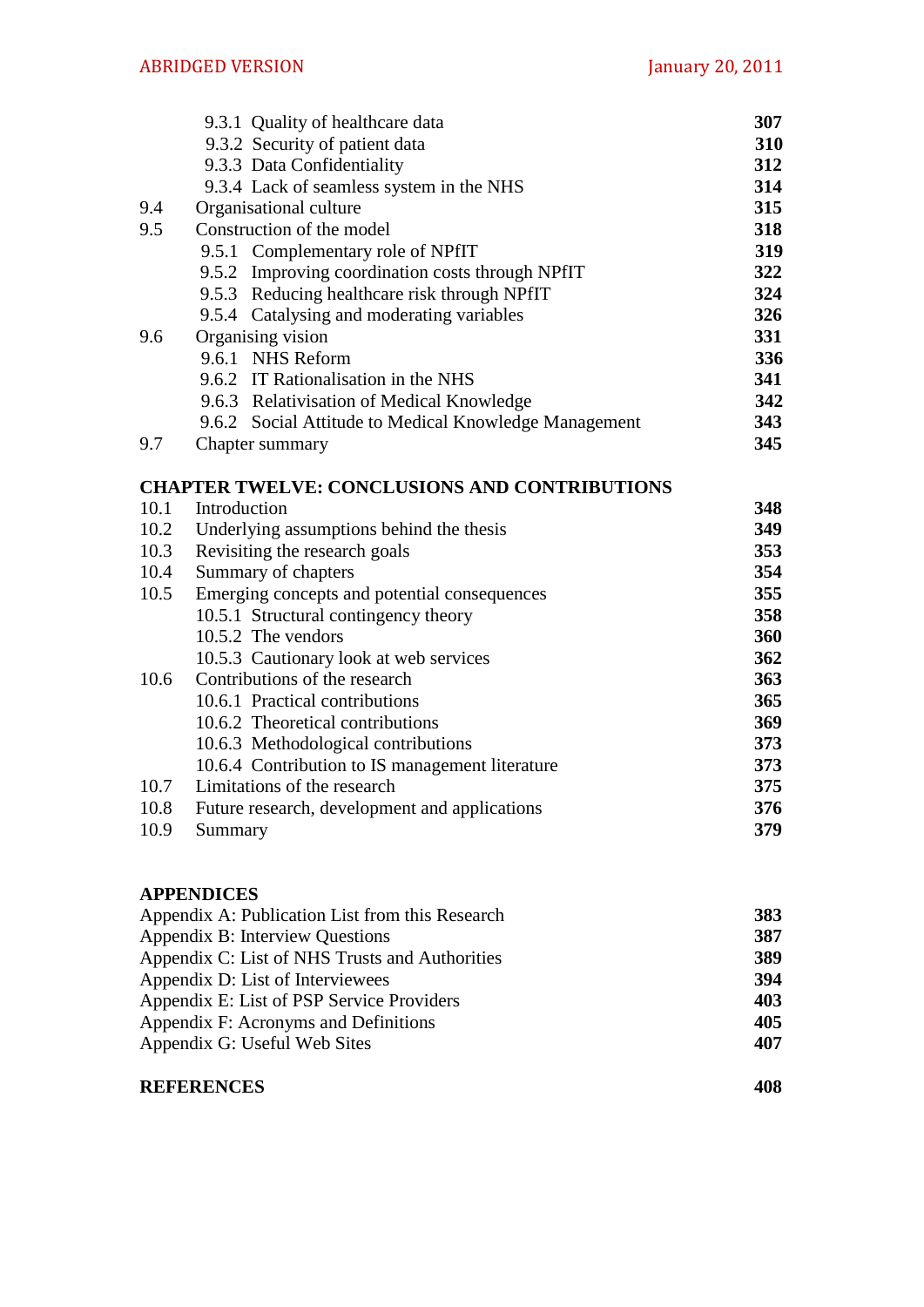| | | |
|---|---|---|
| | 9.3.1 Quality of healthcare data | **307** |
| | 9.3.2 Security of patient data | **310** |
| | 9.3.3 Data Confidentiality | **312** |
| | 9.3.4 Lack of seamless system in the NHS | **314** |
| 9.4 | Organisational culture | **315** |
| 9.5 | Construction of the model | **318** |
| | 9.5.1 Complementary role of NPfIT | **319** |
| | 9.5.2 Improving coordination costs through NPfIT | **322** |
| | 9.5.3 Reducing healthcare risk through NPfIT | **324** |
| | 9.5.4 Catalysing and moderating variables | **326** |
| 9.6 | Organising vision | **331** |
| | 9.6.1 NHS Reform | **336** |
| | 9.6.2 IT Rationalisation in the NHS | **341** |
| | 9.6.3 Relativisation of Medical Knowledge | **342** |
| | 9.6.2 Social Attitude to Medical Knowledge Management | **343** |
| 9.7 | Chapter summary | **345** |

**CHAPTER TWELVE: CONCLUSIONS AND CONTRIBUTIONS**

| | | |
|---|---|---|
| 10.1 | Introduction | **348** |
| 10.2 | Underlying assumptions behind the thesis | **349** |
| 10.3 | Revisiting the research goals | **353** |
| 10.4 | Summary of chapters | **354** |
| 10.5 | Emerging concepts and potential consequences | **355** |
| | 10.5.1 Structural contingency theory | **358** |
| | 10.5.2 The vendors | **360** |
| | 10.5.3 Cautionary look at web services | **362** |
| 10.6 | Contributions of the research | **363** |
| | 10.6.1 Practical contributions | **365** |
| | 10.6.2 Theoretical contributions | **369** |
| | 10.6.3 Methodological contributions | **373** |
| | 10.6.4 Contribution to IS management literature | **373** |
| 10.7 | Limitations of the research | **375** |
| 10.8 | Future research, development and applications | **376** |
| 10.9 | Summary | **379** |

**APPENDICES**

| | |
|---|---|
| Appendix A: Publication List from this Research | **383** |
| Appendix B: Interview Questions | **387** |
| Appendix C: List of NHS Trusts and Authorities | **389** |
| Appendix D: List of Interviewees | **394** |
| Appendix E: List of PSP Service Providers | **403** |
| Appendix F: Acronyms and Definitions | **405** |
| Appendix G: Useful Web Sites | **407** |

**REFERENCES** **408**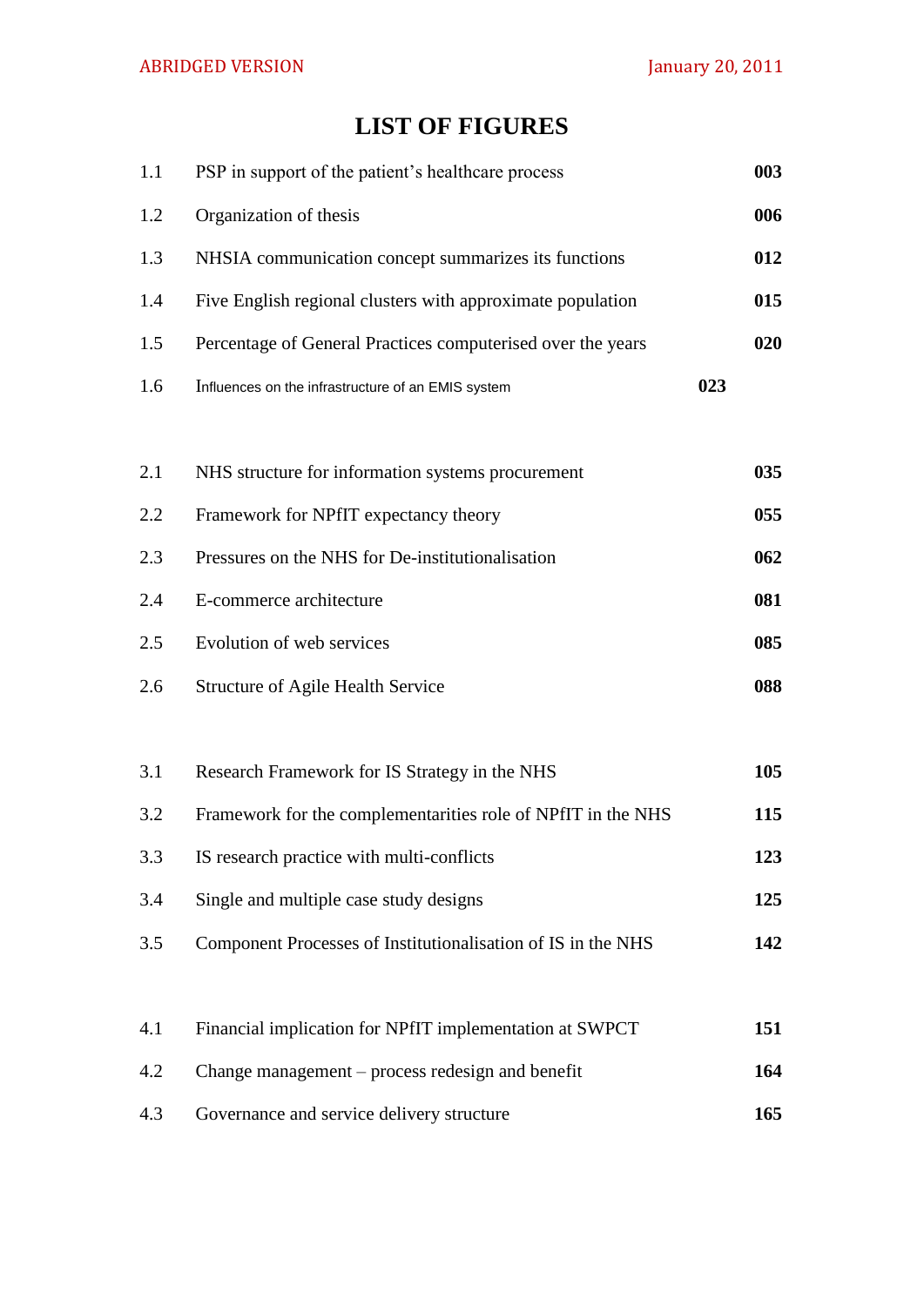# LIST OF FIGURES

| | | |
|---|---|---|
| 1.1 | PSP in support of the patient's healthcare process | **003** |
| 1.2 | Organization of thesis | **006** |
| 1.3 | NHSIA communication concept summarizes its functions | **012** |
| 1.4 | Five English regional clusters with approximate population | **015** |
| 1.5 | Percentage of General Practices computerised over the years | **020** |
| 1.6 | Influences on the infrastructure of an EMIS system | **023** |
| | | |
| 2.1 | NHS structure for information systems procurement | **035** |
| 2.2 | Framework for NPfIT expectancy theory | **055** |
| 2.3 | Pressures on the NHS for De-institutionalisation | **062** |
| 2.4 | E-commerce architecture | **081** |
| 2.5 | Evolution of web services | **085** |
| 2.6 | Structure of Agile Health Service | **088** |
| | | |
| 3.1 | Research Framework for IS Strategy in the NHS | **105** |
| 3.2 | Framework for the complementarities role of NPfIT in the NHS | **115** |
| 3.3 | IS research practice with multi-conflicts | **123** |
| 3.4 | Single and multiple case study designs | **125** |
| 3.5 | Component Processes of Institutionalisation of IS in the NHS | **142** |
| | | |
| 4.1 | Financial implication for NPfIT implementation at SWPCT | **151** |
| 4.2 | Change management – process redesign and benefit | **164** |
| 4.3 | Governance and service delivery structure | **165** |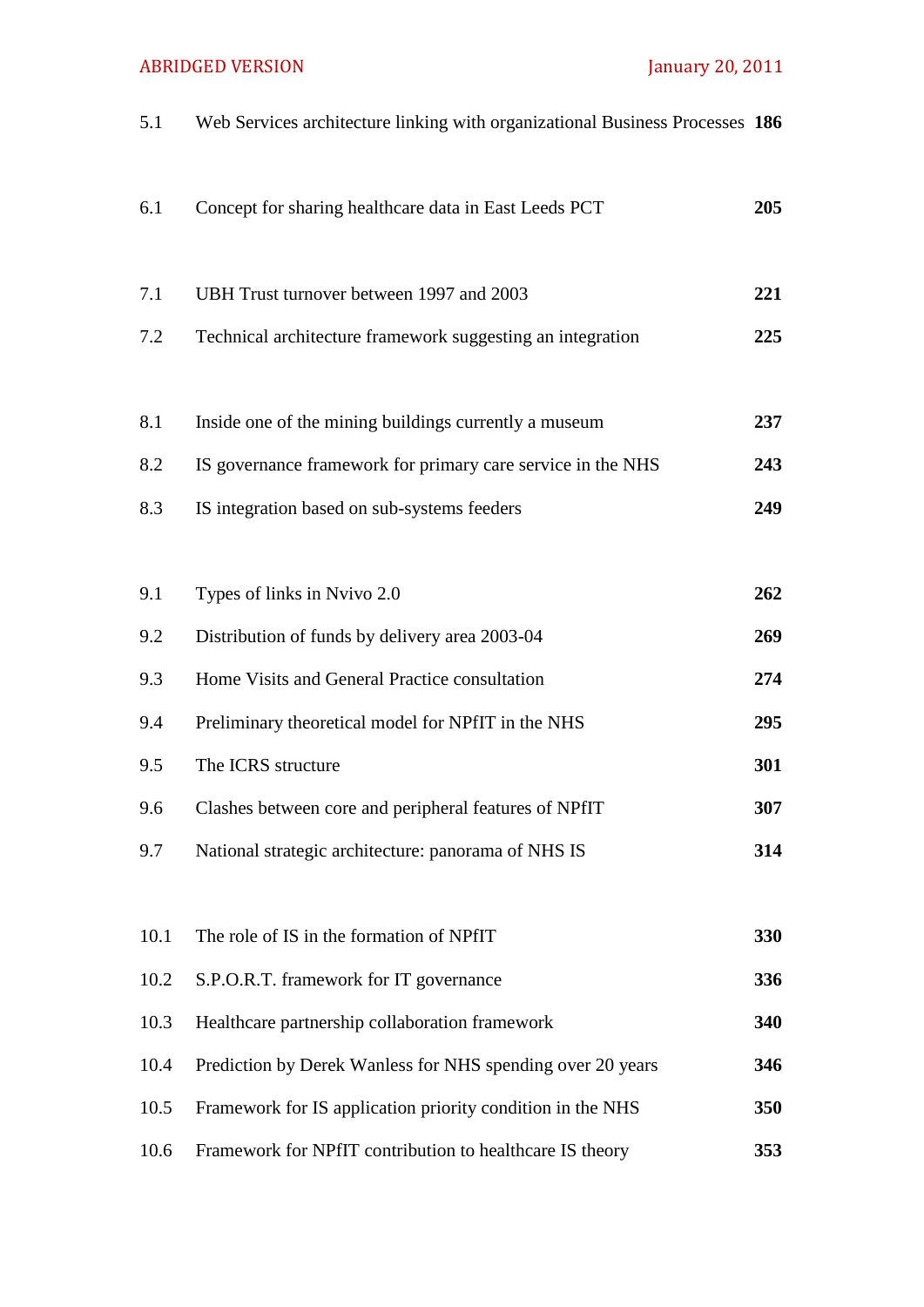| | | |
|---|---|---|
| 5.1 | Web Services architecture linking with organizational Business Processes | **186** |
| | | |
| 6.1 | Concept for sharing healthcare data in East Leeds PCT | **205** |
| | | |
| 7.1 | UBH Trust turnover between 1997 and 2003 | **221** |
| 7.2 | Technical architecture framework suggesting an integration | **225** |
| | | |
| 8.1 | Inside one of the mining buildings currently a museum | **237** |
| 8.2 | IS governance framework for primary care service in the NHS | **243** |
| 8.3 | IS integration based on sub-systems feeders | **249** |
| | | |
| 9.1 | Types of links in Nvivo 2.0 | **262** |
| 9.2 | Distribution of funds by delivery area 2003-04 | **269** |
| 9.3 | Home Visits and General Practice consultation | **274** |
| 9.4 | Preliminary theoretical model for NPfIT in the NHS | **295** |
| 9.5 | The ICRS structure | **301** |
| 9.6 | Clashes between core and peripheral features of NPfIT | **307** |
| 9.7 | National strategic architecture: panorama of NHS IS | **314** |
| | | |
| 10.1 | The role of IS in the formation of NPfIT | **330** |
| 10.2 | S.P.O.R.T. framework for IT governance | **336** |
| 10.3 | Healthcare partnership collaboration framework | **340** |
| 10.4 | Prediction by Derek Wanless for NHS spending over 20 years | **346** |
| 10.5 | Framework for IS application priority condition in the NHS | **350** |
| 10.6 | Framework for NPfIT contribution to healthcare IS theory | **353** |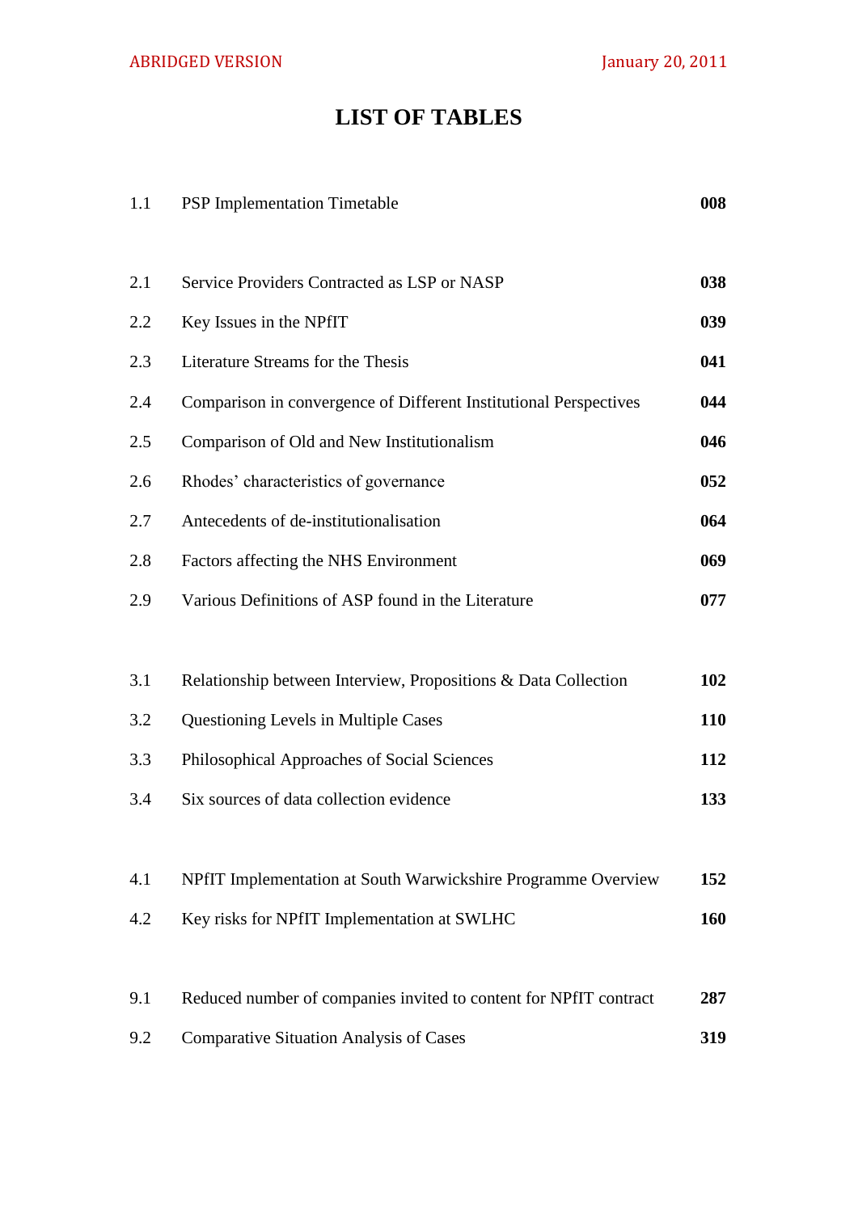# LIST OF TABLES

| | | |
|---|---|---|
| 1.1 | PSP Implementation Timetable | **008** |
| 2.1 | Service Providers Contracted as LSP or NASP | **038** |
| 2.2 | Key Issues in the NPfIT | **039** |
| 2.3 | Literature Streams for the Thesis | **041** |
| 2.4 | Comparison in convergence of Different Institutional Perspectives | **044** |
| 2.5 | Comparison of Old and New Institutionalism | **046** |
| 2.6 | Rhodes' characteristics of governance | **052** |
| 2.7 | Antecedents of de-institutionalisation | **064** |
| 2.8 | Factors affecting the NHS Environment | **069** |
| 2.9 | Various Definitions of ASP found in the Literature | **077** |
| 3.1 | Relationship between Interview, Propositions & Data Collection | **102** |
| 3.2 | Questioning Levels in Multiple Cases | **110** |
| 3.3 | Philosophical Approaches of Social Sciences | **112** |
| 3.4 | Six sources of data collection evidence | **133** |
| 4.1 | NPfIT Implementation at South Warwickshire Programme Overview | **152** |
| 4.2 | Key risks for NPfIT Implementation at SWLHC | **160** |
| 9.1 | Reduced number of companies invited to content for NPfIT contract | **287** |
| 9.2 | Comparative Situation Analysis of Cases | **319** |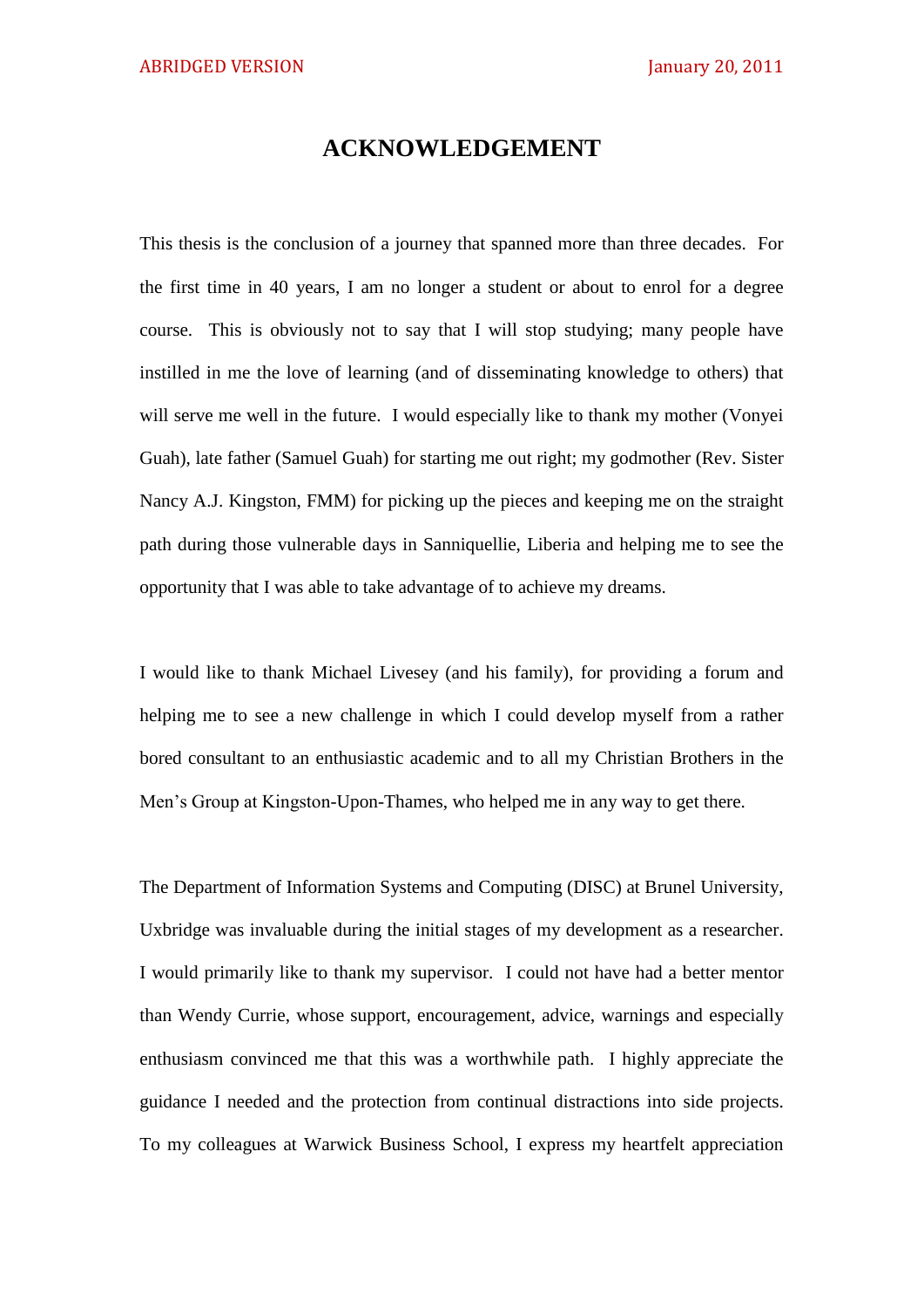# ACKNOWLEDGEMENT

This thesis is the conclusion of a journey that spanned more than three decades. For the first time in 40 years, I am no longer a student or about to enrol for a degree course. This is obviously not to say that I will stop studying; many people have instilled in me the love of learning (and of disseminating knowledge to others) that will serve me well in the future. I would especially like to thank my mother (Vonyei Guah), late father (Samuel Guah) for starting me out right; my godmother (Rev. Sister Nancy A.J. Kingston, FMM) for picking up the pieces and keeping me on the straight path during those vulnerable days in Sanniquellie, Liberia and helping me to see the opportunity that I was able to take advantage of to achieve my dreams.

I would like to thank Michael Livesey (and his family), for providing a forum and helping me to see a new challenge in which I could develop myself from a rather bored consultant to an enthusiastic academic and to all my Christian Brothers in the Men's Group at Kingston-Upon-Thames, who helped me in any way to get there.

The Department of Information Systems and Computing (DISC) at Brunel University, Uxbridge was invaluable during the initial stages of my development as a researcher. I would primarily like to thank my supervisor. I could not have had a better mentor than Wendy Currie, whose support, encouragement, advice, warnings and especially enthusiasm convinced me that this was a worthwhile path. I highly appreciate the guidance I needed and the protection from continual distractions into side projects. To my colleagues at Warwick Business School, I express my heartfelt appreciation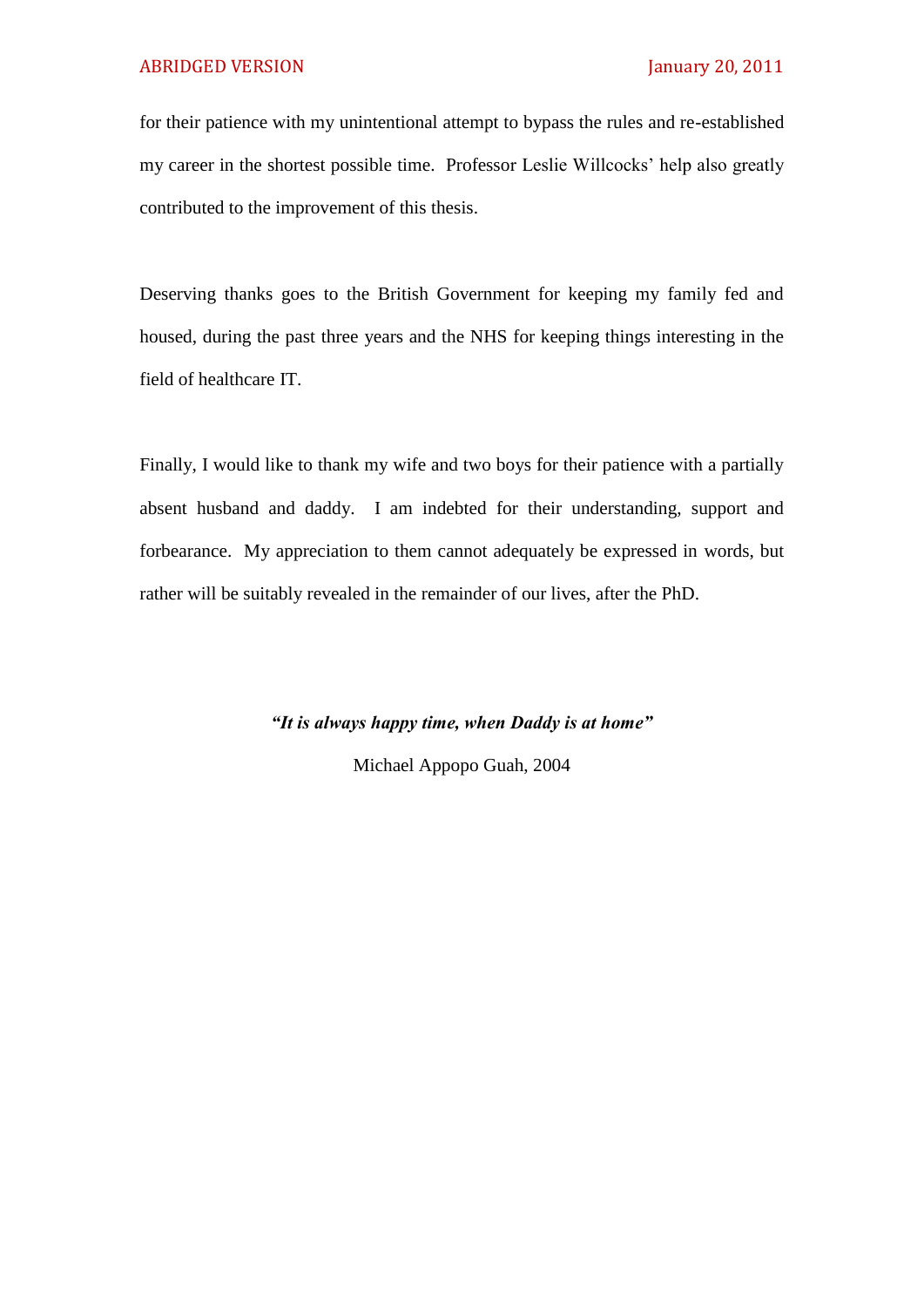for their patience with my unintentional attempt to bypass the rules and re-established my career in the shortest possible time. Professor Leslie Willcocks' help also greatly contributed to the improvement of this thesis.

Deserving thanks goes to the British Government for keeping my family fed and housed, during the past three years and the NHS for keeping things interesting in the field of healthcare IT.

Finally, I would like to thank my wife and two boys for their patience with a partially absent husband and daddy. I am indebted for their understanding, support and forbearance. My appreciation to them cannot adequately be expressed in words, but rather will be suitably revealed in the remainder of our lives, after the PhD.

***"It is always happy time, when Daddy is at home"***

Michael Appopo Guah, 2004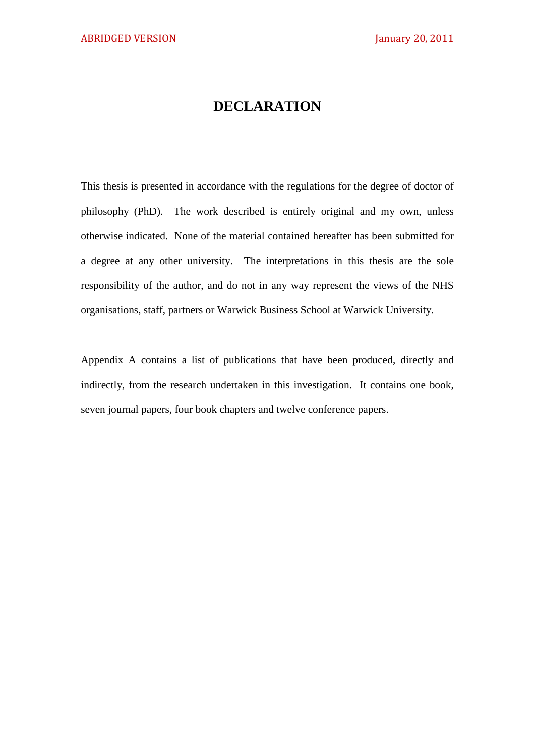# DECLARATION

This thesis is presented in accordance with the regulations for the degree of doctor of philosophy (PhD). The work described is entirely original and my own, unless otherwise indicated. None of the material contained hereafter has been submitted for a degree at any other university. The interpretations in this thesis are the sole responsibility of the author, and do not in any way represent the views of the NHS organisations, staff, partners or Warwick Business School at Warwick University.

Appendix A contains a list of publications that have been produced, directly and indirectly, from the research undertaken in this investigation. It contains one book, seven journal papers, four book chapters and twelve conference papers.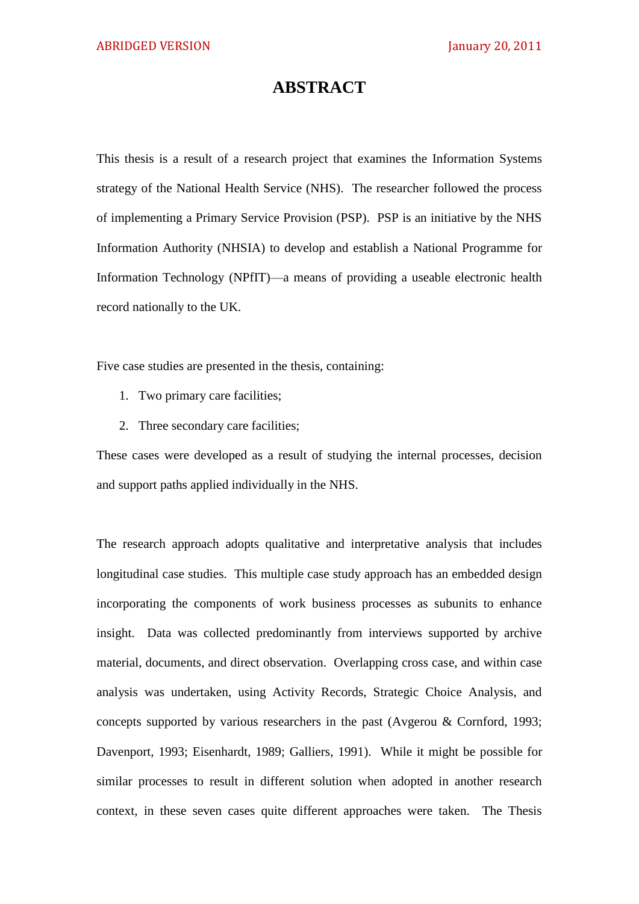# ABSTRACT

This thesis is a result of a research project that examines the Information Systems strategy of the National Health Service (NHS). The researcher followed the process of implementing a Primary Service Provision (PSP). PSP is an initiative by the NHS Information Authority (NHSIA) to develop and establish a National Programme for Information Technology (NPfIT)—a means of providing a useable electronic health record nationally to the UK.

Five case studies are presented in the thesis, containing:

1. Two primary care facilities;
2. Three secondary care facilities;

These cases were developed as a result of studying the internal processes, decision and support paths applied individually in the NHS.

The research approach adopts qualitative and interpretative analysis that includes longitudinal case studies. This multiple case study approach has an embedded design incorporating the components of work business processes as subunits to enhance insight. Data was collected predominantly from interviews supported by archive material, documents, and direct observation. Overlapping cross case, and within case analysis was undertaken, using Activity Records, Strategic Choice Analysis, and concepts supported by various researchers in the past (Avgerou & Cornford, 1993; Davenport, 1993; Eisenhardt, 1989; Galliers, 1991). While it might be possible for similar processes to result in different solution when adopted in another research context, in these seven cases quite different approaches were taken. The Thesis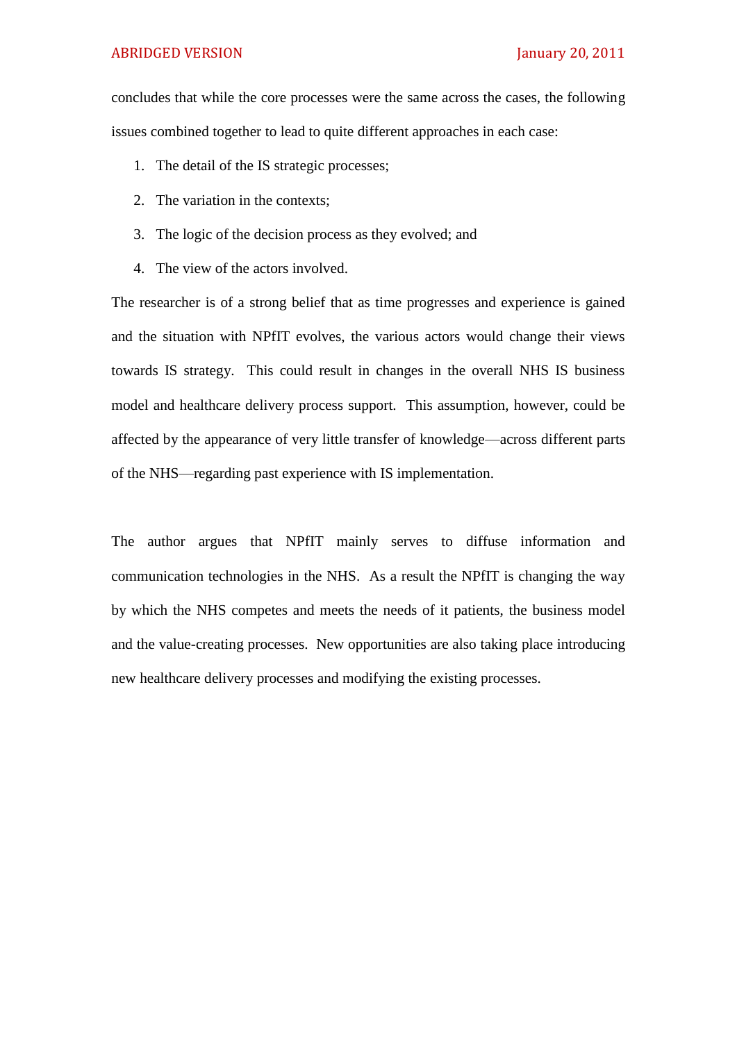concludes that while the core processes were the same across the cases, the following issues combined together to lead to quite different approaches in each case:

1. The detail of the IS strategic processes;
2. The variation in the contexts;
3. The logic of the decision process as they evolved; and
4. The view of the actors involved.

The researcher is of a strong belief that as time progresses and experience is gained and the situation with NPfIT evolves, the various actors would change their views towards IS strategy. This could result in changes in the overall NHS IS business model and healthcare delivery process support. This assumption, however, could be affected by the appearance of very little transfer of knowledge—across different parts of the NHS—regarding past experience with IS implementation.

The author argues that NPfIT mainly serves to diffuse information and communication technologies in the NHS. As a result the NPfIT is changing the way by which the NHS competes and meets the needs of it patients, the business model and the value-creating processes. New opportunities are also taking place introducing new healthcare delivery processes and modifying the existing processes.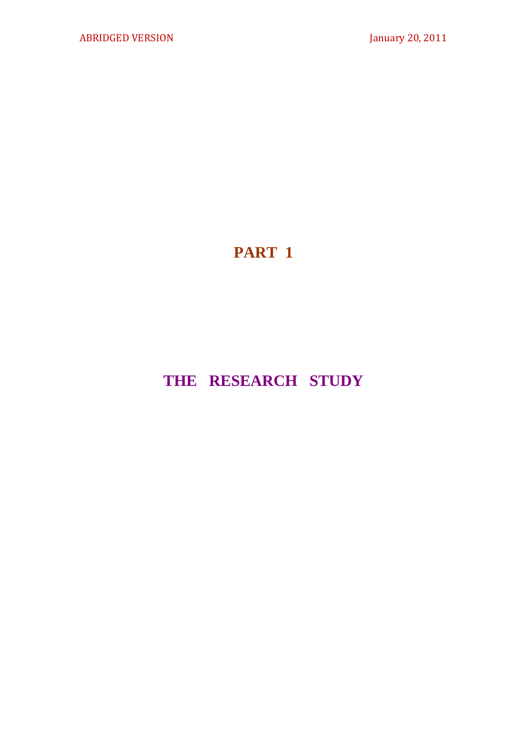# PART 1

# THE RESEARCH STUDY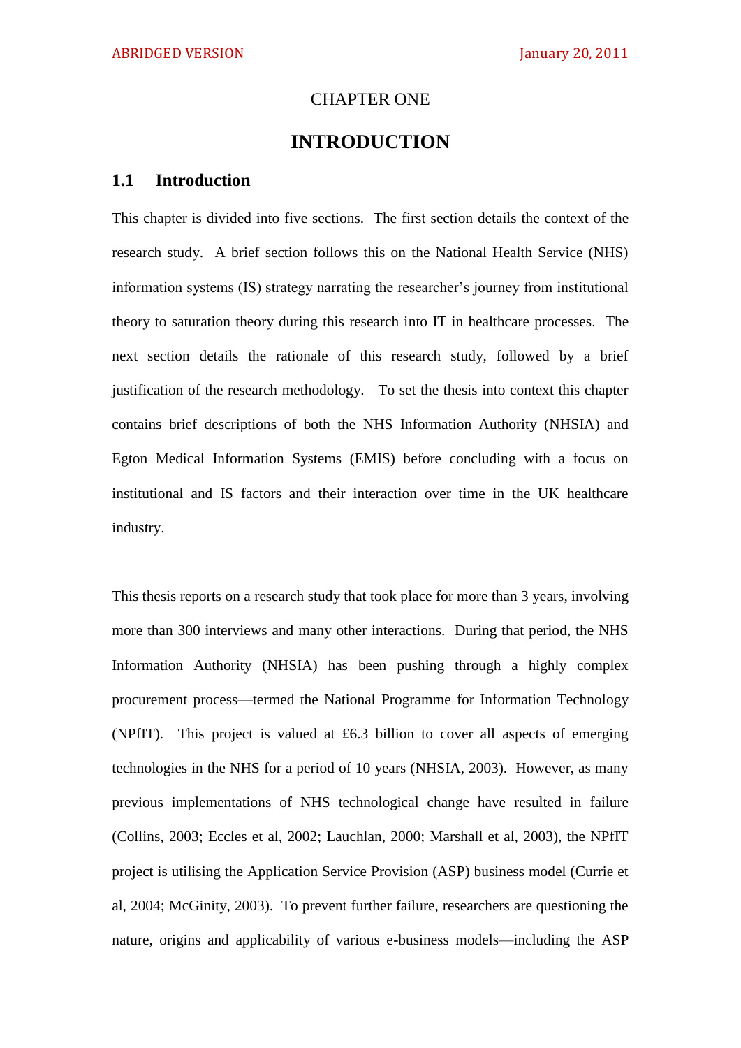# CHAPTER ONE

# INTRODUCTION

## 1.1 Introduction

This chapter is divided into five sections. The first section details the context of the research study. A brief section follows this on the National Health Service (NHS) information systems (IS) strategy narrating the researcher's journey from institutional theory to saturation theory during this research into IT in healthcare processes. The next section details the rationale of this research study, followed by a brief justification of the research methodology. To set the thesis into context this chapter contains brief descriptions of both the NHS Information Authority (NHSIA) and Egton Medical Information Systems (EMIS) before concluding with a focus on institutional and IS factors and their interaction over time in the UK healthcare industry.

This thesis reports on a research study that took place for more than 3 years, involving more than 300 interviews and many other interactions. During that period, the NHS Information Authority (NHSIA) has been pushing through a highly complex procurement process—termed the National Programme for Information Technology (NPfIT). This project is valued at £6.3 billion to cover all aspects of emerging technologies in the NHS for a period of 10 years (NHSIA, 2003). However, as many previous implementations of NHS technological change have resulted in failure (Collins, 2003; Eccles et al, 2002; Lauchlan, 2000; Marshall et al, 2003), the NPfIT project is utilising the Application Service Provision (ASP) business model (Currie et al, 2004; McGinity, 2003). To prevent further failure, researchers are questioning the nature, origins and applicability of various e-business models—including the ASP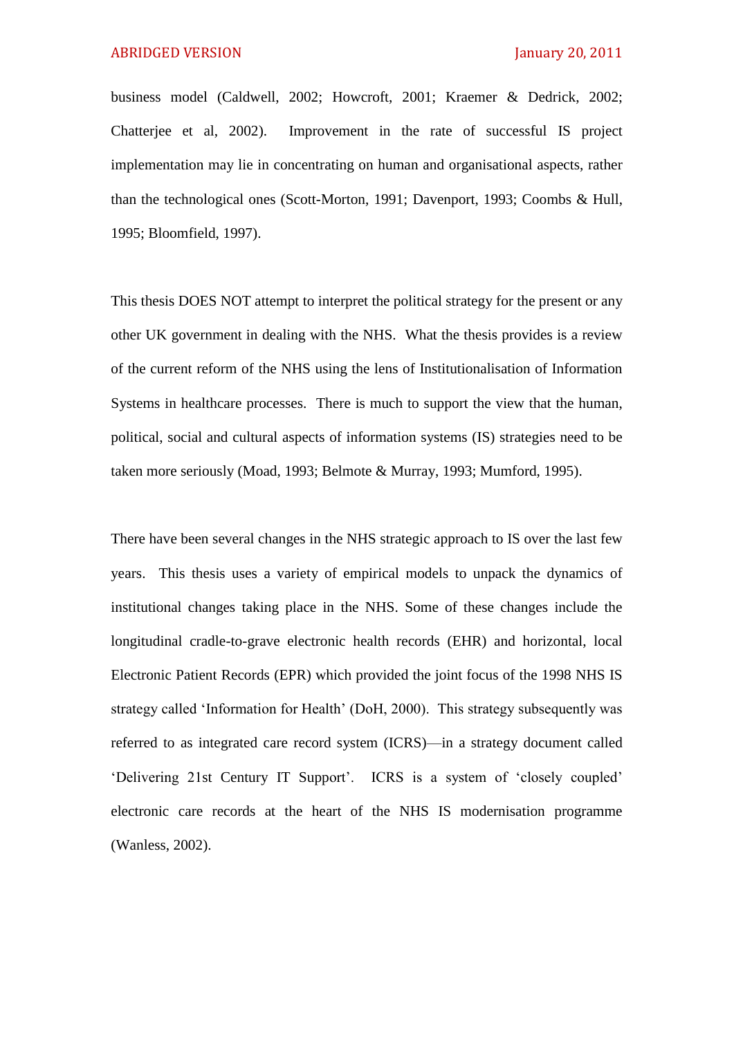business model (Caldwell, 2002; Howcroft, 2001; Kraemer & Dedrick, 2002; Chatterjee et al, 2002). Improvement in the rate of successful IS project implementation may lie in concentrating on human and organisational aspects, rather than the technological ones (Scott-Morton, 1991; Davenport, 1993; Coombs & Hull, 1995; Bloomfield, 1997).

This thesis DOES NOT attempt to interpret the political strategy for the present or any other UK government in dealing with the NHS. What the thesis provides is a review of the current reform of the NHS using the lens of Institutionalisation of Information Systems in healthcare processes. There is much to support the view that the human, political, social and cultural aspects of information systems (IS) strategies need to be taken more seriously (Moad, 1993; Belmote & Murray, 1993; Mumford, 1995).

There have been several changes in the NHS strategic approach to IS over the last few years. This thesis uses a variety of empirical models to unpack the dynamics of institutional changes taking place in the NHS. Some of these changes include the longitudinal cradle-to-grave electronic health records (EHR) and horizontal, local Electronic Patient Records (EPR) which provided the joint focus of the 1998 NHS IS strategy called 'Information for Health' (DoH, 2000). This strategy subsequently was referred to as integrated care record system (ICRS)—in a strategy document called 'Delivering 21st Century IT Support'. ICRS is a system of 'closely coupled' electronic care records at the heart of the NHS IS modernisation programme (Wanless, 2002).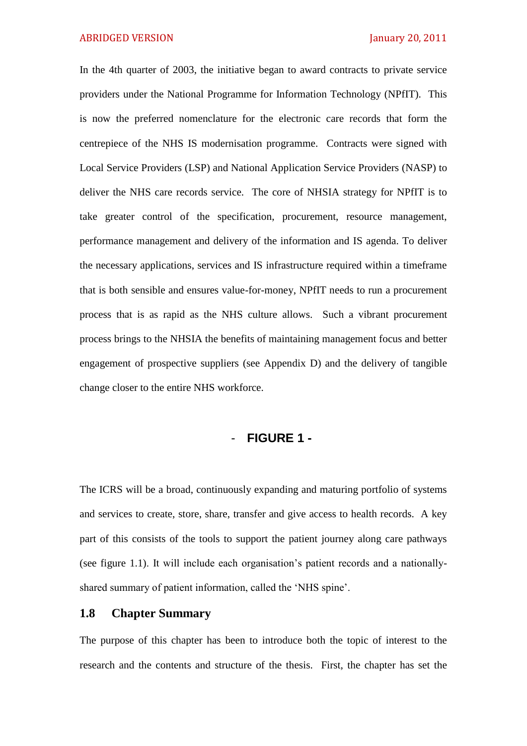In the 4th quarter of 2003, the initiative began to award contracts to private service providers under the National Programme for Information Technology (NPfIT). This is now the preferred nomenclature for the electronic care records that form the centrepiece of the NHS IS modernisation programme. Contracts were signed with Local Service Providers (LSP) and National Application Service Providers (NASP) to deliver the NHS care records service. The core of NHSIA strategy for NPfIT is to take greater control of the specification, procurement, resource management, performance management and delivery of the information and IS agenda. To deliver the necessary applications, services and IS infrastructure required within a timeframe that is both sensible and ensures value-for-money, NPfIT needs to run a procurement process that is as rapid as the NHS culture allows. Such a vibrant procurement process brings to the NHSIA the benefits of maintaining management focus and better engagement of prospective suppliers (see Appendix D) and the delivery of tangible change closer to the entire NHS workforce.

- **FIGURE 1 -**

The ICRS will be a broad, continuously expanding and maturing portfolio of systems and services to create, store, share, transfer and give access to health records. A key part of this consists of the tools to support the patient journey along care pathways (see figure 1.1). It will include each organisation's patient records and a nationally-shared summary of patient information, called the 'NHS spine'.

## 1.8 Chapter Summary

The purpose of this chapter has been to introduce both the topic of interest to the research and the contents and structure of the thesis. First, the chapter has set the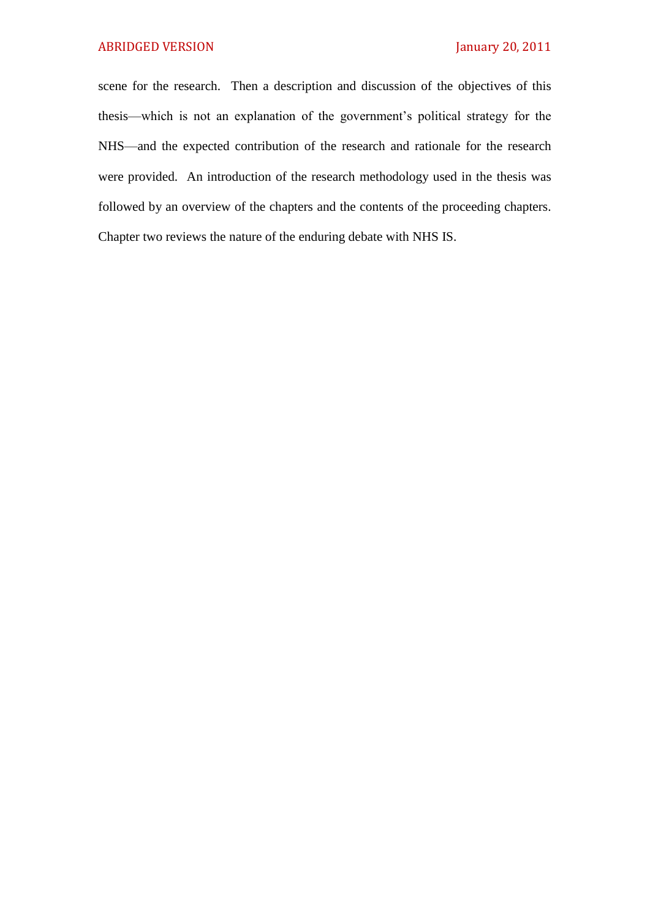scene for the research. Then a description and discussion of the objectives of this thesis—which is not an explanation of the government's political strategy for the NHS—and the expected contribution of the research and rationale for the research were provided. An introduction of the research methodology used in the thesis was followed by an overview of the chapters and the contents of the proceeding chapters. Chapter two reviews the nature of the enduring debate with NHS IS.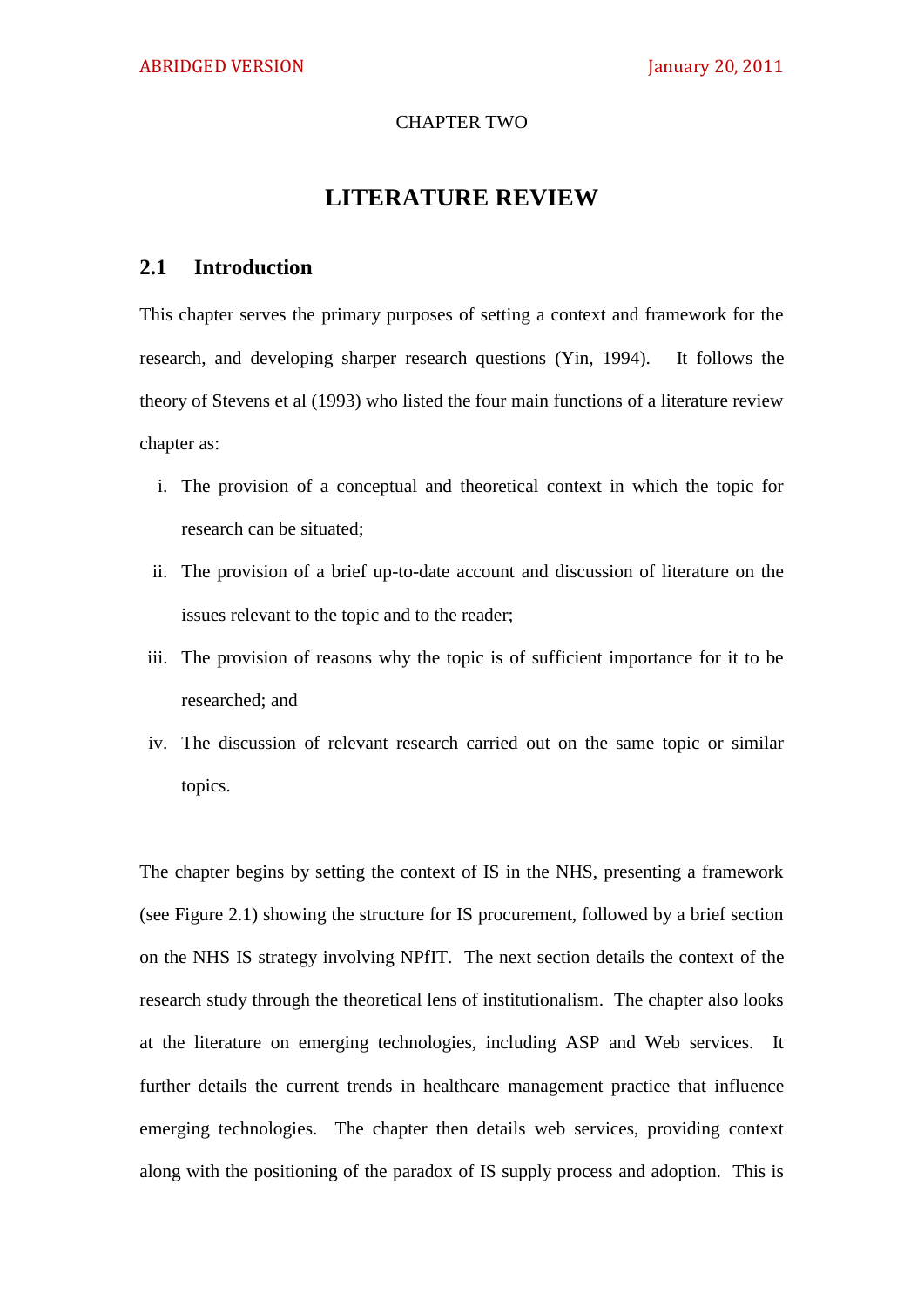CHAPTER TWO

# LITERATURE REVIEW

## 2.1 Introduction

This chapter serves the primary purposes of setting a context and framework for the research, and developing sharper research questions (Yin, 1994). It follows the theory of Stevens et al (1993) who listed the four main functions of a literature review chapter as:

i. The provision of a conceptual and theoretical context in which the topic for research can be situated;
ii. The provision of a brief up-to-date account and discussion of literature on the issues relevant to the topic and to the reader;
iii. The provision of reasons why the topic is of sufficient importance for it to be researched; and
iv. The discussion of relevant research carried out on the same topic or similar topics.

The chapter begins by setting the context of IS in the NHS, presenting a framework (see Figure 2.1) showing the structure for IS procurement, followed by a brief section on the NHS IS strategy involving NPfIT. The next section details the context of the research study through the theoretical lens of institutionalism. The chapter also looks at the literature on emerging technologies, including ASP and Web services. It further details the current trends in healthcare management practice that influence emerging technologies. The chapter then details web services, providing context along with the positioning of the paradox of IS supply process and adoption. This is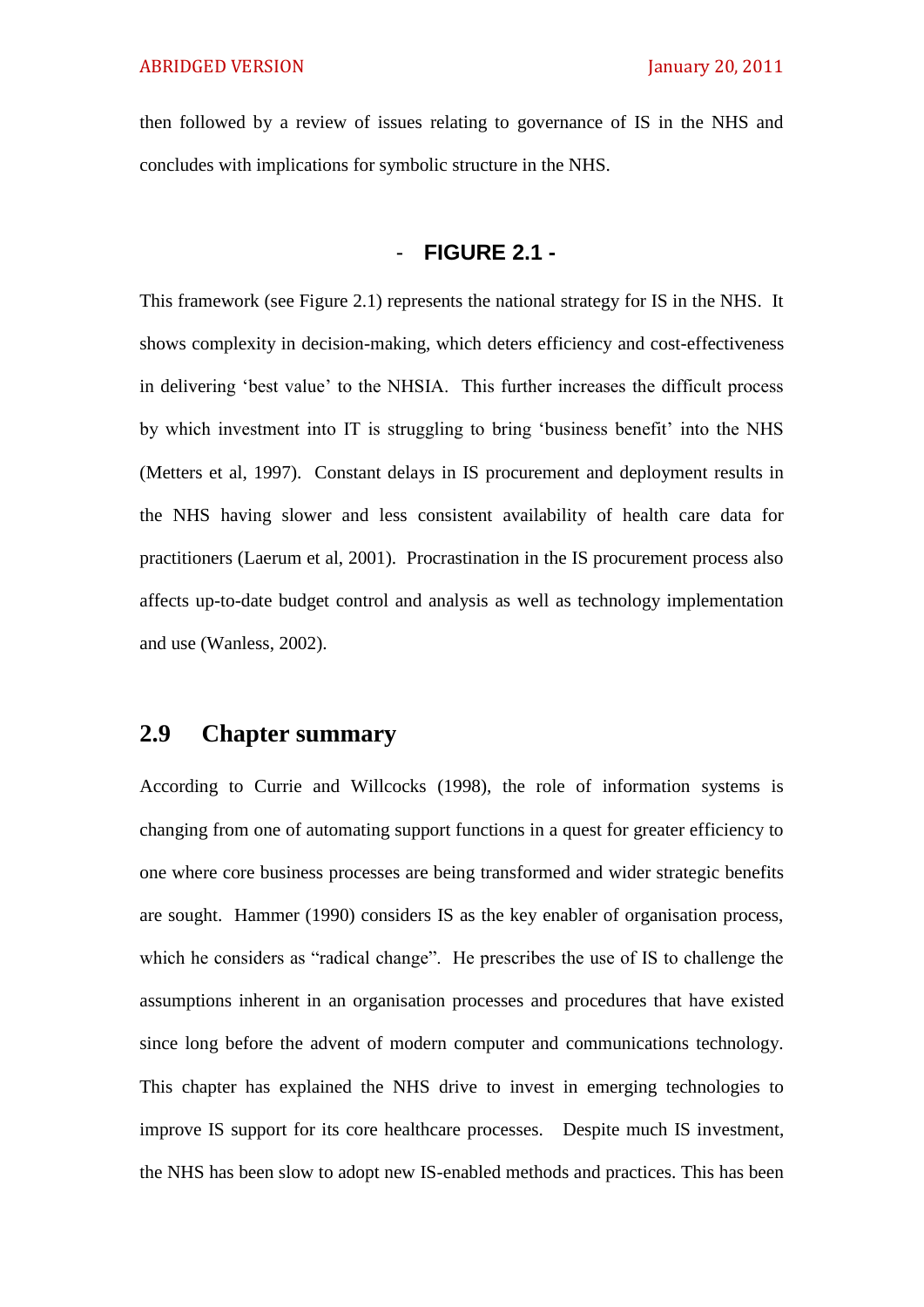then followed by a review of issues relating to governance of IS in the NHS and concludes with implications for symbolic structure in the NHS.

- **FIGURE 2.1 -**

This framework (see Figure 2.1) represents the national strategy for IS in the NHS. It shows complexity in decision-making, which deters efficiency and cost-effectiveness in delivering 'best value' to the NHSIA. This further increases the difficult process by which investment into IT is struggling to bring 'business benefit' into the NHS (Metters et al, 1997). Constant delays in IS procurement and deployment results in the NHS having slower and less consistent availability of health care data for practitioners (Laerum et al, 2001). Procrastination in the IS procurement process also affects up-to-date budget control and analysis as well as technology implementation and use (Wanless, 2002).

## 2.9 Chapter summary

According to Currie and Willcocks (1998), the role of information systems is changing from one of automating support functions in a quest for greater efficiency to one where core business processes are being transformed and wider strategic benefits are sought. Hammer (1990) considers IS as the key enabler of organisation process, which he considers as "radical change". He prescribes the use of IS to challenge the assumptions inherent in an organisation processes and procedures that have existed since long before the advent of modern computer and communications technology. This chapter has explained the NHS drive to invest in emerging technologies to improve IS support for its core healthcare processes. Despite much IS investment, the NHS has been slow to adopt new IS-enabled methods and practices. This has been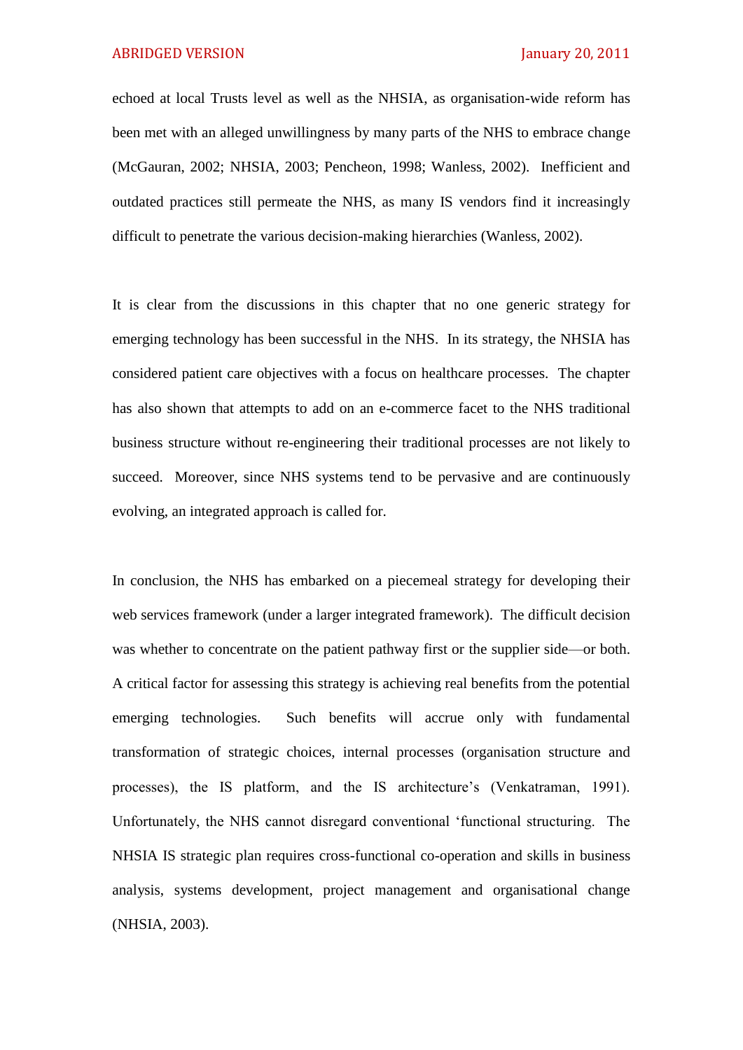echoed at local Trusts level as well as the NHSIA, as organisation-wide reform has been met with an alleged unwillingness by many parts of the NHS to embrace change (McGauran, 2002; NHSIA, 2003; Pencheon, 1998; Wanless, 2002). Inefficient and outdated practices still permeate the NHS, as many IS vendors find it increasingly difficult to penetrate the various decision-making hierarchies (Wanless, 2002).

It is clear from the discussions in this chapter that no one generic strategy for emerging technology has been successful in the NHS. In its strategy, the NHSIA has considered patient care objectives with a focus on healthcare processes. The chapter has also shown that attempts to add on an e-commerce facet to the NHS traditional business structure without re-engineering their traditional processes are not likely to succeed. Moreover, since NHS systems tend to be pervasive and are continuously evolving, an integrated approach is called for.

In conclusion, the NHS has embarked on a piecemeal strategy for developing their web services framework (under a larger integrated framework). The difficult decision was whether to concentrate on the patient pathway first or the supplier side—or both. A critical factor for assessing this strategy is achieving real benefits from the potential emerging technologies. Such benefits will accrue only with fundamental transformation of strategic choices, internal processes (organisation structure and processes), the IS platform, and the IS architecture's (Venkatraman, 1991). Unfortunately, the NHS cannot disregard conventional 'functional structuring. The NHSIA IS strategic plan requires cross-functional co-operation and skills in business analysis, systems development, project management and organisational change (NHSIA, 2003).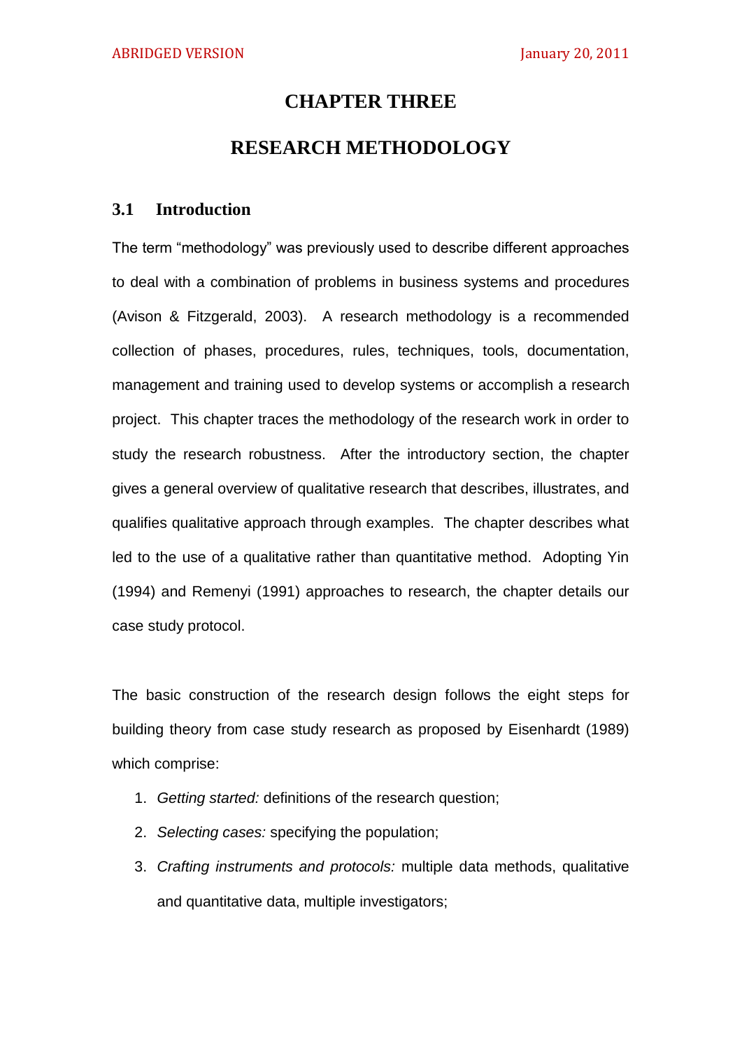# CHAPTER THREE

# RESEARCH METHODOLOGY

## 3.1 Introduction

The term "methodology" was previously used to describe different approaches to deal with a combination of problems in business systems and procedures (Avison & Fitzgerald, 2003). A research methodology is a recommended collection of phases, procedures, rules, techniques, tools, documentation, management and training used to develop systems or accomplish a research project. This chapter traces the methodology of the research work in order to study the research robustness. After the introductory section, the chapter gives a general overview of qualitative research that describes, illustrates, and qualifies qualitative approach through examples. The chapter describes what led to the use of a qualitative rather than quantitative method. Adopting Yin (1994) and Remenyi (1991) approaches to research, the chapter details our case study protocol.

The basic construction of the research design follows the eight steps for building theory from case study research as proposed by Eisenhardt (1989) which comprise:

1. *Getting started:* definitions of the research question;
2. *Selecting cases:* specifying the population;
3. *Crafting instruments and protocols:* multiple data methods, qualitative and quantitative data, multiple investigators;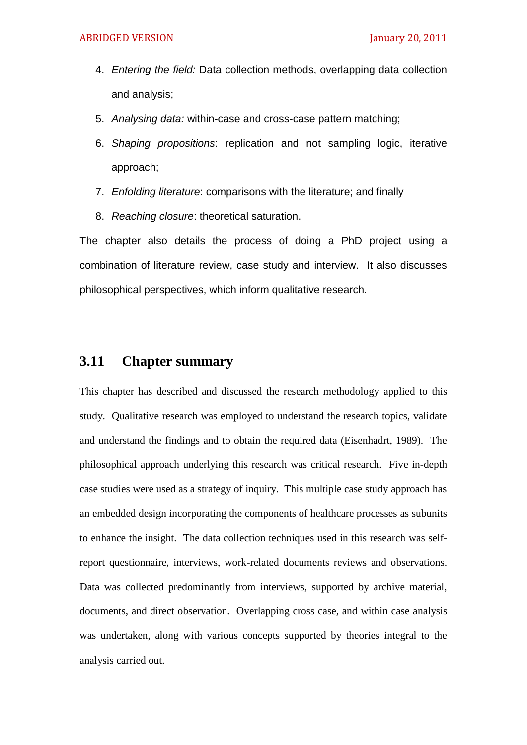4. *Entering the field:* Data collection methods, overlapping data collection and analysis;
5. *Analysing data:* within-case and cross-case pattern matching;
6. *Shaping propositions*: replication and not sampling logic, iterative approach;
7. *Enfolding literature*: comparisons with the literature; and finally
8. *Reaching closure*: theoretical saturation.

The chapter also details the process of doing a PhD project using a combination of literature review, case study and interview. It also discusses philosophical perspectives, which inform qualitative research.

## 3.11 Chapter summary

This chapter has described and discussed the research methodology applied to this study. Qualitative research was employed to understand the research topics, validate and understand the findings and to obtain the required data (Eisenhadrt, 1989). The philosophical approach underlying this research was critical research. Five in-depth case studies were used as a strategy of inquiry. This multiple case study approach has an embedded design incorporating the components of healthcare processes as subunits to enhance the insight. The data collection techniques used in this research was self-report questionnaire, interviews, work-related documents reviews and observations. Data was collected predominantly from interviews, supported by archive material, documents, and direct observation. Overlapping cross case, and within case analysis was undertaken, along with various concepts supported by theories integral to the analysis carried out.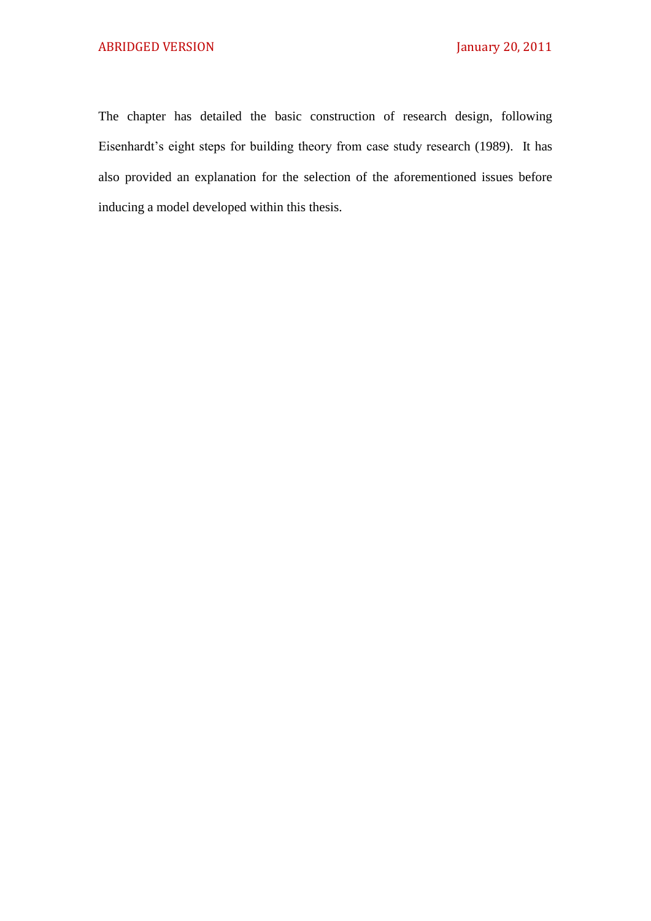The chapter has detailed the basic construction of research design, following Eisenhardt's eight steps for building theory from case study research (1989). It has also provided an explanation for the selection of the aforementioned issues before inducing a model developed within this thesis.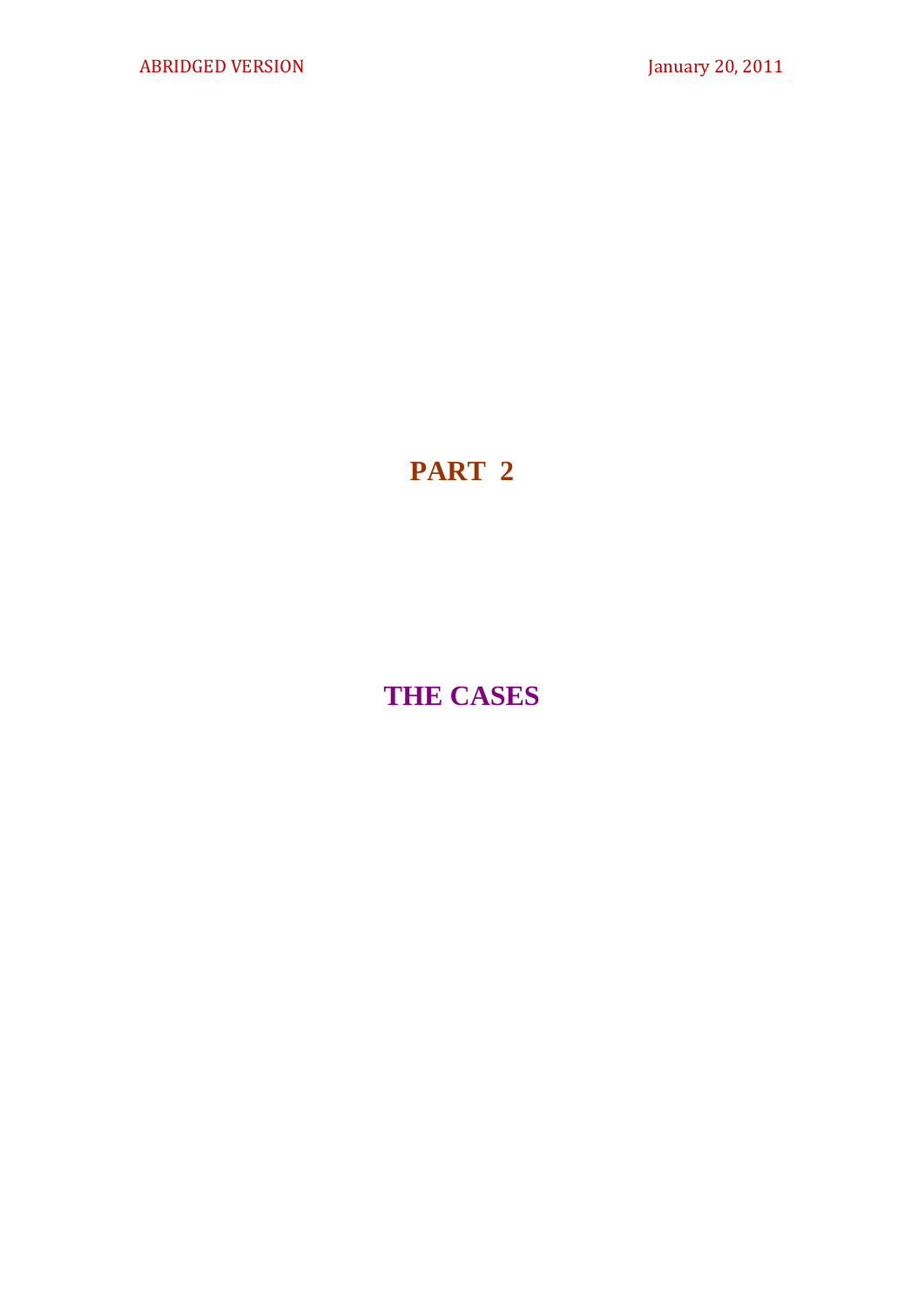# PART 2

# THE CASES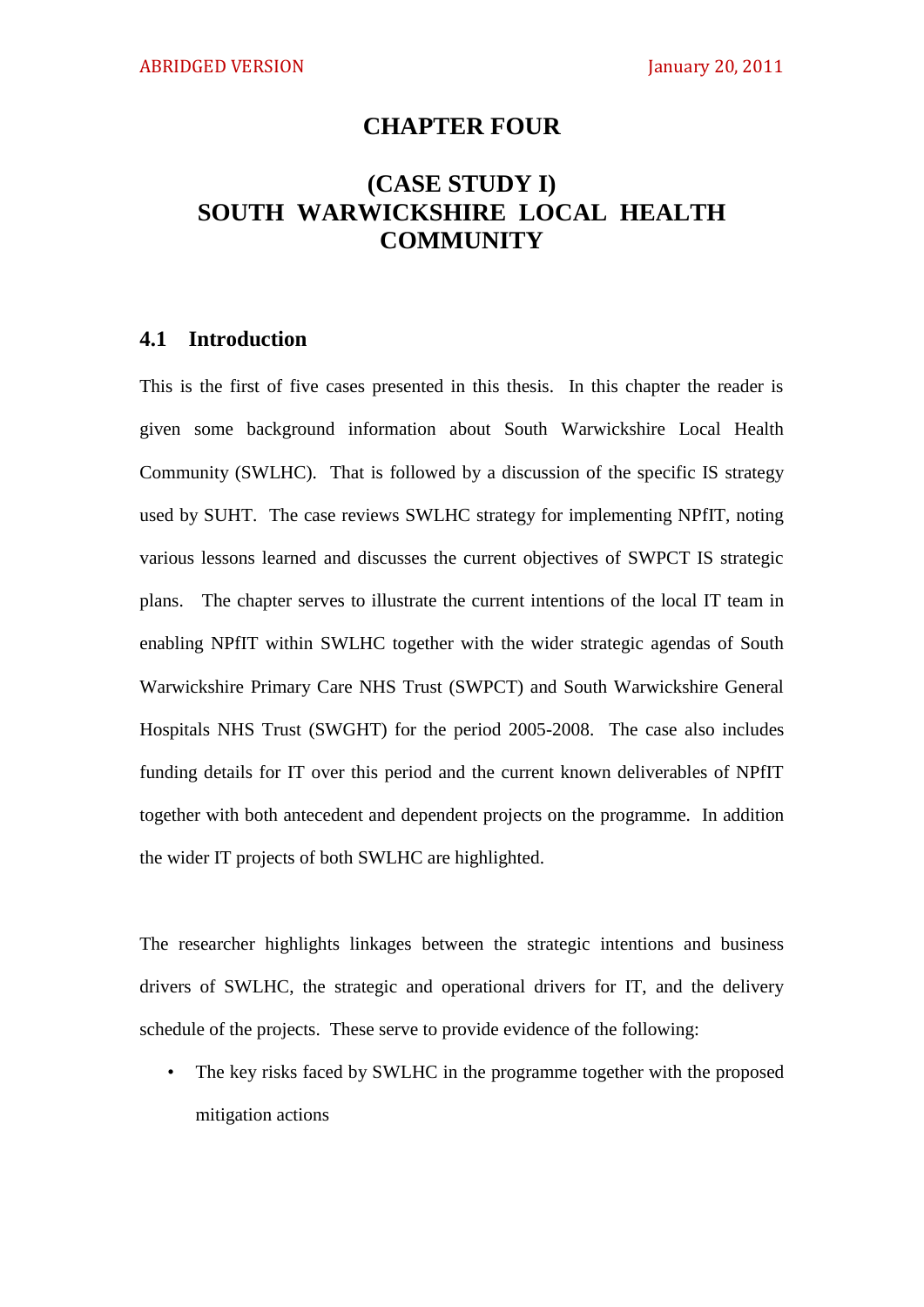# CHAPTER FOUR

## (CASE STUDY I)
## SOUTH WARWICKSHIRE LOCAL HEALTH COMMUNITY

### 4.1 Introduction

This is the first of five cases presented in this thesis. In this chapter the reader is given some background information about South Warwickshire Local Health Community (SWLHC). That is followed by a discussion of the specific IS strategy used by SUHT. The case reviews SWLHC strategy for implementing NPfIT, noting various lessons learned and discusses the current objectives of SWPCT IS strategic plans. The chapter serves to illustrate the current intentions of the local IT team in enabling NPfIT within SWLHC together with the wider strategic agendas of South Warwickshire Primary Care NHS Trust (SWPCT) and South Warwickshire General Hospitals NHS Trust (SWGHT) for the period 2005-2008. The case also includes funding details for IT over this period and the current known deliverables of NPfIT together with both antecedent and dependent projects on the programme. In addition the wider IT projects of both SWLHC are highlighted.

The researcher highlights linkages between the strategic intentions and business drivers of SWLHC, the strategic and operational drivers for IT, and the delivery schedule of the projects. These serve to provide evidence of the following:

- The key risks faced by SWLHC in the programme together with the proposed mitigation actions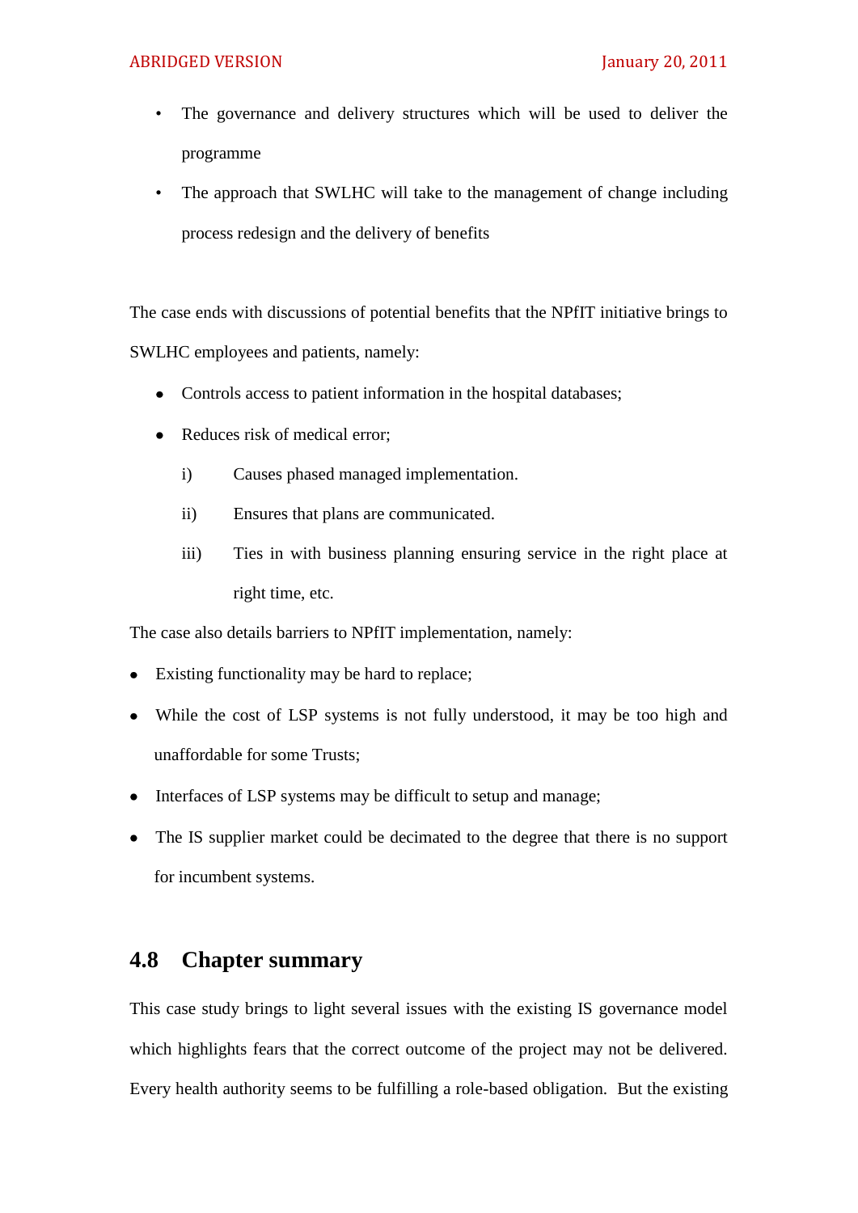- The governance and delivery structures which will be used to deliver the programme
- The approach that SWLHC will take to the management of change including process redesign and the delivery of benefits

The case ends with discussions of potential benefits that the NPfIT initiative brings to SWLHC employees and patients, namely:

- Controls access to patient information in the hospital databases;
- Reduces risk of medical error;
    - i) Causes phased managed implementation.
    - ii) Ensures that plans are communicated.
    - iii) Ties in with business planning ensuring service in the right place at right time, etc.

The case also details barriers to NPfIT implementation, namely:

- Existing functionality may be hard to replace;
- While the cost of LSP systems is not fully understood, it may be too high and unaffordable for some Trusts;
- Interfaces of LSP systems may be difficult to setup and manage;
- The IS supplier market could be decimated to the degree that there is no support for incumbent systems.

## 4.8 Chapter summary

This case study brings to light several issues with the existing IS governance model which highlights fears that the correct outcome of the project may not be delivered. Every health authority seems to be fulfilling a role-based obligation. But the existing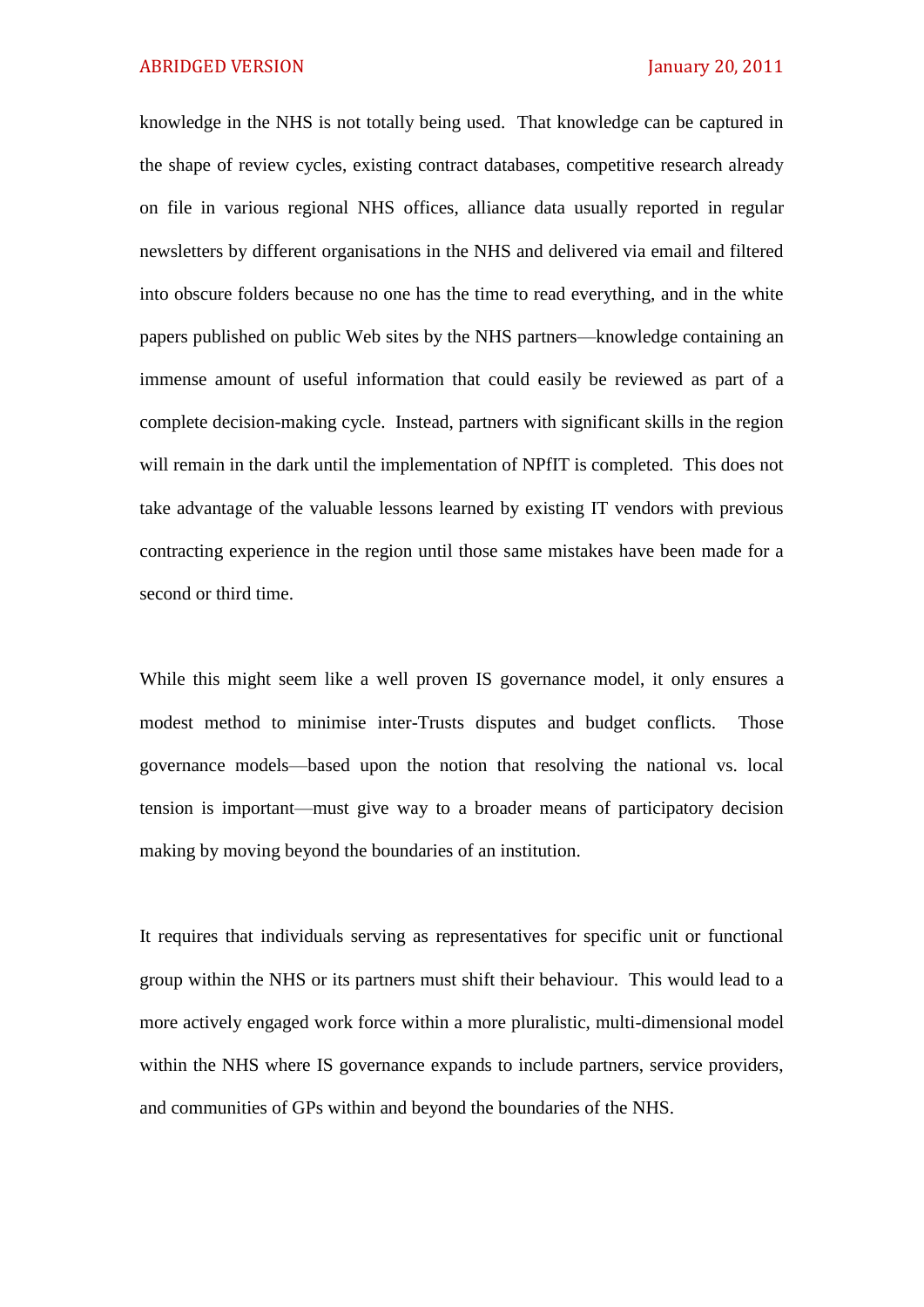knowledge in the NHS is not totally being used. That knowledge can be captured in the shape of review cycles, existing contract databases, competitive research already on file in various regional NHS offices, alliance data usually reported in regular newsletters by different organisations in the NHS and delivered via email and filtered into obscure folders because no one has the time to read everything, and in the white papers published on public Web sites by the NHS partners—knowledge containing an immense amount of useful information that could easily be reviewed as part of a complete decision-making cycle. Instead, partners with significant skills in the region will remain in the dark until the implementation of NPfIT is completed. This does not take advantage of the valuable lessons learned by existing IT vendors with previous contracting experience in the region until those same mistakes have been made for a second or third time.

While this might seem like a well proven IS governance model, it only ensures a modest method to minimise inter-Trusts disputes and budget conflicts. Those governance models—based upon the notion that resolving the national vs. local tension is important—must give way to a broader means of participatory decision making by moving beyond the boundaries of an institution.

It requires that individuals serving as representatives for specific unit or functional group within the NHS or its partners must shift their behaviour. This would lead to a more actively engaged work force within a more pluralistic, multi-dimensional model within the NHS where IS governance expands to include partners, service providers, and communities of GPs within and beyond the boundaries of the NHS.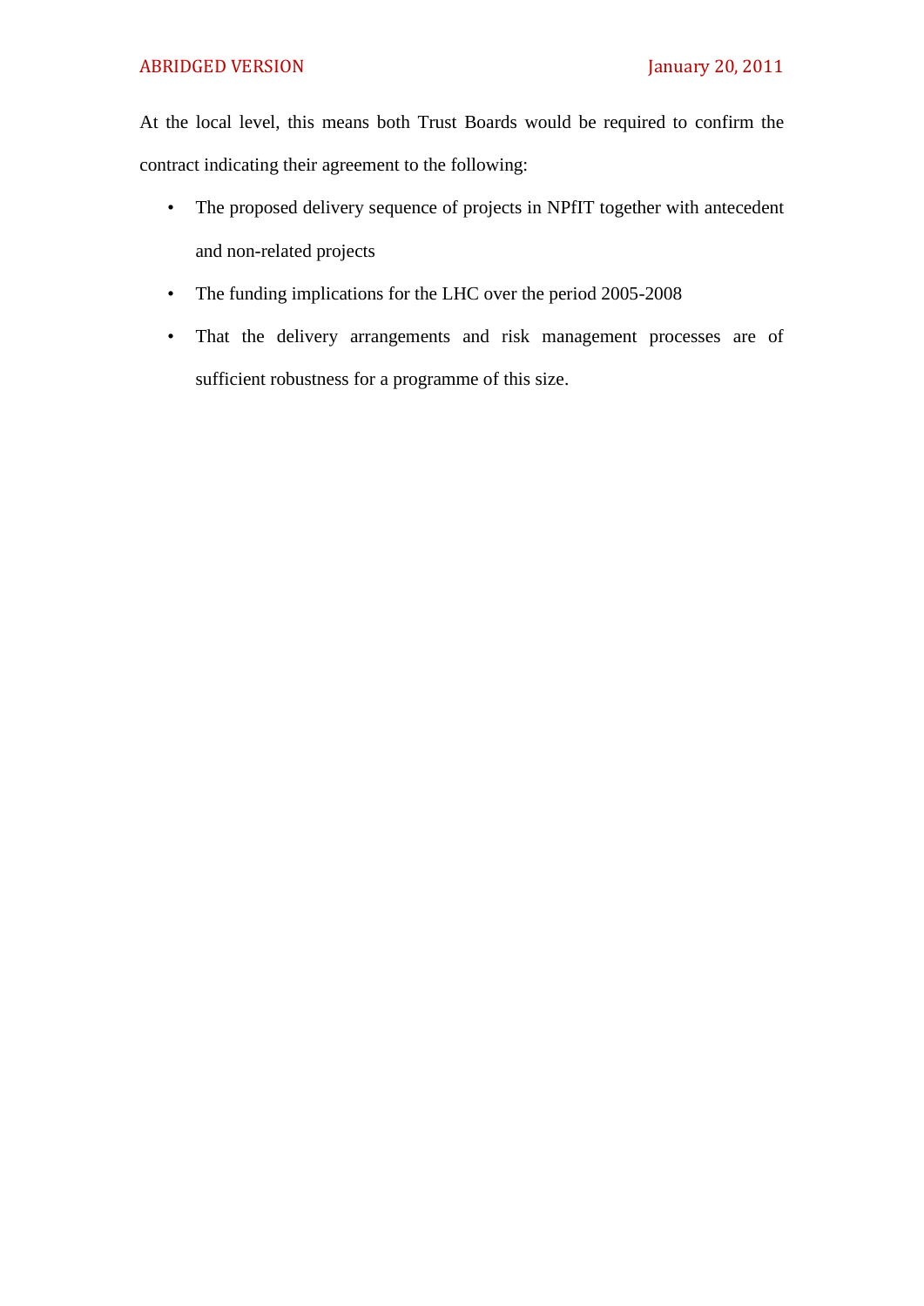At the local level, this means both Trust Boards would be required to confirm the contract indicating their agreement to the following:

- The proposed delivery sequence of projects in NPfIT together with antecedent and non-related projects
- The funding implications for the LHC over the period 2005-2008
- That the delivery arrangements and risk management processes are of sufficient robustness for a programme of this size.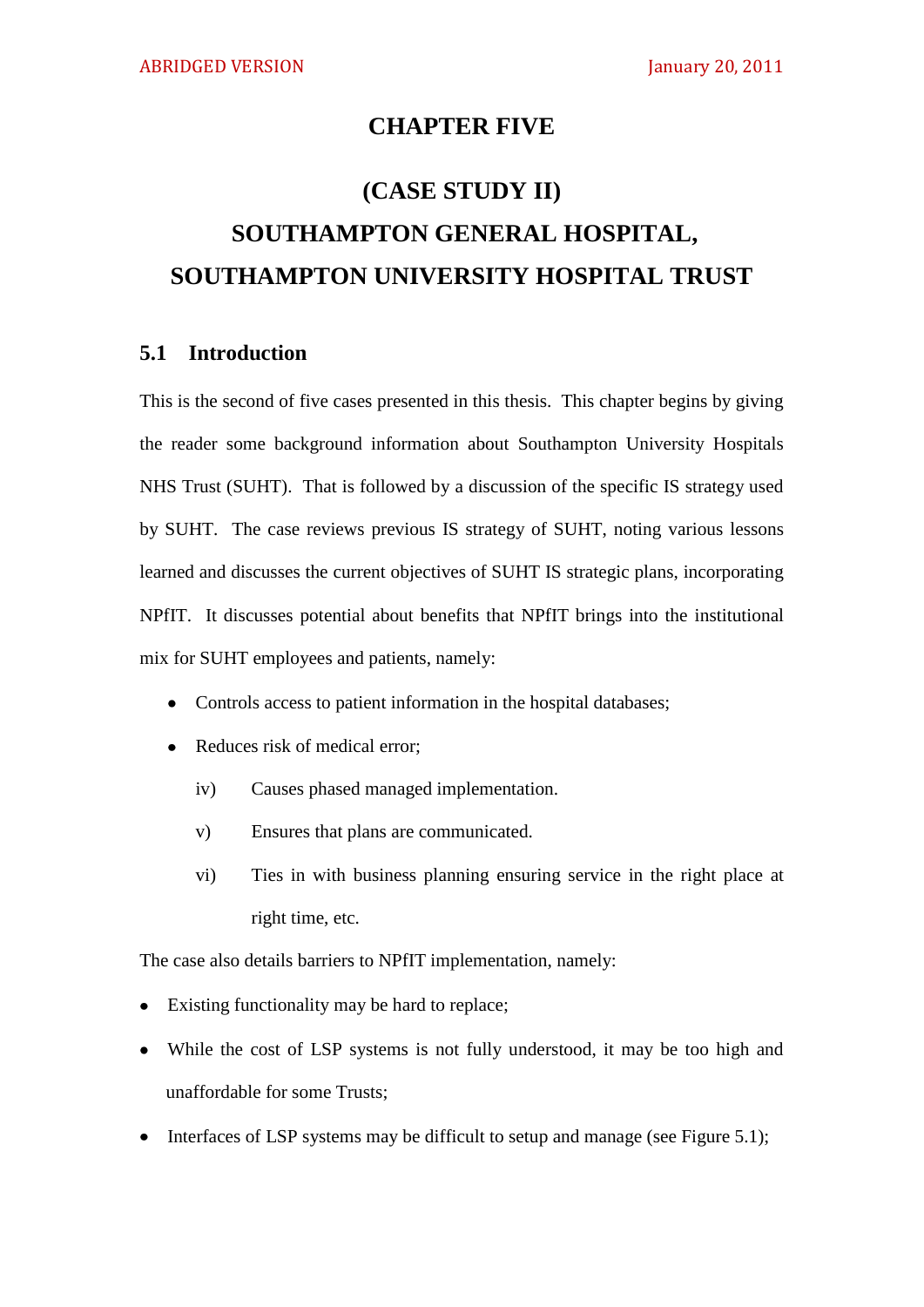# CHAPTER FIVE

# (CASE STUDY II)
# SOUTHAMPTON GENERAL HOSPITAL,
# SOUTHAMPTON UNIVERSITY HOSPITAL TRUST

## 5.1 Introduction

This is the second of five cases presented in this thesis. This chapter begins by giving the reader some background information about Southampton University Hospitals NHS Trust (SUHT). That is followed by a discussion of the specific IS strategy used by SUHT. The case reviews previous IS strategy of SUHT, noting various lessons learned and discusses the current objectives of SUHT IS strategic plans, incorporating NPfIT. It discusses potential about benefits that NPfIT brings into the institutional mix for SUHT employees and patients, namely:

- Controls access to patient information in the hospital databases;
- Reduces risk of medical error;

    iv) Causes phased managed implementation.

    v) Ensures that plans are communicated.

    vi) Ties in with business planning ensuring service in the right place at right time, etc.

The case also details barriers to NPfIT implementation, namely:

- Existing functionality may be hard to replace;
- While the cost of LSP systems is not fully understood, it may be too high and unaffordable for some Trusts;
- Interfaces of LSP systems may be difficult to setup and manage (see Figure 5.1);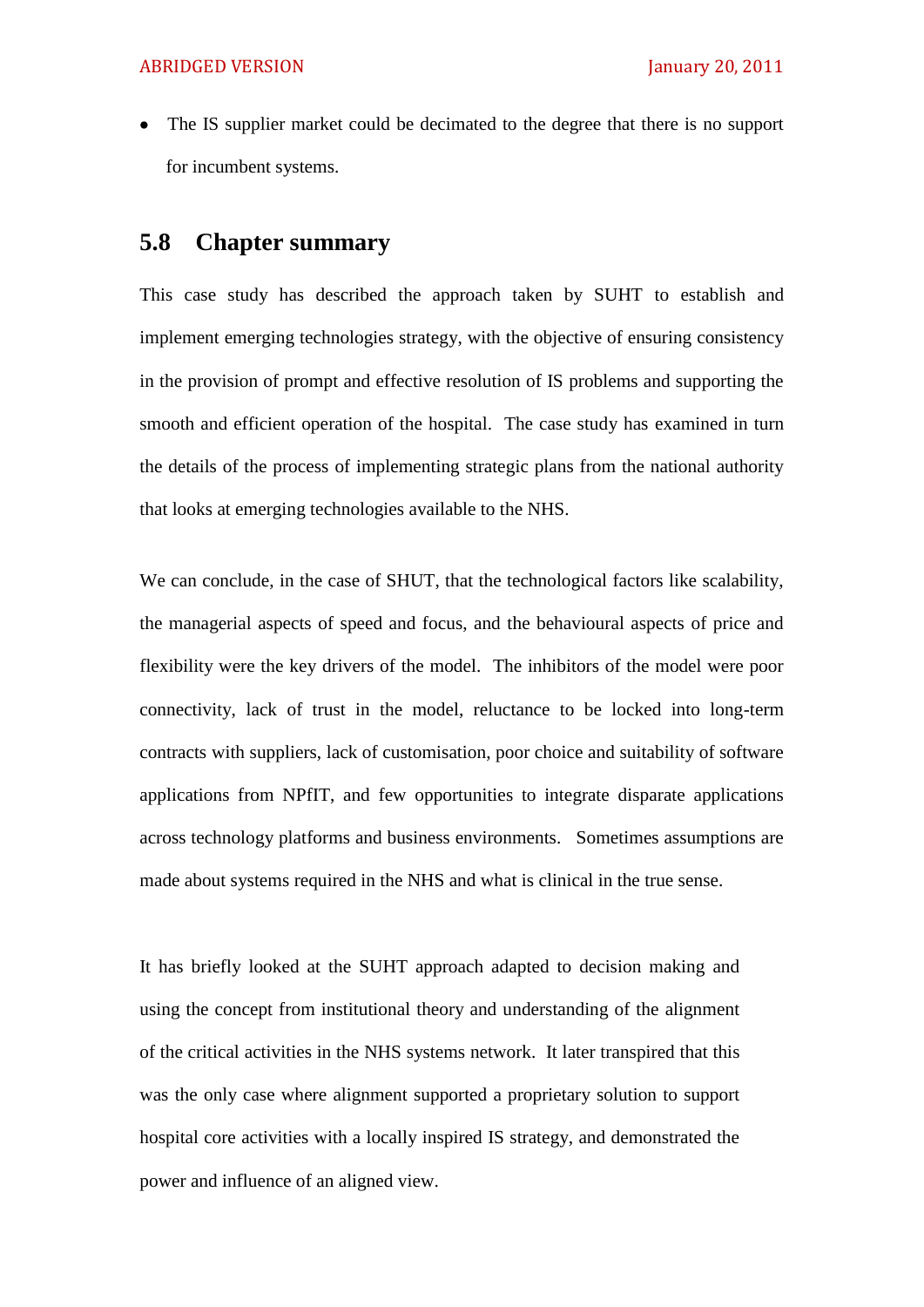- The IS supplier market could be decimated to the degree that there is no support for incumbent systems.

## 5.8 Chapter summary

This case study has described the approach taken by SUHT to establish and implement emerging technologies strategy, with the objective of ensuring consistency in the provision of prompt and effective resolution of IS problems and supporting the smooth and efficient operation of the hospital. The case study has examined in turn the details of the process of implementing strategic plans from the national authority that looks at emerging technologies available to the NHS.

We can conclude, in the case of SHUT, that the technological factors like scalability, the managerial aspects of speed and focus, and the behavioural aspects of price and flexibility were the key drivers of the model. The inhibitors of the model were poor connectivity, lack of trust in the model, reluctance to be locked into long-term contracts with suppliers, lack of customisation, poor choice and suitability of software applications from NPfIT, and few opportunities to integrate disparate applications across technology platforms and business environments. Sometimes assumptions are made about systems required in the NHS and what is clinical in the true sense.

It has briefly looked at the SUHT approach adapted to decision making and using the concept from institutional theory and understanding of the alignment of the critical activities in the NHS systems network. It later transpired that this was the only case where alignment supported a proprietary solution to support hospital core activities with a locally inspired IS strategy, and demonstrated the power and influence of an aligned view.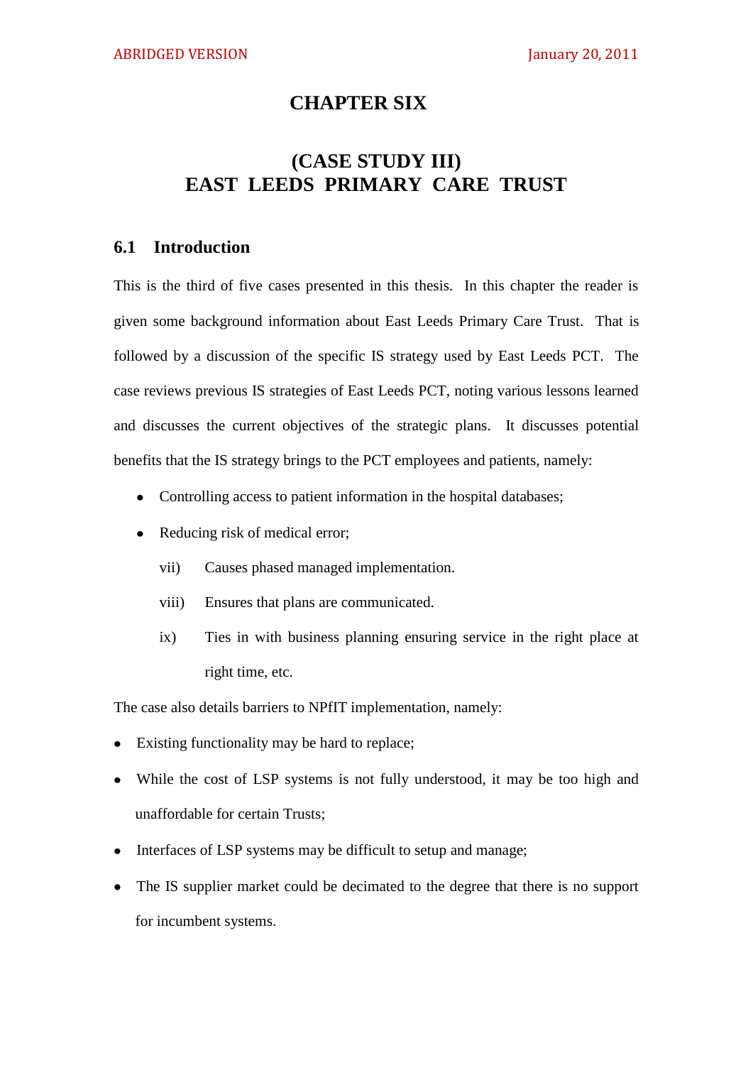# CHAPTER SIX

## (CASE STUDY III) EAST LEEDS PRIMARY CARE TRUST

### 6.1 Introduction

This is the third of five cases presented in this thesis. In this chapter the reader is given some background information about East Leeds Primary Care Trust. That is followed by a discussion of the specific IS strategy used by East Leeds PCT. The case reviews previous IS strategies of East Leeds PCT, noting various lessons learned and discusses the current objectives of the strategic plans. It discusses potential benefits that the IS strategy brings to the PCT employees and patients, namely:

- Controlling access to patient information in the hospital databases;
- Reducing risk of medical error;

  vii) Causes phased managed implementation.

  viii) Ensures that plans are communicated.

  ix) Ties in with business planning ensuring service in the right place at right time, etc.

The case also details barriers to NPfIT implementation, namely:

- Existing functionality may be hard to replace;
- While the cost of LSP systems is not fully understood, it may be too high and unaffordable for certain Trusts;
- Interfaces of LSP systems may be difficult to setup and manage;
- The IS supplier market could be decimated to the degree that there is no support for incumbent systems.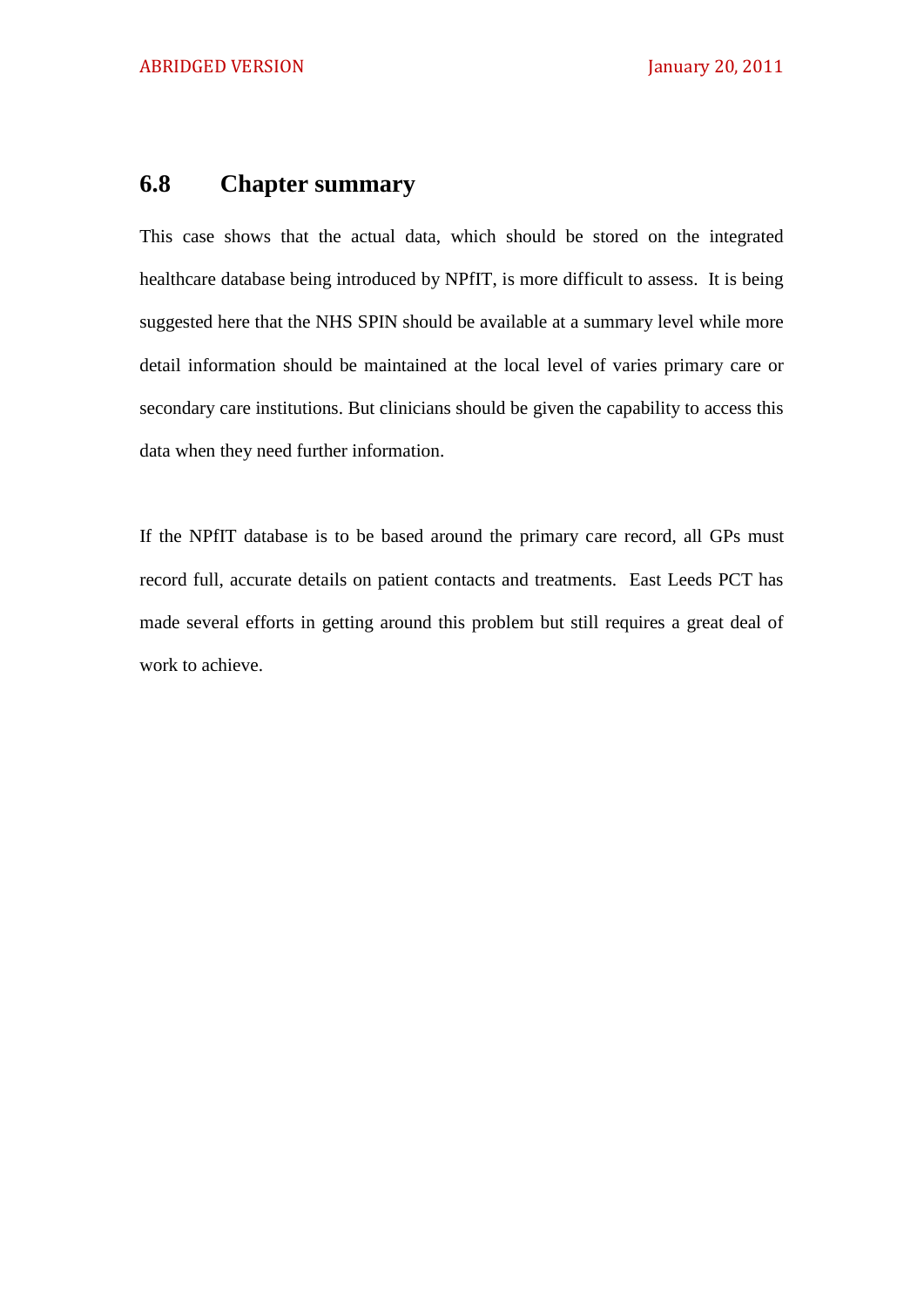## 6.8 Chapter summary

This case shows that the actual data, which should be stored on the integrated healthcare database being introduced by NPfIT, is more difficult to assess. It is being suggested here that the NHS SPIN should be available at a summary level while more detail information should be maintained at the local level of varies primary care or secondary care institutions. But clinicians should be given the capability to access this data when they need further information.

If the NPfIT database is to be based around the primary care record, all GPs must record full, accurate details on patient contacts and treatments. East Leeds PCT has made several efforts in getting around this problem but still requires a great deal of work to achieve.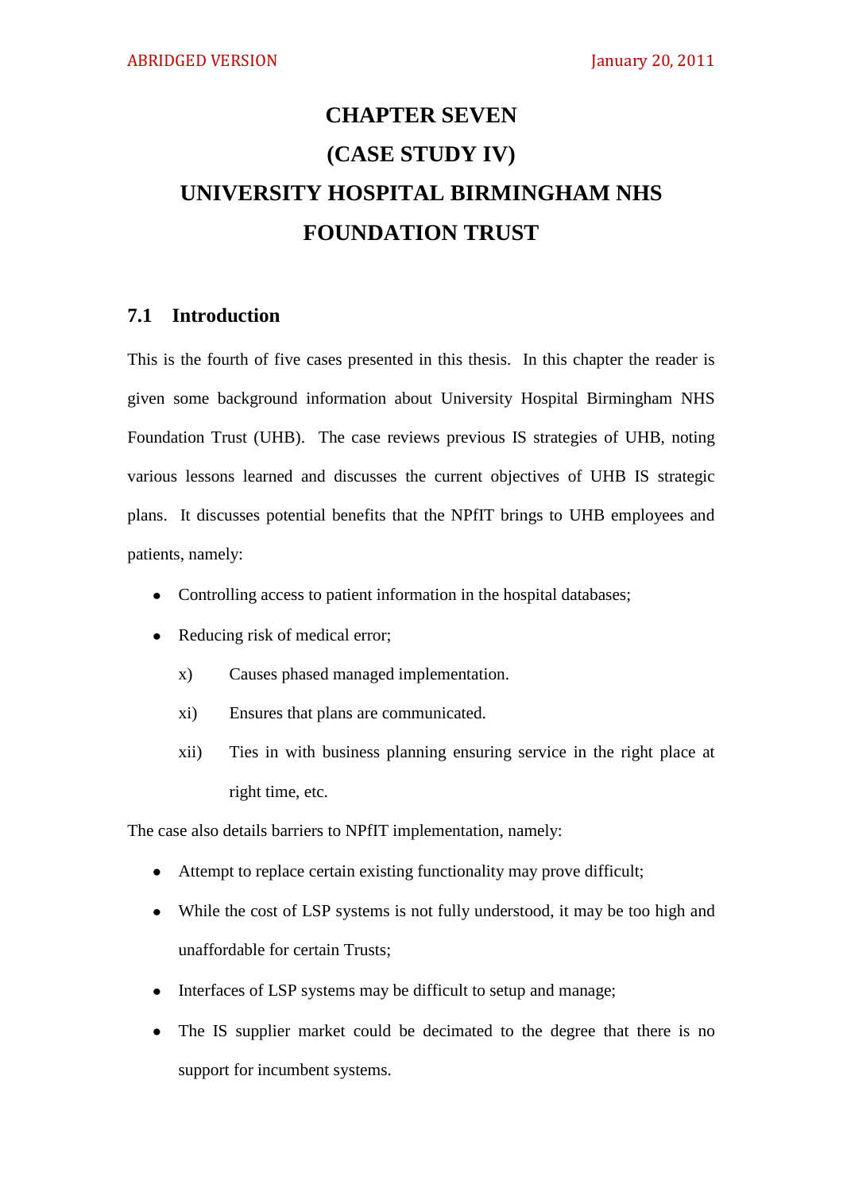# CHAPTER SEVEN

# (CASE STUDY IV)

# UNIVERSITY HOSPITAL BIRMINGHAM NHS FOUNDATION TRUST

## 7.1 Introduction

This is the fourth of five cases presented in this thesis. In this chapter the reader is given some background information about University Hospital Birmingham NHS Foundation Trust (UHB). The case reviews previous IS strategies of UHB, noting various lessons learned and discusses the current objectives of UHB IS strategic plans. It discusses potential benefits that the NPfIT brings to UHB employees and patients, namely:

- Controlling access to patient information in the hospital databases;
- Reducing risk of medical error;
  - x) Causes phased managed implementation.
  - xi) Ensures that plans are communicated.
  - xii) Ties in with business planning ensuring service in the right place at right time, etc.

The case also details barriers to NPfIT implementation, namely:

- Attempt to replace certain existing functionality may prove difficult;
- While the cost of LSP systems is not fully understood, it may be too high and unaffordable for certain Trusts;
- Interfaces of LSP systems may be difficult to setup and manage;
- The IS supplier market could be decimated to the degree that there is no support for incumbent systems.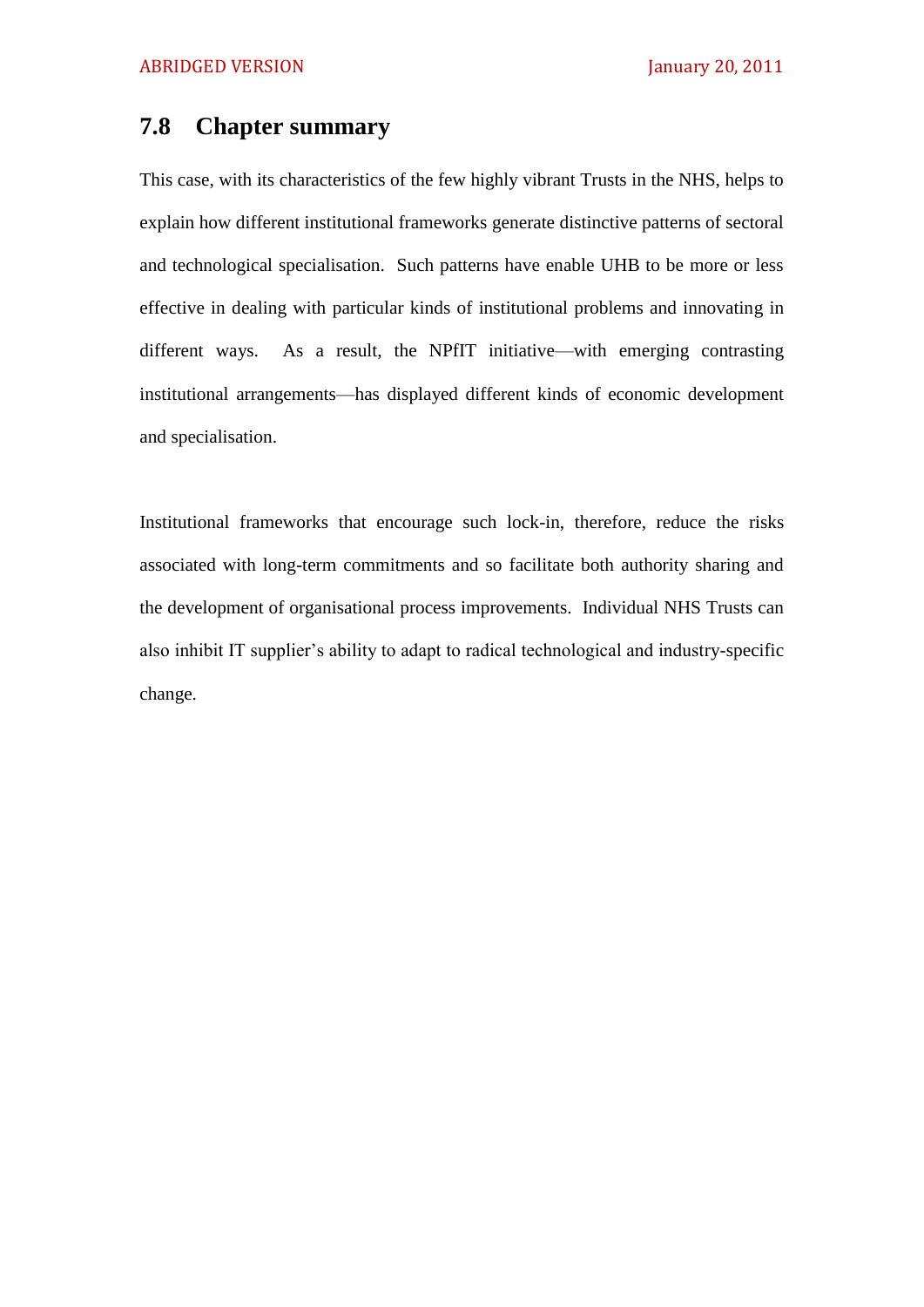## 7.8 Chapter summary

This case, with its characteristics of the few highly vibrant Trusts in the NHS, helps to explain how different institutional frameworks generate distinctive patterns of sectoral and technological specialisation. Such patterns have enable UHB to be more or less effective in dealing with particular kinds of institutional problems and innovating in different ways. As a result, the NPfIT initiative—with emerging contrasting institutional arrangements—has displayed different kinds of economic development and specialisation.

Institutional frameworks that encourage such lock-in, therefore, reduce the risks associated with long-term commitments and so facilitate both authority sharing and the development of organisational process improvements. Individual NHS Trusts can also inhibit IT supplier's ability to adapt to radical technological and industry-specific change.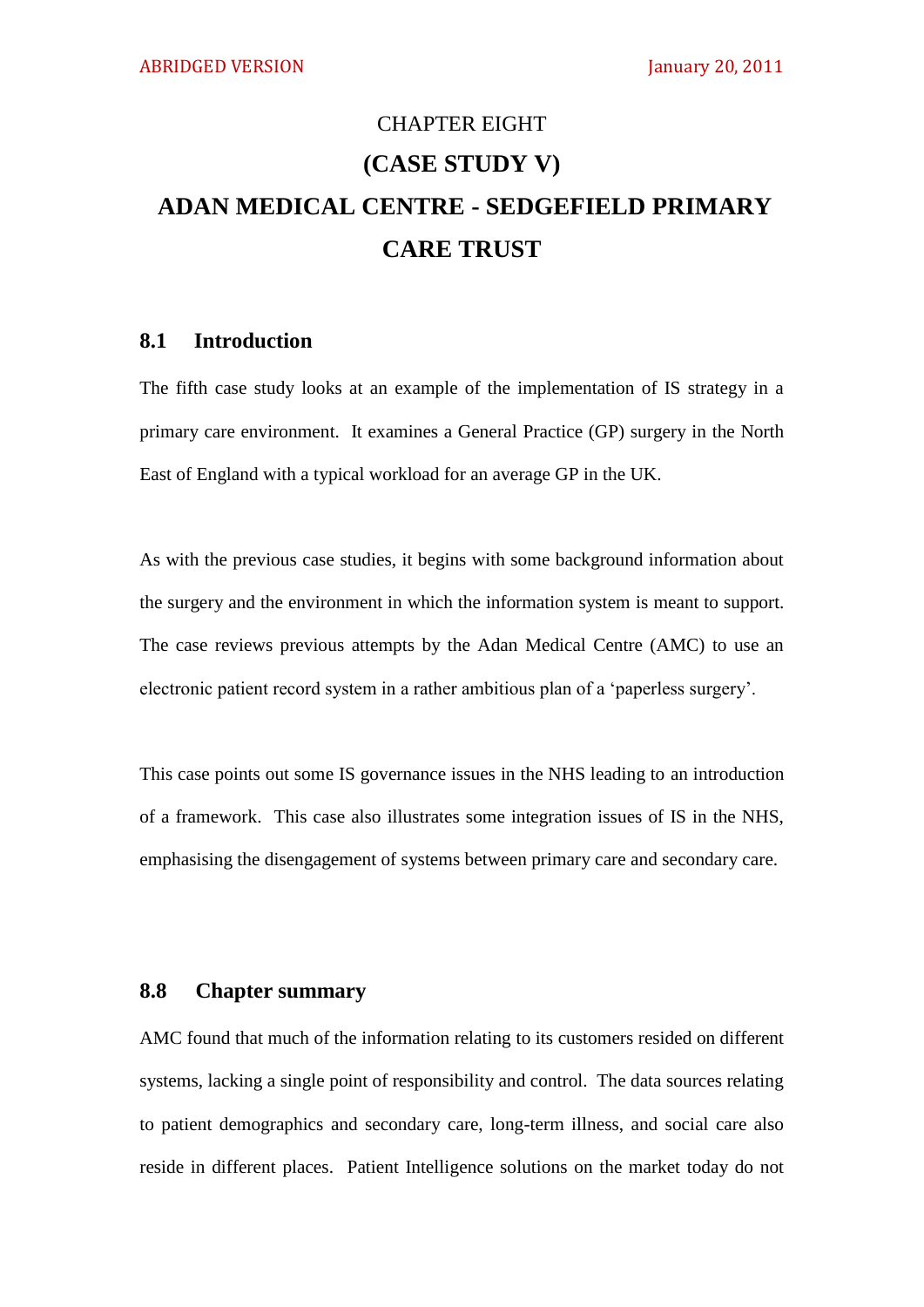# CHAPTER EIGHT

# (CASE STUDY V)

# ADAN MEDICAL CENTRE - SEDGEFIELD PRIMARY CARE TRUST

## 8.1 Introduction

The fifth case study looks at an example of the implementation of IS strategy in a primary care environment. It examines a General Practice (GP) surgery in the North East of England with a typical workload for an average GP in the UK.

As with the previous case studies, it begins with some background information about the surgery and the environment in which the information system is meant to support. The case reviews previous attempts by the Adan Medical Centre (AMC) to use an electronic patient record system in a rather ambitious plan of a 'paperless surgery'.

This case points out some IS governance issues in the NHS leading to an introduction of a framework. This case also illustrates some integration issues of IS in the NHS, emphasising the disengagement of systems between primary care and secondary care.

## 8.8 Chapter summary

AMC found that much of the information relating to its customers resided on different systems, lacking a single point of responsibility and control. The data sources relating to patient demographics and secondary care, long-term illness, and social care also reside in different places. Patient Intelligence solutions on the market today do not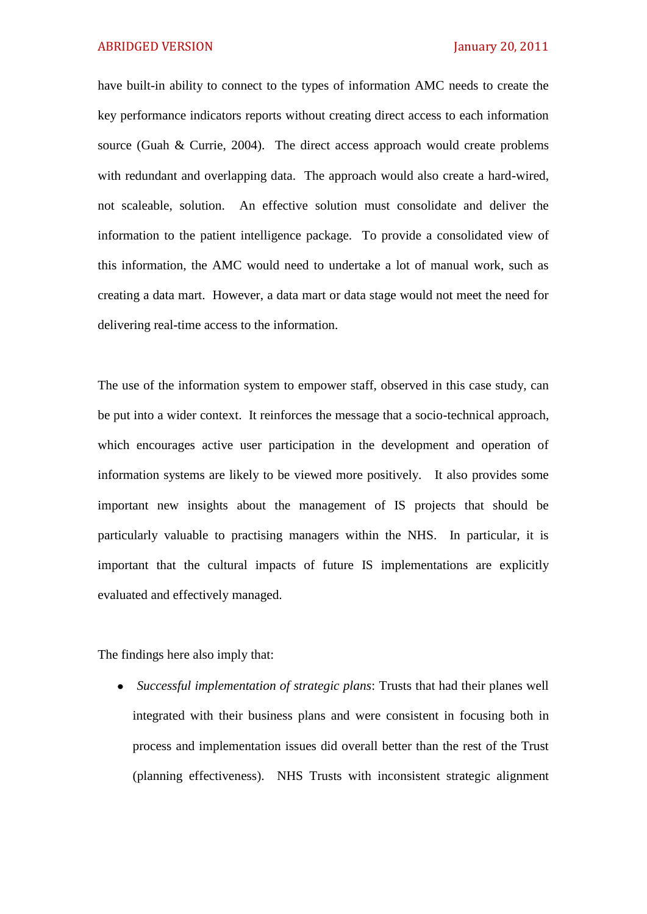have built-in ability to connect to the types of information AMC needs to create the key performance indicators reports without creating direct access to each information source (Guah & Currie, 2004). The direct access approach would create problems with redundant and overlapping data. The approach would also create a hard-wired, not scaleable, solution. An effective solution must consolidate and deliver the information to the patient intelligence package. To provide a consolidated view of this information, the AMC would need to undertake a lot of manual work, such as creating a data mart. However, a data mart or data stage would not meet the need for delivering real-time access to the information.

The use of the information system to empower staff, observed in this case study, can be put into a wider context. It reinforces the message that a socio-technical approach, which encourages active user participation in the development and operation of information systems are likely to be viewed more positively. It also provides some important new insights about the management of IS projects that should be particularly valuable to practising managers within the NHS. In particular, it is important that the cultural impacts of future IS implementations are explicitly evaluated and effectively managed.

The findings here also imply that:

- *Successful implementation of strategic plans*: Trusts that had their planes well integrated with their business plans and were consistent in focusing both in process and implementation issues did overall better than the rest of the Trust (planning effectiveness). NHS Trusts with inconsistent strategic alignment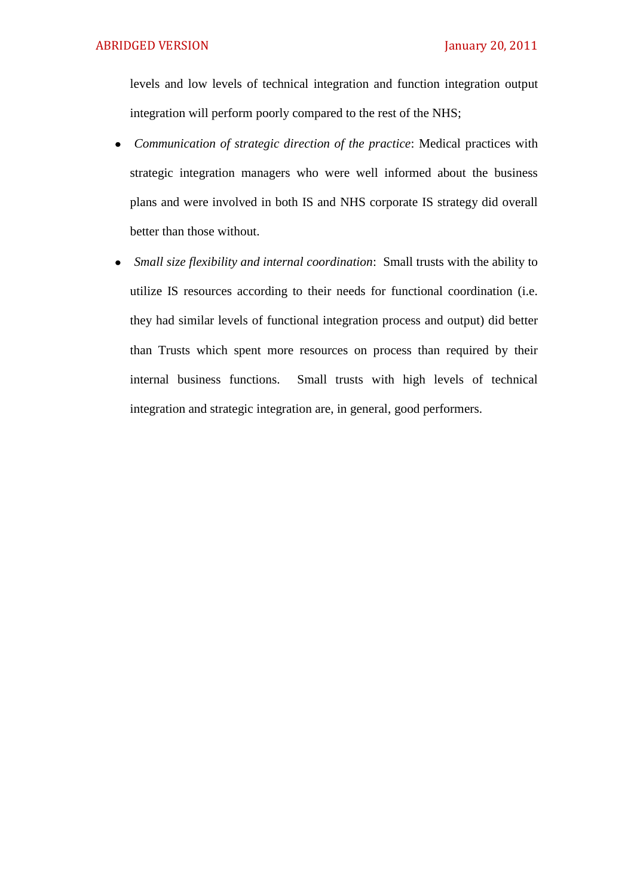levels and low levels of technical integration and function integration output integration will perform poorly compared to the rest of the NHS;

- *Communication of strategic direction of the practice*: Medical practices with strategic integration managers who were well informed about the business plans and were involved in both IS and NHS corporate IS strategy did overall better than those without.
- *Small size flexibility and internal coordination*: Small trusts with the ability to utilize IS resources according to their needs for functional coordination (i.e. they had similar levels of functional integration process and output) did better than Trusts which spent more resources on process than required by their internal business functions. Small trusts with high levels of technical integration and strategic integration are, in general, good performers.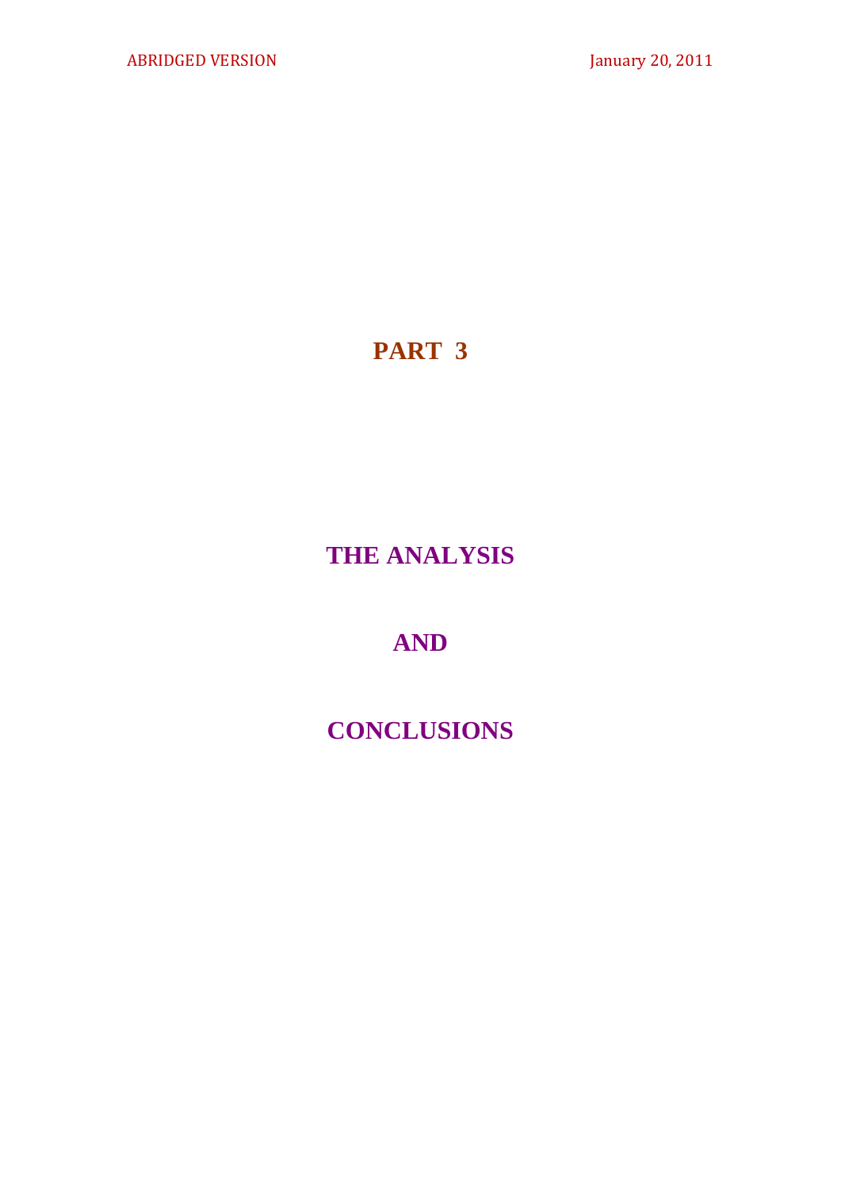# PART 3

## THE ANALYSIS

## AND

## CONCLUSIONS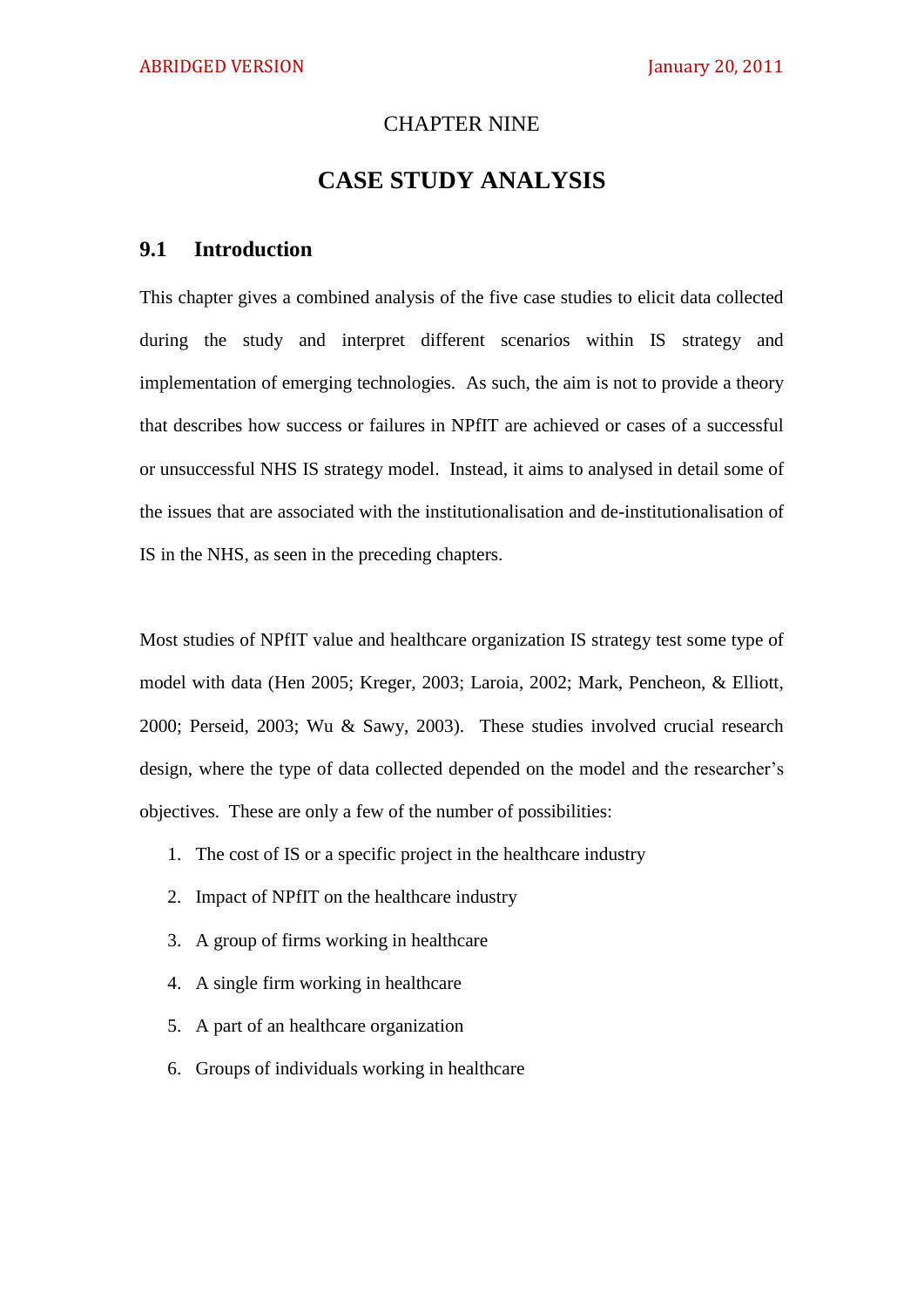CHAPTER NINE

# CASE STUDY ANALYSIS

## 9.1 Introduction

This chapter gives a combined analysis of the five case studies to elicit data collected during the study and interpret different scenarios within IS strategy and implementation of emerging technologies. As such, the aim is not to provide a theory that describes how success or failures in NPfIT are achieved or cases of a successful or unsuccessful NHS IS strategy model. Instead, it aims to analysed in detail some of the issues that are associated with the institutionalisation and de-institutionalisation of IS in the NHS, as seen in the preceding chapters.

Most studies of NPfIT value and healthcare organization IS strategy test some type of model with data (Hen 2005; Kreger, 2003; Laroia, 2002; Mark, Pencheon, & Elliott, 2000; Perseid, 2003; Wu & Sawy, 2003). These studies involved crucial research design, where the type of data collected depended on the model and the researcher's objectives. These are only a few of the number of possibilities:

1. The cost of IS or a specific project in the healthcare industry
2. Impact of NPfIT on the healthcare industry
3. A group of firms working in healthcare
4. A single firm working in healthcare
5. A part of an healthcare organization
6. Groups of individuals working in healthcare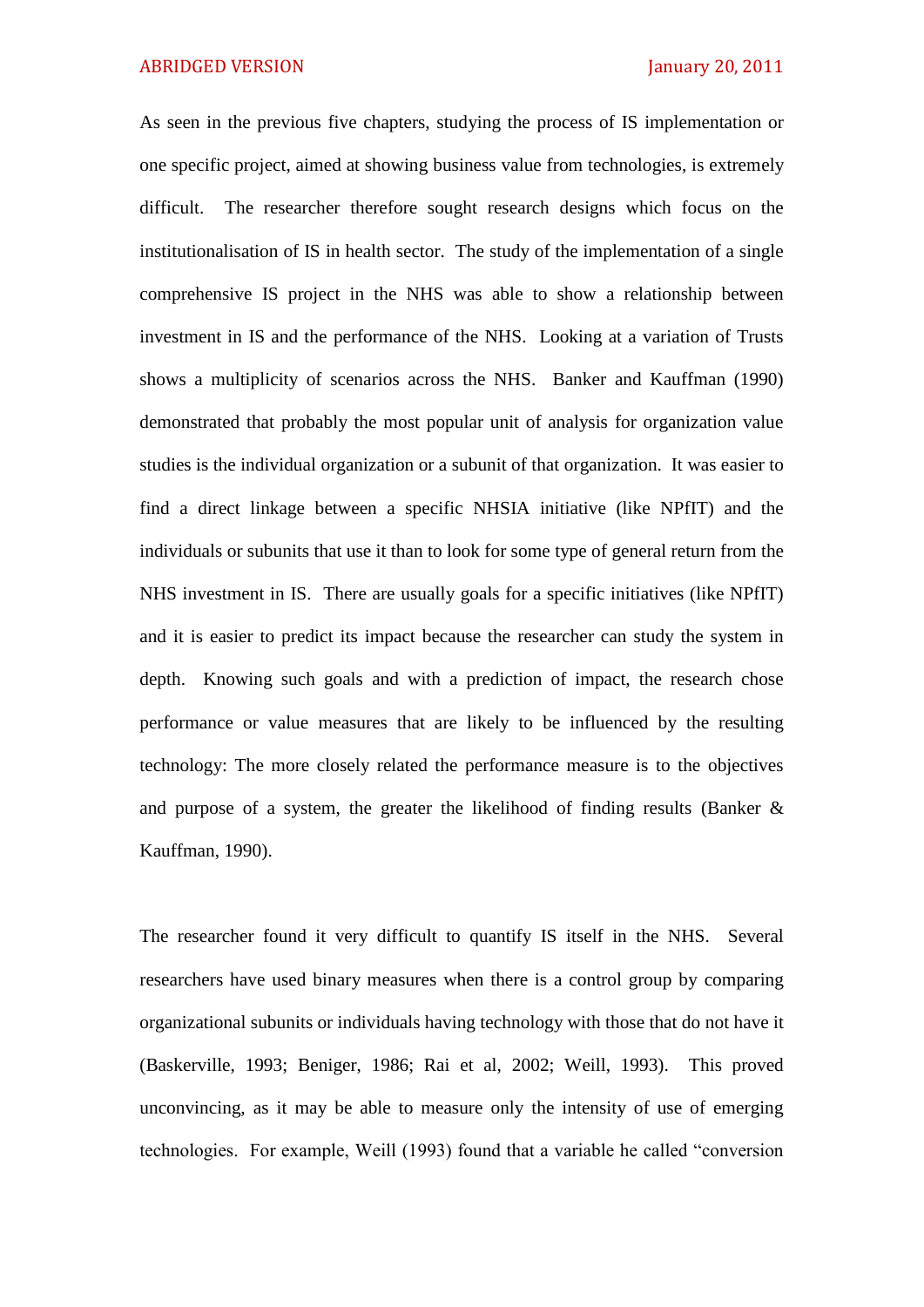As seen in the previous five chapters, studying the process of IS implementation or one specific project, aimed at showing business value from technologies, is extremely difficult. The researcher therefore sought research designs which focus on the institutionalisation of IS in health sector. The study of the implementation of a single comprehensive IS project in the NHS was able to show a relationship between investment in IS and the performance of the NHS. Looking at a variation of Trusts shows a multiplicity of scenarios across the NHS. Banker and Kauffman (1990) demonstrated that probably the most popular unit of analysis for organization value studies is the individual organization or a subunit of that organization. It was easier to find a direct linkage between a specific NHSIA initiative (like NPfIT) and the individuals or subunits that use it than to look for some type of general return from the NHS investment in IS. There are usually goals for a specific initiatives (like NPfIT) and it is easier to predict its impact because the researcher can study the system in depth. Knowing such goals and with a prediction of impact, the research chose performance or value measures that are likely to be influenced by the resulting technology: The more closely related the performance measure is to the objectives and purpose of a system, the greater the likelihood of finding results (Banker & Kauffman, 1990).

The researcher found it very difficult to quantify IS itself in the NHS. Several researchers have used binary measures when there is a control group by comparing organizational subunits or individuals having technology with those that do not have it (Baskerville, 1993; Beniger, 1986; Rai et al, 2002; Weill, 1993). This proved unconvincing, as it may be able to measure only the intensity of use of emerging technologies. For example, Weill (1993) found that a variable he called "conversion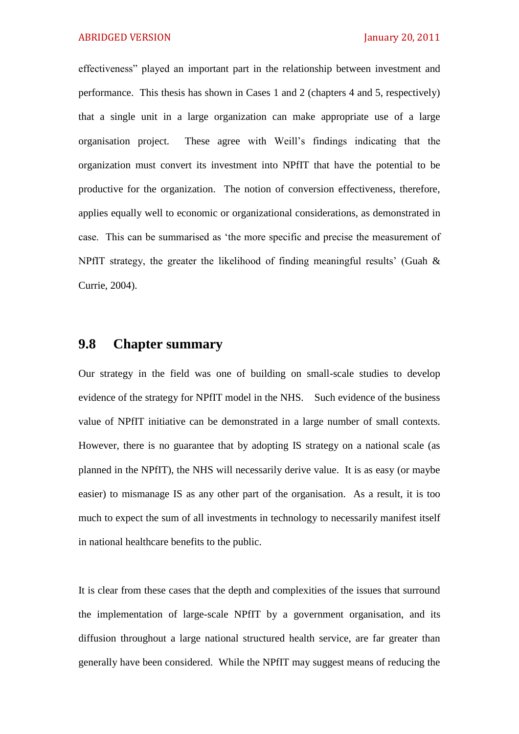effectiveness" played an important part in the relationship between investment and performance. This thesis has shown in Cases 1 and 2 (chapters 4 and 5, respectively) that a single unit in a large organization can make appropriate use of a large organisation project. These agree with Weill's findings indicating that the organization must convert its investment into NPfIT that have the potential to be productive for the organization. The notion of conversion effectiveness, therefore, applies equally well to economic or organizational considerations, as demonstrated in case. This can be summarised as 'the more specific and precise the measurement of NPfIT strategy, the greater the likelihood of finding meaningful results' (Guah & Currie, 2004).

## 9.8 Chapter summary

Our strategy in the field was one of building on small-scale studies to develop evidence of the strategy for NPfIT model in the NHS. Such evidence of the business value of NPfIT initiative can be demonstrated in a large number of small contexts. However, there is no guarantee that by adopting IS strategy on a national scale (as planned in the NPfIT), the NHS will necessarily derive value. It is as easy (or maybe easier) to mismanage IS as any other part of the organisation. As a result, it is too much to expect the sum of all investments in technology to necessarily manifest itself in national healthcare benefits to the public.

It is clear from these cases that the depth and complexities of the issues that surround the implementation of large-scale NPfIT by a government organisation, and its diffusion throughout a large national structured health service, are far greater than generally have been considered. While the NPfIT may suggest means of reducing the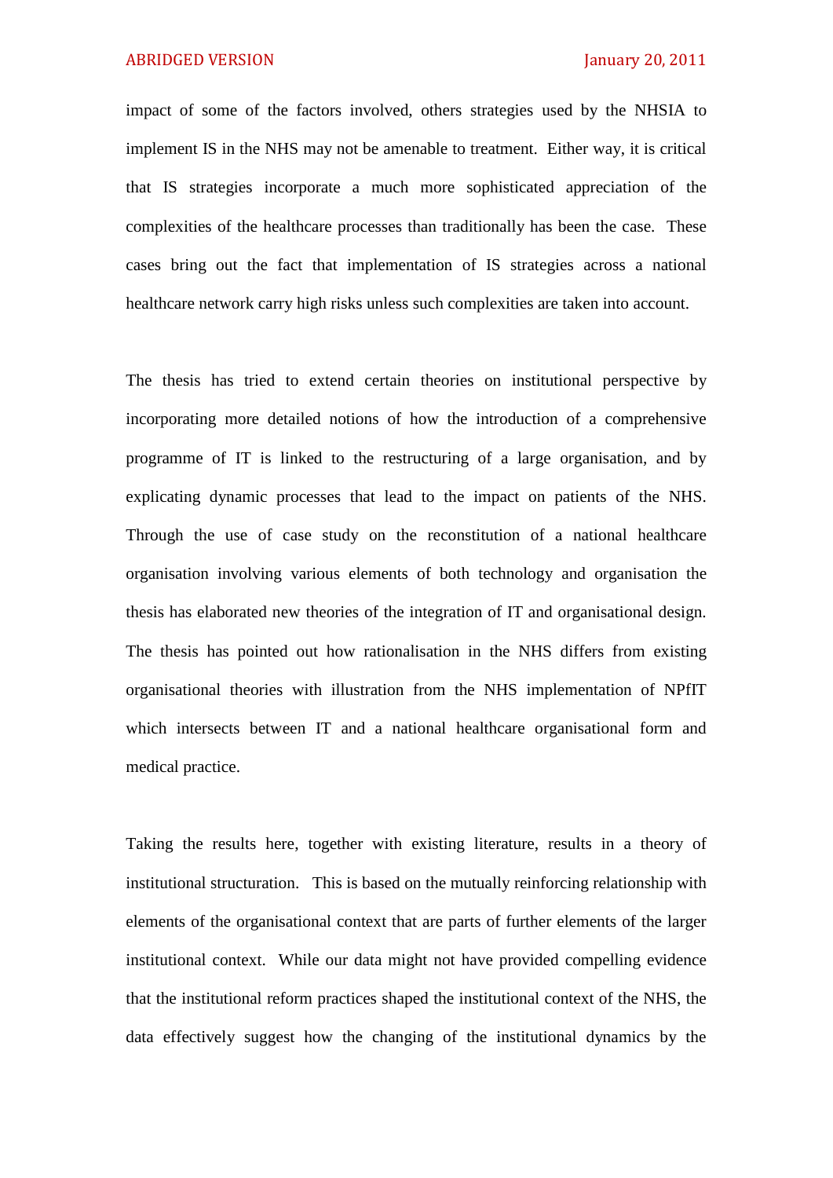impact of some of the factors involved, others strategies used by the NHSIA to implement IS in the NHS may not be amenable to treatment. Either way, it is critical that IS strategies incorporate a much more sophisticated appreciation of the complexities of the healthcare processes than traditionally has been the case. These cases bring out the fact that implementation of IS strategies across a national healthcare network carry high risks unless such complexities are taken into account.

The thesis has tried to extend certain theories on institutional perspective by incorporating more detailed notions of how the introduction of a comprehensive programme of IT is linked to the restructuring of a large organisation, and by explicating dynamic processes that lead to the impact on patients of the NHS. Through the use of case study on the reconstitution of a national healthcare organisation involving various elements of both technology and organisation the thesis has elaborated new theories of the integration of IT and organisational design. The thesis has pointed out how rationalisation in the NHS differs from existing organisational theories with illustration from the NHS implementation of NPfIT which intersects between IT and a national healthcare organisational form and medical practice.

Taking the results here, together with existing literature, results in a theory of institutional structuration. This is based on the mutually reinforcing relationship with elements of the organisational context that are parts of further elements of the larger institutional context. While our data might not have provided compelling evidence that the institutional reform practices shaped the institutional context of the NHS, the data effectively suggest how the changing of the institutional dynamics by the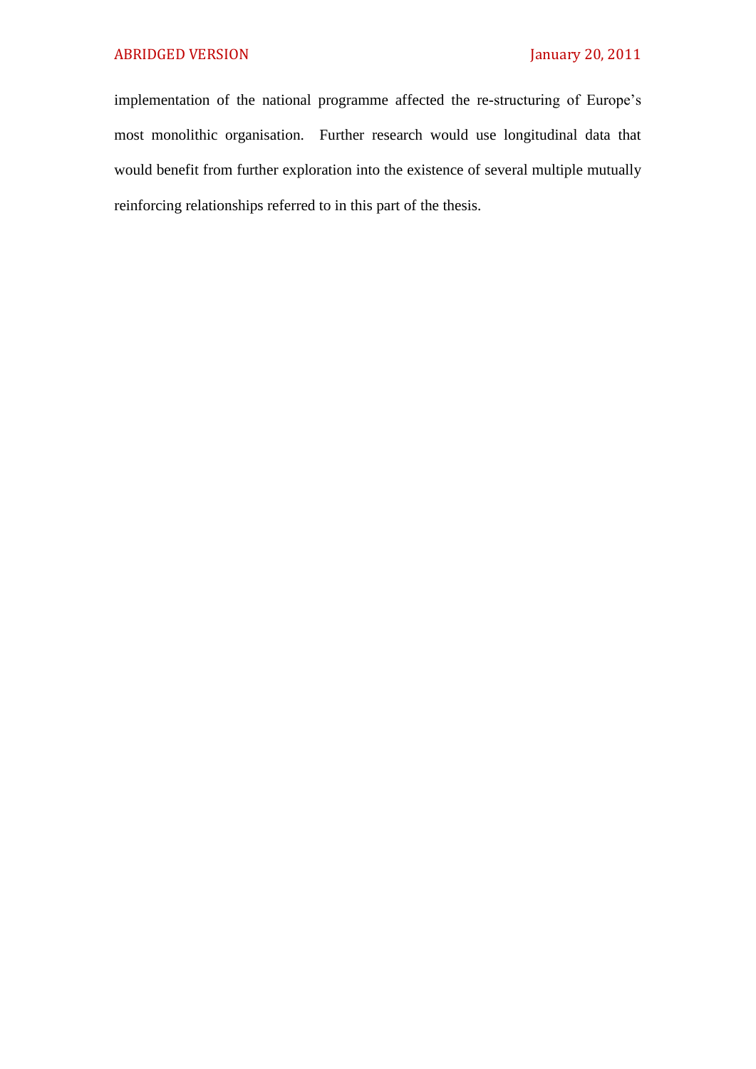implementation of the national programme affected the re-structuring of Europe's most monolithic organisation. Further research would use longitudinal data that would benefit from further exploration into the existence of several multiple mutually reinforcing relationships referred to in this part of the thesis.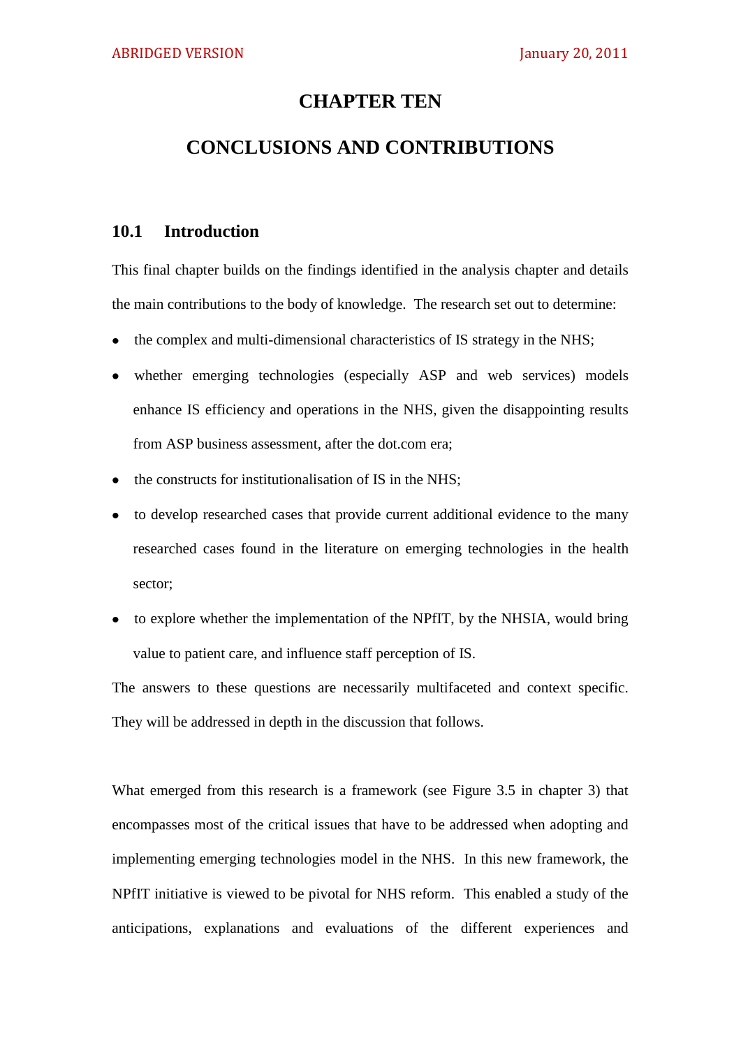# CHAPTER TEN

# CONCLUSIONS AND CONTRIBUTIONS

## 10.1 Introduction

This final chapter builds on the findings identified in the analysis chapter and details the main contributions to the body of knowledge. The research set out to determine:

- the complex and multi-dimensional characteristics of IS strategy in the NHS;
- whether emerging technologies (especially ASP and web services) models enhance IS efficiency and operations in the NHS, given the disappointing results from ASP business assessment, after the dot.com era;
- the constructs for institutionalisation of IS in the NHS;
- to develop researched cases that provide current additional evidence to the many researched cases found in the literature on emerging technologies in the health sector;
- to explore whether the implementation of the NPfIT, by the NHSIA, would bring value to patient care, and influence staff perception of IS.

The answers to these questions are necessarily multifaceted and context specific. They will be addressed in depth in the discussion that follows.

What emerged from this research is a framework (see Figure 3.5 in chapter 3) that encompasses most of the critical issues that have to be addressed when adopting and implementing emerging technologies model in the NHS. In this new framework, the NPfIT initiative is viewed to be pivotal for NHS reform. This enabled a study of the anticipations, explanations and evaluations of the different experiences and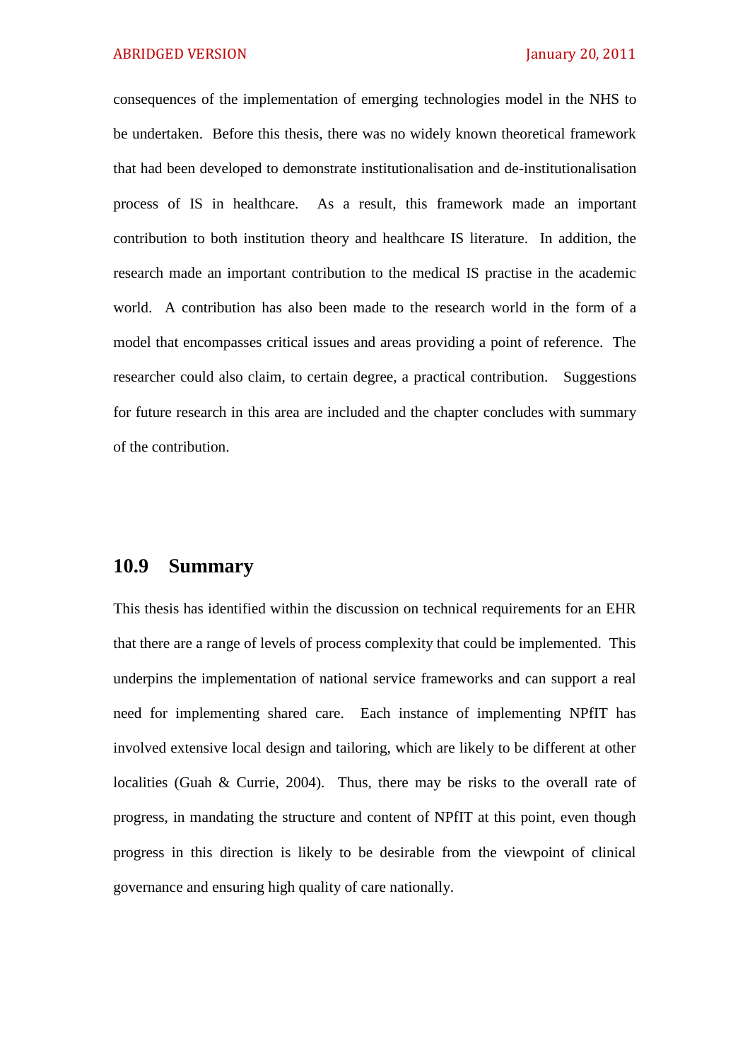consequences of the implementation of emerging technologies model in the NHS to be undertaken. Before this thesis, there was no widely known theoretical framework that had been developed to demonstrate institutionalisation and de-institutionalisation process of IS in healthcare. As a result, this framework made an important contribution to both institution theory and healthcare IS literature. In addition, the research made an important contribution to the medical IS practise in the academic world. A contribution has also been made to the research world in the form of a model that encompasses critical issues and areas providing a point of reference. The researcher could also claim, to certain degree, a practical contribution. Suggestions for future research in this area are included and the chapter concludes with summary of the contribution.

## 10.9 Summary

This thesis has identified within the discussion on technical requirements for an EHR that there are a range of levels of process complexity that could be implemented. This underpins the implementation of national service frameworks and can support a real need for implementing shared care. Each instance of implementing NPfIT has involved extensive local design and tailoring, which are likely to be different at other localities (Guah & Currie, 2004). Thus, there may be risks to the overall rate of progress, in mandating the structure and content of NPfIT at this point, even though progress in this direction is likely to be desirable from the viewpoint of clinical governance and ensuring high quality of care nationally.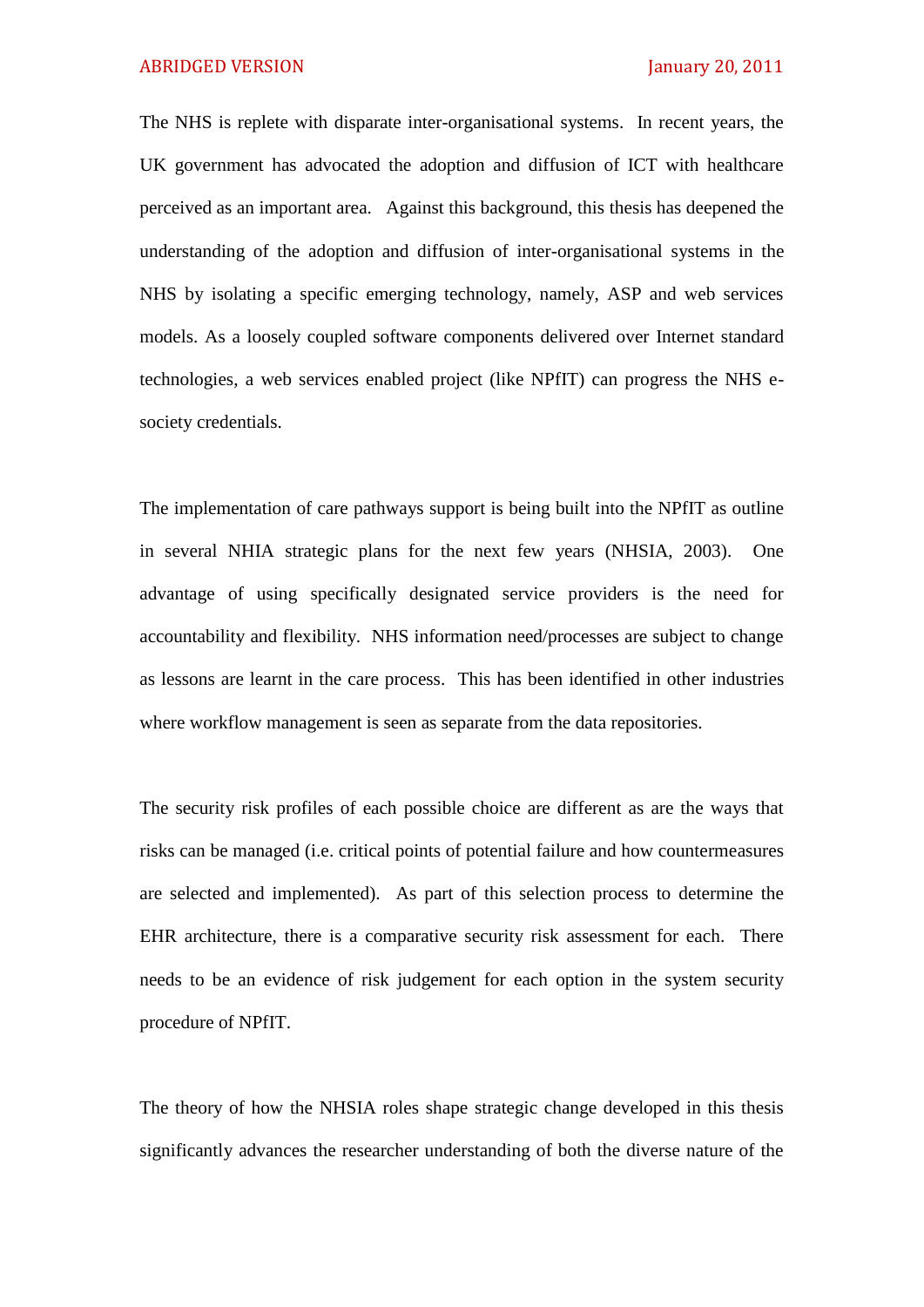The NHS is replete with disparate inter-organisational systems. In recent years, the UK government has advocated the adoption and diffusion of ICT with healthcare perceived as an important area. Against this background, this thesis has deepened the understanding of the adoption and diffusion of inter-organisational systems in the NHS by isolating a specific emerging technology, namely, ASP and web services models. As a loosely coupled software components delivered over Internet standard technologies, a web services enabled project (like NPfIT) can progress the NHS e-society credentials.

The implementation of care pathways support is being built into the NPfIT as outline in several NHIA strategic plans for the next few years (NHSIA, 2003). One advantage of using specifically designated service providers is the need for accountability and flexibility. NHS information need/processes are subject to change as lessons are learnt in the care process. This has been identified in other industries where workflow management is seen as separate from the data repositories.

The security risk profiles of each possible choice are different as are the ways that risks can be managed (i.e. critical points of potential failure and how countermeasures are selected and implemented). As part of this selection process to determine the EHR architecture, there is a comparative security risk assessment for each. There needs to be an evidence of risk judgement for each option in the system security procedure of NPfIT.

The theory of how the NHSIA roles shape strategic change developed in this thesis significantly advances the researcher understanding of both the diverse nature of the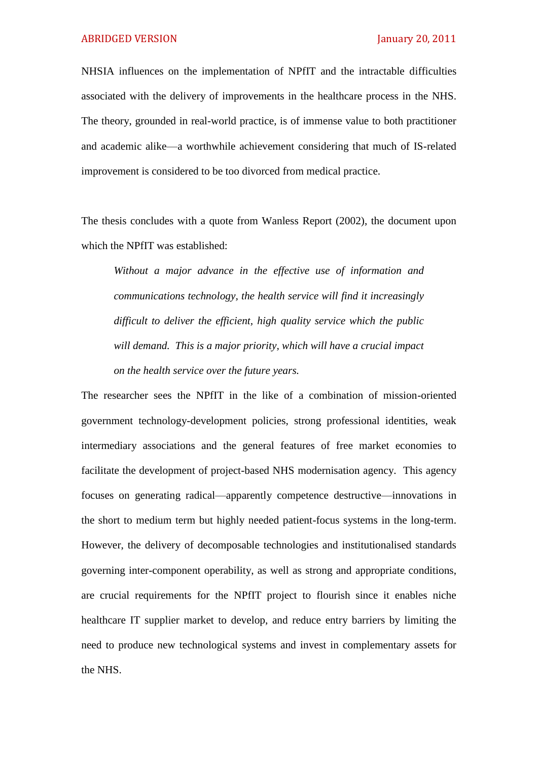NHSIA influences on the implementation of NPfIT and the intractable difficulties associated with the delivery of improvements in the healthcare process in the NHS. The theory, grounded in real-world practice, is of immense value to both practitioner and academic alike—a worthwhile achievement considering that much of IS-related improvement is considered to be too divorced from medical practice.

The thesis concludes with a quote from Wanless Report (2002), the document upon which the NPfIT was established:

> *Without a major advance in the effective use of information and communications technology, the health service will find it increasingly difficult to deliver the efficient, high quality service which the public will demand. This is a major priority, which will have a crucial impact on the health service over the future years.*

The researcher sees the NPfIT in the like of a combination of mission-oriented government technology-development policies, strong professional identities, weak intermediary associations and the general features of free market economies to facilitate the development of project-based NHS modernisation agency. This agency focuses on generating radical—apparently competence destructive—innovations in the short to medium term but highly needed patient-focus systems in the long-term. However, the delivery of decomposable technologies and institutionalised standards governing inter-component operability, as well as strong and appropriate conditions, are crucial requirements for the NPfIT project to flourish since it enables niche healthcare IT supplier market to develop, and reduce entry barriers by limiting the need to produce new technological systems and invest in complementary assets for the NHS.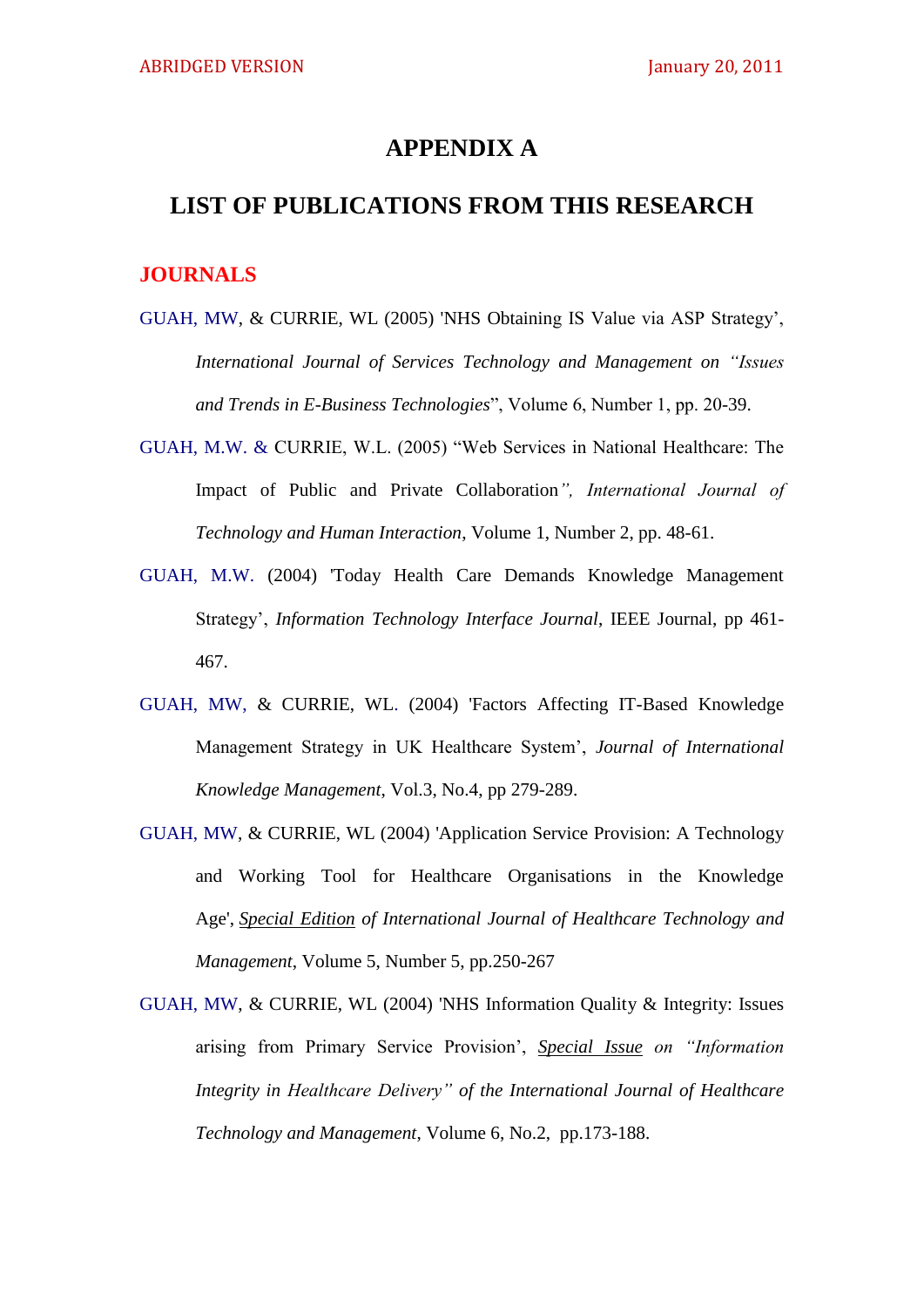# APPENDIX A

# LIST OF PUBLICATIONS FROM THIS RESEARCH

## JOURNALS

GUAH, MW, & CURRIE, WL (2005) 'NHS Obtaining IS Value via ASP Strategy', *International Journal of Services Technology and Management on "Issues and Trends in E-Business Technologies*", Volume 6, Number 1, pp. 20-39.

GUAH, M.W. & CURRIE, W.L. (2005) "Web Services in National Healthcare: The Impact of Public and Private Collaboration*", International Journal of Technology and Human Interaction*, Volume 1, Number 2, pp. 48-61.

GUAH, M.W. (2004) 'Today Health Care Demands Knowledge Management Strategy', *Information Technology Interface Journal*, IEEE Journal, pp 461-467.

GUAH, MW, & CURRIE, WL. (2004) 'Factors Affecting IT-Based Knowledge Management Strategy in UK Healthcare System', *Journal of International Knowledge Management*, Vol.3, No.4, pp 279-289.

GUAH, MW, & CURRIE, WL (2004) 'Application Service Provision: A Technology and Working Tool for Healthcare Organisations in the Knowledge Age', *Special Edition of International Journal of Healthcare Technology and Management*, Volume 5, Number 5, pp.250-267

GUAH, MW, & CURRIE, WL (2004) 'NHS Information Quality & Integrity: Issues arising from Primary Service Provision', *Special Issue on "Information Integrity in Healthcare Delivery" of the International Journal of Healthcare Technology and Management*, Volume 6, No.2, pp.173-188.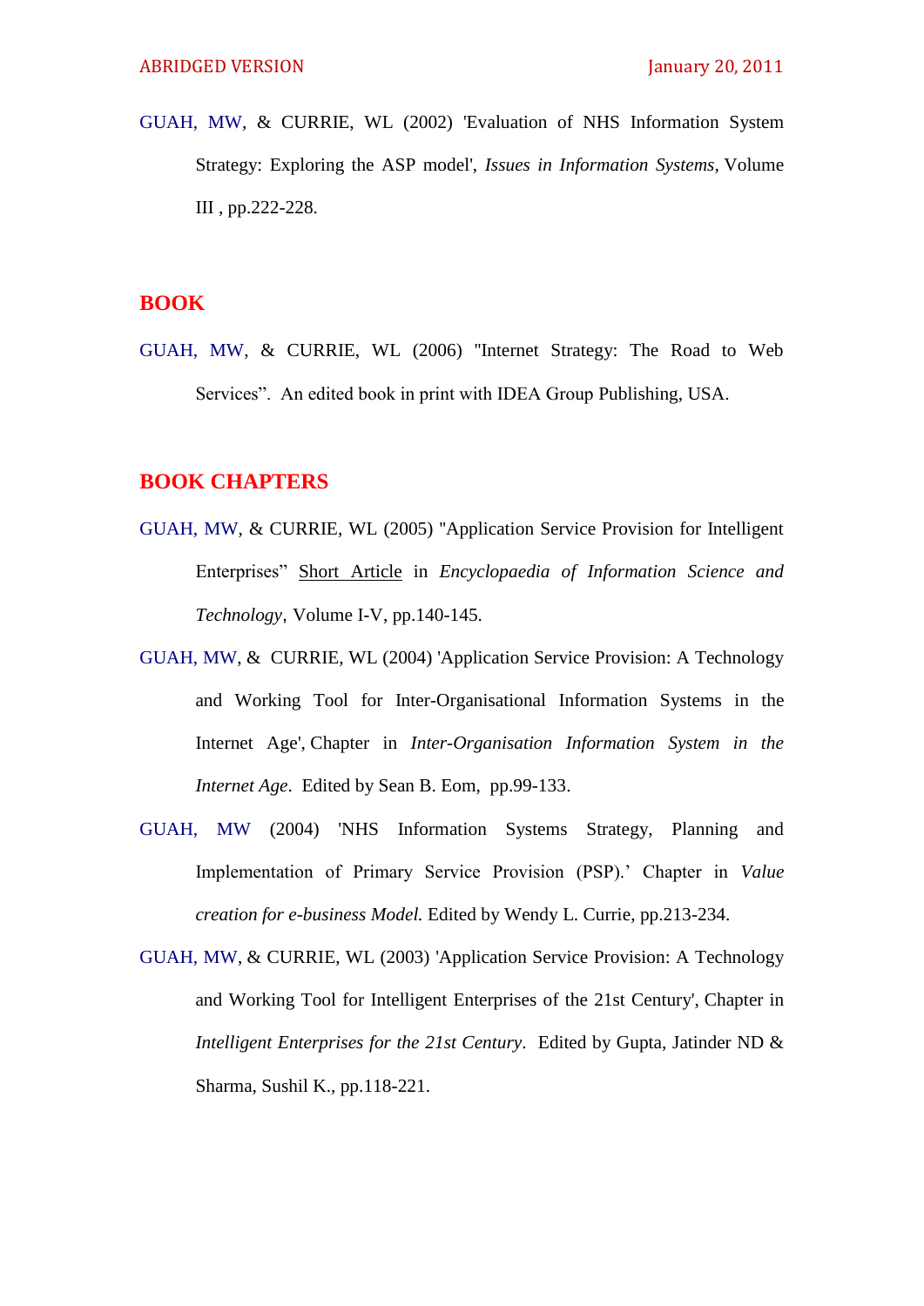GUAH, MW, & CURRIE, WL (2002) 'Evaluation of NHS Information System Strategy: Exploring the ASP model', *Issues in Information Systems*, Volume III , pp.222-228.

## BOOK

GUAH, MW, & CURRIE, WL (2006) "Internet Strategy: The Road to Web Services". An edited book in print with IDEA Group Publishing, USA.

## BOOK CHAPTERS

GUAH, MW, & CURRIE, WL (2005) "Application Service Provision for Intelligent Enterprises" Short Article in *Encyclopaedia of Information Science and Technology*, Volume I-V, pp.140-145.

GUAH, MW, & CURRIE, WL (2004) 'Application Service Provision: A Technology and Working Tool for Inter-Organisational Information Systems in the Internet Age', Chapter in *Inter-Organisation Information System in the Internet Age*. Edited by Sean B. Eom, pp.99-133.

GUAH, MW (2004) 'NHS Information Systems Strategy, Planning and Implementation of Primary Service Provision (PSP).' Chapter in *Value creation for e-business Model.* Edited by Wendy L. Currie, pp.213-234.

GUAH, MW, & CURRIE, WL (2003) 'Application Service Provision: A Technology and Working Tool for Intelligent Enterprises of the 21st Century', Chapter in *Intelligent Enterprises for the 21st Century*. Edited by Gupta, Jatinder ND & Sharma, Sushil K., pp.118-221.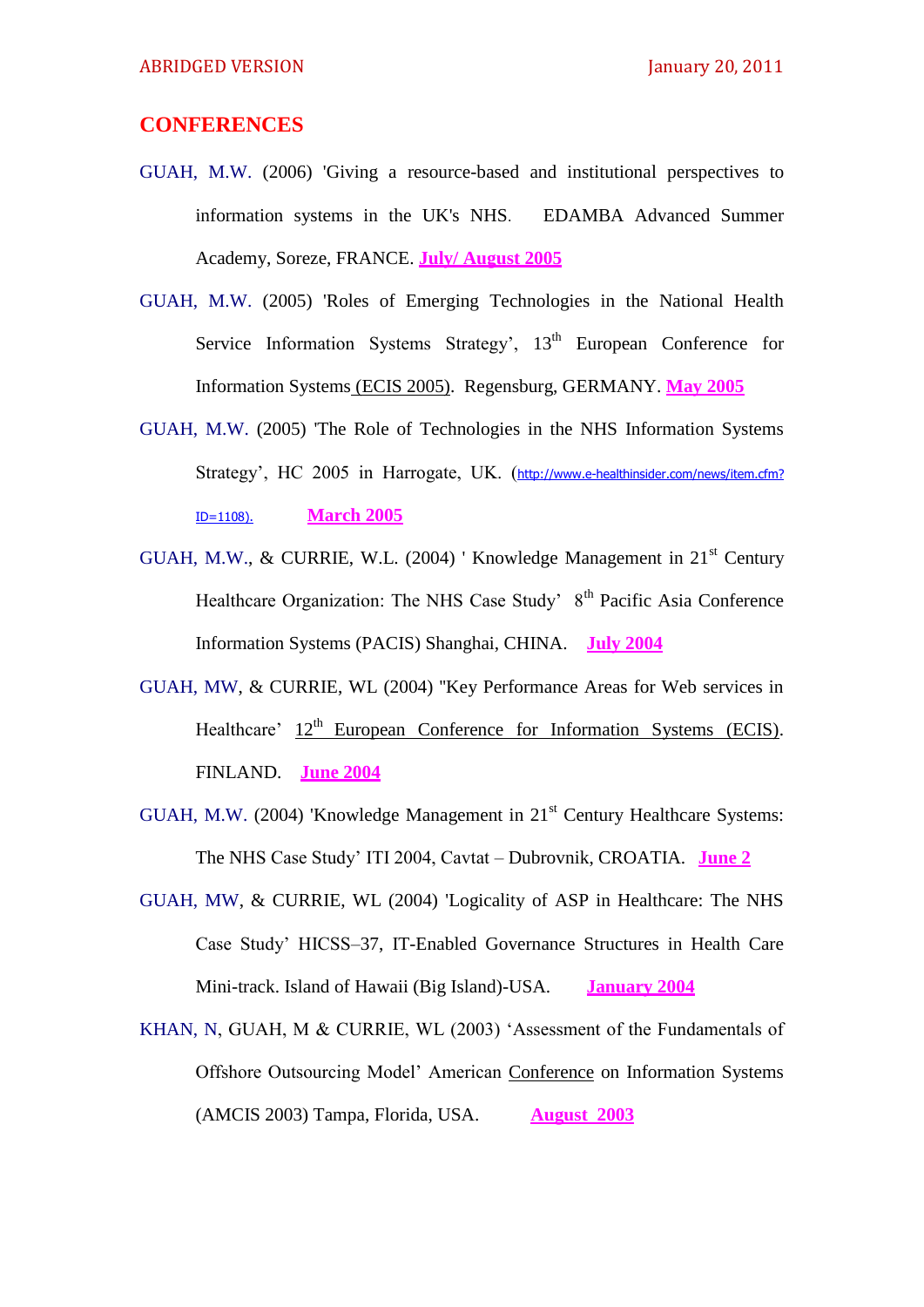## CONFERENCES

GUAH, M.W. (2006) 'Giving a resource-based and institutional perspectives to information systems in the UK's NHS. EDAMBA Advanced Summer Academy, Soreze, FRANCE. **July/ August 2005**

GUAH, M.W. (2005) 'Roles of Emerging Technologies in the National Health Service Information Systems Strategy', 13th European Conference for Information Systems (ECIS 2005). Regensburg, GERMANY. **May 2005**

GUAH, M.W. (2005) 'The Role of Technologies in the NHS Information Systems Strategy', HC 2005 in Harrogate, UK. (http://www.e-healthinsider.com/news/item.cfm?ID=1108). **March 2005**

GUAH, M.W., & CURRIE, W.L. (2004) ' Knowledge Management in 21st Century Healthcare Organization: The NHS Case Study' 8th Pacific Asia Conference Information Systems (PACIS) Shanghai, CHINA. **July 2004**

GUAH, MW, & CURRIE, WL (2004) "Key Performance Areas for Web services in Healthcare' 12th European Conference for Information Systems (ECIS). FINLAND. **June 2004**

GUAH, M.W. (2004) 'Knowledge Management in 21st Century Healthcare Systems: The NHS Case Study' ITI 2004, Cavtat – Dubrovnik, CROATIA. **June 2**

GUAH, MW, & CURRIE, WL (2004) 'Logicality of ASP in Healthcare: The NHS Case Study' HICSS–37, IT-Enabled Governance Structures in Health Care Mini-track. Island of Hawaii (Big Island)-USA. **January 2004**

KHAN, N, GUAH, M & CURRIE, WL (2003) 'Assessment of the Fundamentals of Offshore Outsourcing Model' American Conference on Information Systems (AMCIS 2003) Tampa, Florida, USA. **August 2003**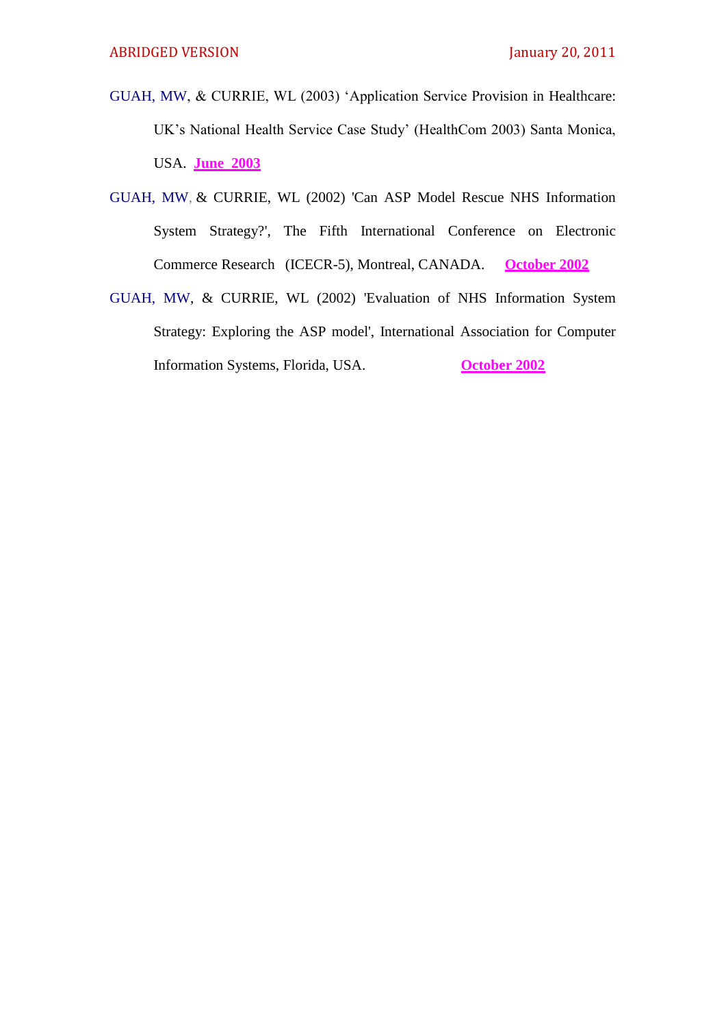GUAH, MW, & CURRIE, WL (2003) 'Application Service Provision in Healthcare: UK's National Health Service Case Study' (HealthCom 2003) Santa Monica, USA. **June 2003**

GUAH, MW, & CURRIE, WL (2002) 'Can ASP Model Rescue NHS Information System Strategy?', The Fifth International Conference on Electronic Commerce Research (ICECR-5), Montreal, CANADA. **October 2002**

GUAH, MW, & CURRIE, WL (2002) 'Evaluation of NHS Information System Strategy: Exploring the ASP model', International Association for Computer Information Systems, Florida, USA. **October 2002**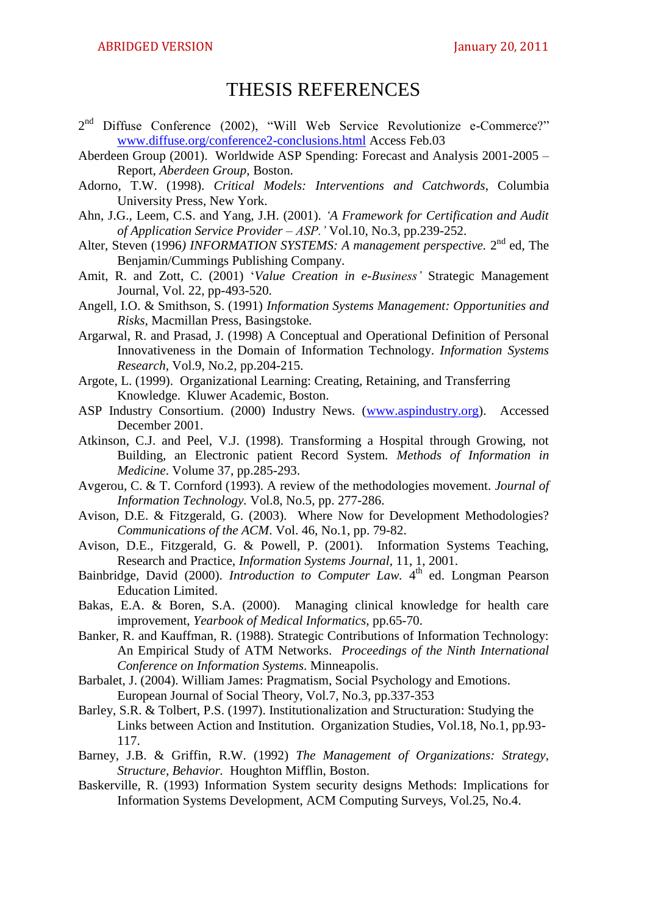# THESIS REFERENCES

2nd Diffuse Conference (2002), “Will Web Service Revolutionize e-Commerce?” www.diffuse.org/conference2-conclusions.html Access Feb.03

Aberdeen Group (2001). Worldwide ASP Spending: Forecast and Analysis 2001-2005 – Report, *Aberdeen Group*, Boston.

Adorno, T.W. (1998). *Critical Models: Interventions and Catchwords*, Columbia University Press, New York.

Ahn, J.G., Leem, C.S. and Yang, J.H. (2001). *‘A Framework for Certification and Audit of Application Service Provider – ASP.’* Vol.10, No.3, pp.239-252.

Alter, Steven (1996*) INFORMATION SYSTEMS: A management perspective.* 2nd ed, The Benjamin/Cummings Publishing Company.

Amit, R. and Zott, C. (2001) ‘*Value Creation in e-Business’* Strategic Management Journal, Vol. 22, pp-493-520.

Angell, I.O. & Smithson, S. (1991) *Information Systems Management: Opportunities and Risks,* Macmillan Press, Basingstoke.

Argarwal, R. and Prasad, J. (1998) A Conceptual and Operational Definition of Personal Innovativeness in the Domain of Information Technology. *Information Systems Research*, Vol.9, No.2, pp.204-215.

Argote, L. (1999). Organizational Learning: Creating, Retaining, and Transferring Knowledge. Kluwer Academic, Boston.

ASP Industry Consortium. (2000) Industry News. (www.aspindustry.org). Accessed December 2001.

Atkinson, C.J. and Peel, V.J. (1998). Transforming a Hospital through Growing, not Building, an Electronic patient Record System. *Methods of Information in Medicine*. Volume 37, pp.285-293.

Avgerou, C. & T. Cornford (1993). A review of the methodologies movement. *Journal of Information Technology.* Vol.8, No.5, pp. 277-286.

Avison, D.E. & Fitzgerald, G. (2003). Where Now for Development Methodologies? *Communications of the ACM*. Vol. 46, No.1, pp. 79-82.

Avison, D.E., Fitzgerald, G. & Powell, P. (2001). Information Systems Teaching, Research and Practice, *Information Systems Journal*, 11, 1, 2001.

Bainbridge, David (2000). *Introduction to Computer Law.* 4th ed. Longman Pearson Education Limited.

Bakas, E.A. & Boren, S.A. (2000). Managing clinical knowledge for health care improvement, *Yearbook of Medical Informatics*, pp.65-70.

Banker, R. and Kauffman, R. (1988). Strategic Contributions of Information Technology: An Empirical Study of ATM Networks. *Proceedings of the Ninth International Conference on Information Systems*. Minneapolis.

Barbalet, J. (2004). William James: Pragmatism, Social Psychology and Emotions. European Journal of Social Theory, Vol.7, No.3, pp.337-353

Barley, S.R. & Tolbert, P.S. (1997). Institutionalization and Structuration: Studying the Links between Action and Institution. Organization Studies, Vol.18, No.1, pp.93-117.

Barney, J.B. & Griffin, R.W. (1992) *The Management of Organizations: Strategy, Structure, Behavior.* Houghton Mifflin, Boston.

Baskerville, R. (1993) Information System security designs Methods: Implications for Information Systems Development, ACM Computing Surveys, Vol.25, No.4.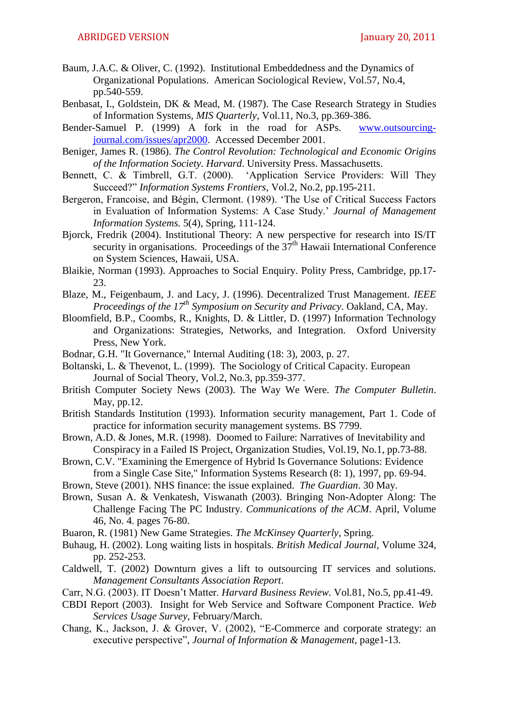Baum, J.A.C. & Oliver, C. (1992). Institutional Embeddedness and the Dynamics of Organizational Populations. American Sociological Review, Vol.57, No.4, pp.540-559.

Benbasat, I., Goldstein, DK & Mead, M. (1987). The Case Research Strategy in Studies of Information Systems, *MIS Quarterly*, Vol.11, No.3, pp.369-386.

Bender-Samuel P. (1999) A fork in the road for ASPs. [www.outsourcing-journal.com/issues/apr2000](www.outsourcing-journal.com/issues/apr2000). Accessed December 2001.

Beniger, James R. (1986). *The Control Revolution: Technological and Economic Origins of the Information Society. Harvard*. University Press. Massachusetts.

Bennett, C. & Timbrell, G.T. (2000). 'Application Service Providers: Will They Succeed?" *Information Systems Frontiers*, Vol.2, No.2, pp.195-211.

Bergeron, Francoise, and Bégin, Clermont. (1989). 'The Use of Critical Success Factors in Evaluation of Information Systems: A Case Study.' *Journal of Management Information Systems.* 5(4), Spring, 111-124.

Bjorck, Fredrik (2004). Institutional Theory: A new perspective for research into IS/IT security in organisations. Proceedings of the 37th Hawaii International Conference on System Sciences, Hawaii, USA.

Blaikie, Norman (1993). Approaches to Social Enquiry. Polity Press, Cambridge, pp.17-23.

Blaze, M., Feigenbaum, J. and Lacy, J. (1996). Decentralized Trust Management. *IEEE Proceedings of the 17th Symposium on Security and Privacy*. Oakland, CA, May.

Bloomfield, B.P., Coombs, R., Knights, D. & Littler, D. (1997) Information Technology and Organizations: Strategies, Networks, and Integration. Oxford University Press, New York.

Bodnar, G.H. "It Governance," Internal Auditing (18: 3), 2003, p. 27.

Boltanski, L. & Thevenot, L. (1999). The Sociology of Critical Capacity. European Journal of Social Theory, Vol.2, No.3, pp.359-377.

British Computer Society News (2003). The Way We Were. *The Computer Bulletin*. May, pp.12.

British Standards Institution (1993). Information security management, Part 1. Code of practice for information security management systems. BS 7799.

Brown, A.D. & Jones, M.R. (1998). Doomed to Failure: Narratives of Inevitability and Conspiracy in a Failed IS Project, Organization Studies, Vol.19, No.1, pp.73-88.

Brown, C.V. "Examining the Emergence of Hybrid Is Governance Solutions: Evidence from a Single Case Site," Information Systems Research (8: 1), 1997, pp. 69-94.

Brown, Steve (2001). NHS finance: the issue explained. *The Guardian*. 30 May.

Brown, Susan A. & Venkatesh, Viswanath (2003). Bringing Non-Adopter Along: The Challenge Facing The PC Industry. *Communications of the ACM*. April, Volume 46, No. 4. pages 76-80.

Buaron, R. (1981) New Game Strategies. *The McKinsey Quarterly*, Spring.

Buhaug, H. (2002). Long waiting lists in hospitals. *British Medical Journal*, Volume 324, pp. 252-253.

Caldwell, T. (2002) Downturn gives a lift to outsourcing IT services and solutions. *Management Consultants Association Report*.

Carr, N.G. (2003). IT Doesn't Matter. *Harvard Business Review*. Vol.81, No.5, pp.41-49.

CBDI Report (2003). Insight for Web Service and Software Component Practice. *Web Services Usage Survey*, February/March.

Chang, K., Jackson, J. & Grover, V. (2002), "E-Commerce and corporate strategy: an executive perspective", *Journal of Information & Management*, page1-13.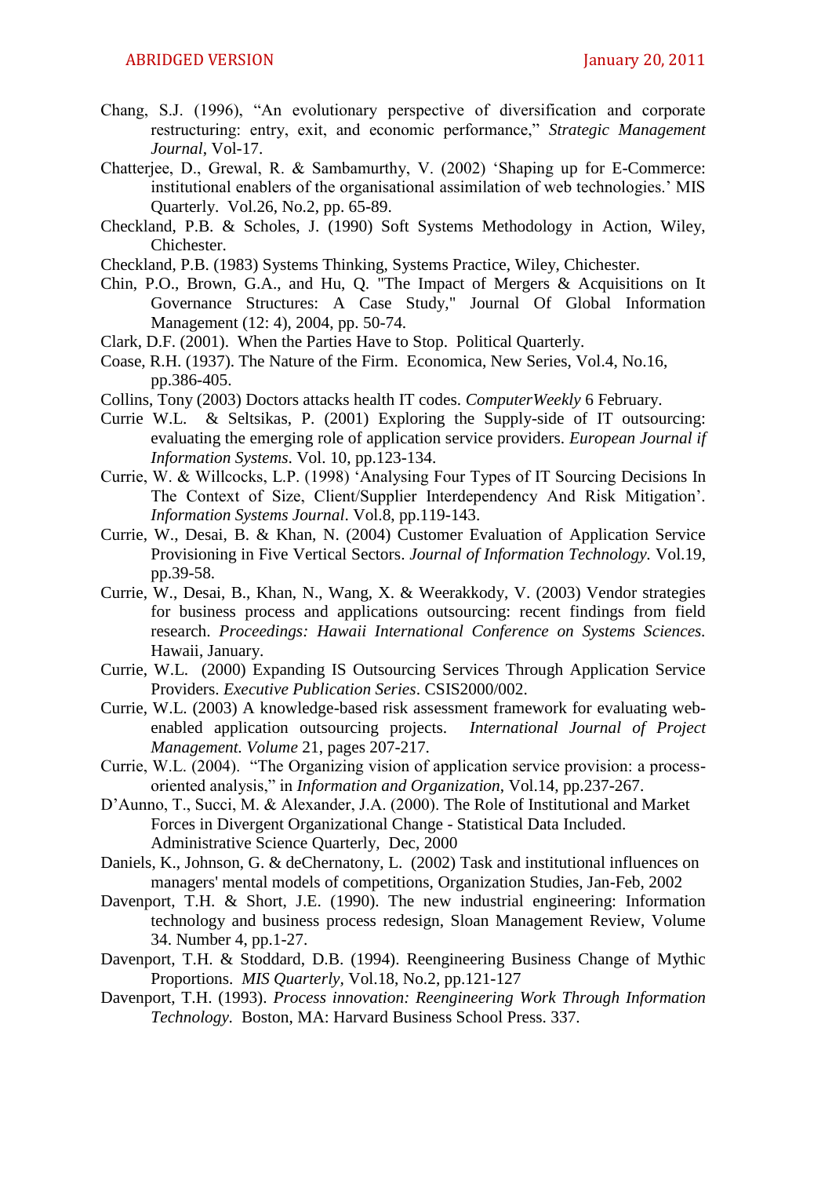Chang, S.J. (1996), "An evolutionary perspective of diversification and corporate restructuring: entry, exit, and economic performance," *Strategic Management Journal*, Vol-17.

Chatterjee, D., Grewal, R. & Sambamurthy, V. (2002) 'Shaping up for E-Commerce: institutional enablers of the organisational assimilation of web technologies.' MIS Quarterly. Vol.26, No.2, pp. 65-89.

Checkland, P.B. & Scholes, J. (1990) Soft Systems Methodology in Action, Wiley, Chichester.

Checkland, P.B. (1983) Systems Thinking, Systems Practice, Wiley, Chichester.

Chin, P.O., Brown, G.A., and Hu, Q. "The Impact of Mergers & Acquisitions on It Governance Structures: A Case Study," Journal Of Global Information Management (12: 4), 2004, pp. 50-74.

Clark, D.F. (2001). When the Parties Have to Stop. Political Quarterly.

Coase, R.H. (1937). The Nature of the Firm. Economica, New Series, Vol.4, No.16, pp.386-405.

Collins, Tony (2003) Doctors attacks health IT codes. *ComputerWeekly* 6 February.

Currie W.L. & Seltsikas, P. (2001) Exploring the Supply-side of IT outsourcing: evaluating the emerging role of application service providers. *European Journal if Information Systems*. Vol. 10, pp.123-134.

Currie, W. & Willcocks, L.P. (1998) 'Analysing Four Types of IT Sourcing Decisions In The Context of Size, Client/Supplier Interdependency And Risk Mitigation'. *Information Systems Journal*. Vol.8, pp.119-143.

Currie, W., Desai, B. & Khan, N. (2004) Customer Evaluation of Application Service Provisioning in Five Vertical Sectors. *Journal of Information Technology*. Vol.19, pp.39-58.

Currie, W., Desai, B., Khan, N., Wang, X. & Weerakkody, V. (2003) Vendor strategies for business process and applications outsourcing: recent findings from field research. *Proceedings: Hawaii International Conference on Systems Sciences*. Hawaii, January.

Currie, W.L. (2000) Expanding IS Outsourcing Services Through Application Service Providers. *Executive Publication Series*. CSIS2000/002.

Currie, W.L. (2003) A knowledge-based risk assessment framework for evaluating web-enabled application outsourcing projects. *International Journal of Project Management. Volume* 21, pages 207-217.

Currie, W.L. (2004). "The Organizing vision of application service provision: a process-oriented analysis," in *Information and Organization*, Vol.14, pp.237-267.

D'Aunno, T., Succi, M. & Alexander, J.A. (2000). The Role of Institutional and Market Forces in Divergent Organizational Change - Statistical Data Included. Administrative Science Quarterly, Dec, 2000

Daniels, K., Johnson, G. & deChernatony, L. (2002) Task and institutional influences on managers' mental models of competitions, Organization Studies, Jan-Feb, 2002

Davenport, T.H. & Short, J.E. (1990). The new industrial engineering: Information technology and business process redesign, Sloan Management Review, Volume 34. Number 4, pp.1-27.

Davenport, T.H. & Stoddard, D.B. (1994). Reengineering Business Change of Mythic Proportions. *MIS Quarterly*, Vol.18, No.2, pp.121-127

Davenport, T.H. (1993). *Process innovation: Reengineering Work Through Information Technology*. Boston, MA: Harvard Business School Press. 337.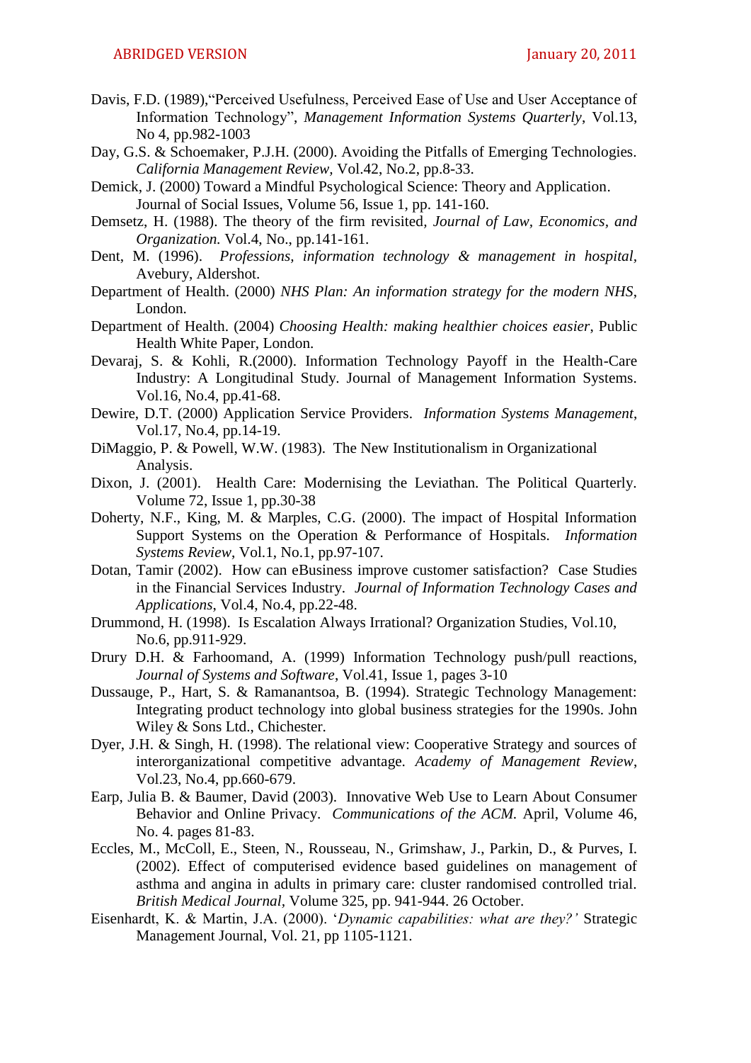Davis, F.D. (1989),"Perceived Usefulness, Perceived Ease of Use and User Acceptance of Information Technology", *Management Information Systems Quarterly*, Vol.13, No 4, pp.982-1003

Day, G.S. & Schoemaker, P.J.H. (2000). Avoiding the Pitfalls of Emerging Technologies. *California Management Review*, Vol.42, No.2, pp.8-33.

Demick, J. (2000) Toward a Mindful Psychological Science: Theory and Application. Journal of Social Issues, Volume 56, Issue 1, pp. 141-160.

Demsetz, H. (1988). The theory of the firm revisited, *Journal of Law, Economics, and Organization.* Vol.4, No., pp.141-161.

Dent, M. (1996). *Professions, information technology & management in hospital*, Avebury, Aldershot.

Department of Health. (2000) *NHS Plan: An information strategy for the modern NHS*, London.

Department of Health. (2004) *Choosing Health: making healthier choices easier*, Public Health White Paper, London.

Devaraj, S. & Kohli, R.(2000). Information Technology Payoff in the Health-Care Industry: A Longitudinal Study. Journal of Management Information Systems. Vol.16, No.4, pp.41-68.

Dewire, D.T. (2000) Application Service Providers. *Information Systems Management*, Vol.17, No.4, pp.14-19.

DiMaggio, P. & Powell, W.W. (1983). The New Institutionalism in Organizational Analysis.

Dixon, J. (2001). Health Care: Modernising the Leviathan. The Political Quarterly. Volume 72, Issue 1, pp.30-38

Doherty, N.F., King, M. & Marples, C.G. (2000). The impact of Hospital Information Support Systems on the Operation & Performance of Hospitals. *Information Systems Review*, Vol.1, No.1, pp.97-107.

Dotan, Tamir (2002). How can eBusiness improve customer satisfaction? Case Studies in the Financial Services Industry. *Journal of Information Technology Cases and Applications*, Vol.4, No.4, pp.22-48.

Drummond, H. (1998). Is Escalation Always Irrational? Organization Studies, Vol.10, No.6, pp.911-929.

Drury D.H. & Farhoomand, A. (1999) Information Technology push/pull reactions, *Journal of Systems and Software*, Vol.41, Issue 1, pages 3-10

Dussauge, P., Hart, S. & Ramanantsoa, B. (1994). Strategic Technology Management: Integrating product technology into global business strategies for the 1990s. John Wiley & Sons Ltd., Chichester.

Dyer, J.H. & Singh, H. (1998). The relational view: Cooperative Strategy and sources of interorganizational competitive advantage. *Academy of Management Review*, Vol.23, No.4, pp.660-679.

Earp, Julia B. & Baumer, David (2003). Innovative Web Use to Learn About Consumer Behavior and Online Privacy. *Communications of the ACM.* April, Volume 46, No. 4. pages 81-83.

Eccles, M., McColl, E., Steen, N., Rousseau, N., Grimshaw, J., Parkin, D., & Purves, I. (2002). Effect of computerised evidence based guidelines on management of asthma and angina in adults in primary care: cluster randomised controlled trial. *British Medical Journal*, Volume 325, pp. 941-944. 26 October.

Eisenhardt, K. & Martin, J.A. (2000). '*Dynamic capabilities: what are they?'* Strategic Management Journal, Vol. 21, pp 1105-1121.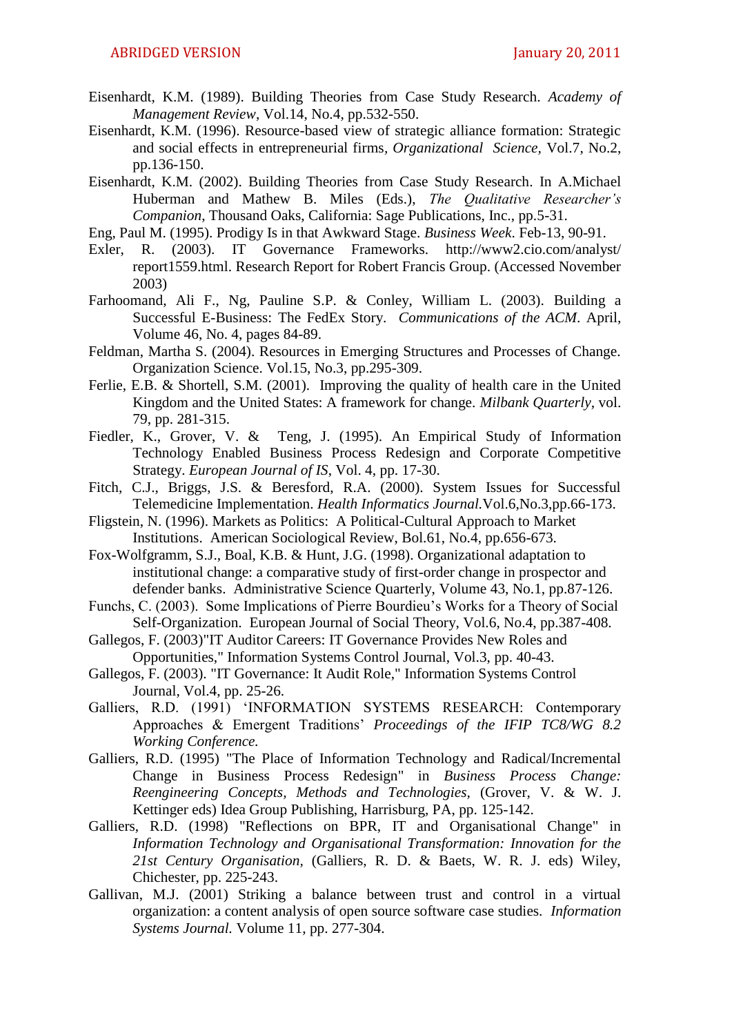Eisenhardt, K.M. (1989). Building Theories from Case Study Research. *Academy of Management Review*, Vol.14, No.4, pp.532-550.

Eisenhardt, K.M. (1996). Resource-based view of strategic alliance formation: Strategic and social effects in entrepreneurial firms, *Organizational Science*, Vol.7, No.2, pp.136-150.

Eisenhardt, K.M. (2002). Building Theories from Case Study Research. In A.Michael Huberman and Mathew B. Miles (Eds.), *The Qualitative Researcher's Companion*, Thousand Oaks, California: Sage Publications, Inc., pp.5-31.

Eng, Paul M. (1995). Prodigy Is in that Awkward Stage. *Business Week*. Feb-13, 90-91.

Exler, R. (2003). IT Governance Frameworks. http://www2.cio.com/analyst/report1559.html. Research Report for Robert Francis Group. (Accessed November 2003)

Farhoomand, Ali F., Ng, Pauline S.P. & Conley, William L. (2003). Building a Successful E-Business: The FedEx Story. *Communications of the ACM*. April, Volume 46, No. 4, pages 84-89.

Feldman, Martha S. (2004). Resources in Emerging Structures and Processes of Change. Organization Science. Vol.15, No.3, pp.295-309.

Ferlie, E.B. & Shortell, S.M. (2001). Improving the quality of health care in the United Kingdom and the United States: A framework for change. *Milbank Quarterly*, vol. 79, pp. 281-315.

Fiedler, K., Grover, V. & Teng, J. (1995). An Empirical Study of Information Technology Enabled Business Process Redesign and Corporate Competitive Strategy. *European Journal of IS*, Vol. 4, pp. 17-30.

Fitch, C.J., Briggs, J.S. & Beresford, R.A. (2000). System Issues for Successful Telemedicine Implementation. *Health Informatics Journal*.Vol.6,No.3,pp.66-173.

Fligstein, N. (1996). Markets as Politics: A Political-Cultural Approach to Market Institutions. American Sociological Review, Bol.61, No.4, pp.656-673.

Fox-Wolfgramm, S.J., Boal, K.B. & Hunt, J.G. (1998). Organizational adaptation to institutional change: a comparative study of first-order change in prospector and defender banks. Administrative Science Quarterly, Volume 43, No.1, pp.87-126.

Funchs, C. (2003). Some Implications of Pierre Bourdieu's Works for a Theory of Social Self-Organization. European Journal of Social Theory, Vol.6, No.4, pp.387-408.

Gallegos, F. (2003)"IT Auditor Careers: IT Governance Provides New Roles and Opportunities," Information Systems Control Journal, Vol.3, pp. 40-43.

Gallegos, F. (2003). "IT Governance: It Audit Role," Information Systems Control Journal, Vol.4, pp. 25-26.

Galliers, R.D. (1991) 'INFORMATION SYSTEMS RESEARCH: Contemporary Approaches & Emergent Traditions' *Proceedings of the IFIP TC8/WG 8.2 Working Conference.*

Galliers, R.D. (1995) "The Place of Information Technology and Radical/Incremental Change in Business Process Redesign" in *Business Process Change: Reengineering Concepts, Methods and Technologies*, (Grover, V. & W. J. Kettinger eds) Idea Group Publishing, Harrisburg, PA, pp. 125-142.

Galliers, R.D. (1998) "Reflections on BPR, IT and Organisational Change" in *Information Technology and Organisational Transformation: Innovation for the 21st Century Organisation*, (Galliers, R. D. & Baets, W. R. J. eds) Wiley, Chichester, pp. 225-243.

Gallivan, M.J. (2001) Striking a balance between trust and control in a virtual organization: a content analysis of open source software case studies. *Information Systems Journal*. Volume 11, pp. 277-304.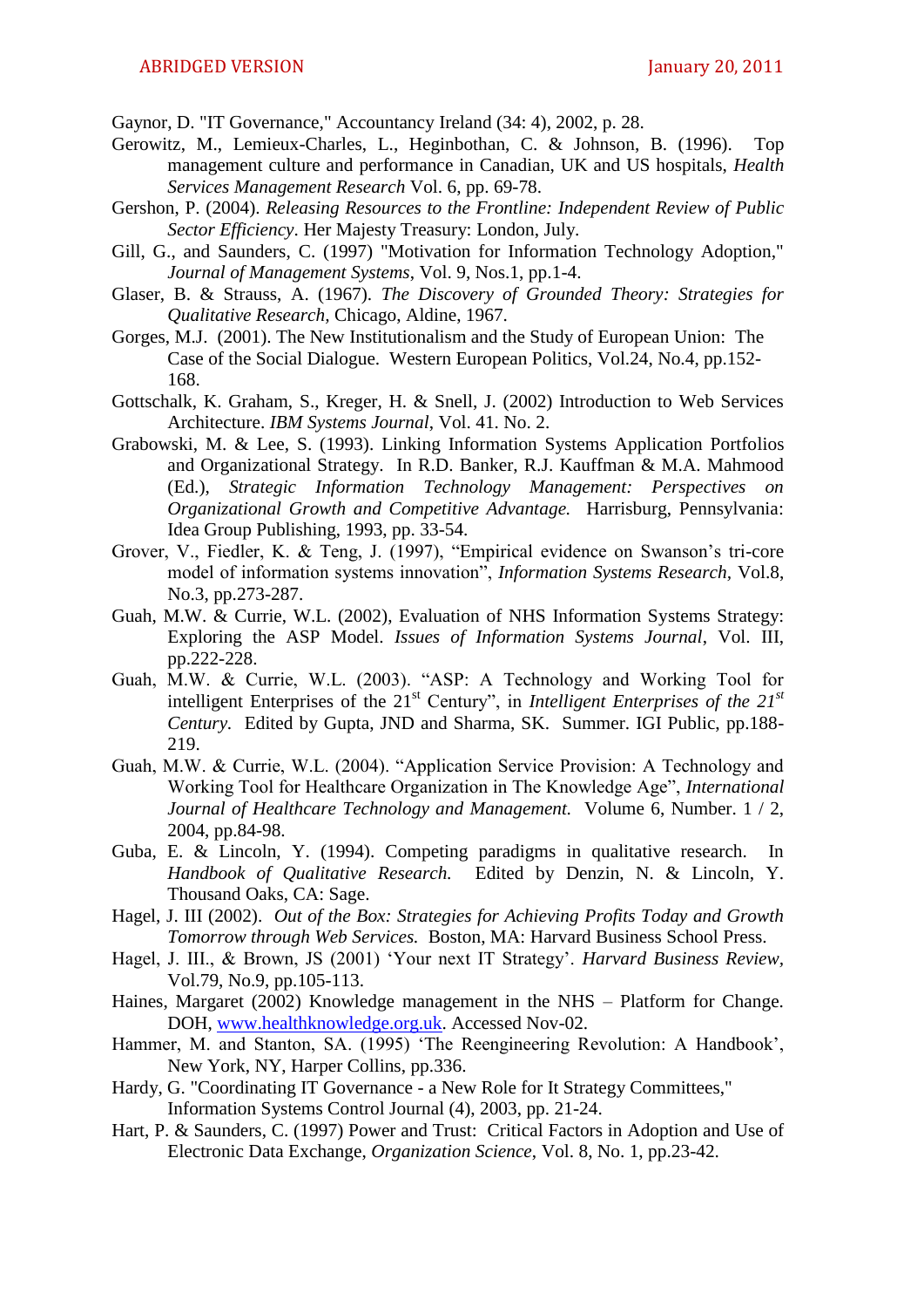Gaynor, D. "IT Governance," Accountancy Ireland (34: 4), 2002, p. 28.

Gerowitz, M., Lemieux-Charles, L., Heginbothan, C. & Johnson, B. (1996). Top management culture and performance in Canadian, UK and US hospitals, *Health Services Management Research* Vol. 6, pp. 69-78.

Gershon, P. (2004). *Releasing Resources to the Frontline: Independent Review of Public Sector Efficiency*. Her Majesty Treasury: London, July.

Gill, G., and Saunders, C. (1997) "Motivation for Information Technology Adoption," *Journal of Management Systems*, Vol. 9, Nos.1, pp.1-4.

Glaser, B. & Strauss, A. (1967). *The Discovery of Grounded Theory: Strategies for Qualitative Research*, Chicago, Aldine, 1967.

Gorges, M.J. (2001). The New Institutionalism and the Study of European Union: The Case of the Social Dialogue. Western European Politics, Vol.24, No.4, pp.152-168.

Gottschalk, K. Graham, S., Kreger, H. & Snell, J. (2002) Introduction to Web Services Architecture. *IBM Systems Journal*, Vol. 41. No. 2.

Grabowski, M. & Lee, S. (1993). Linking Information Systems Application Portfolios and Organizational Strategy. In R.D. Banker, R.J. Kauffman & M.A. Mahmood (Ed.), *Strategic Information Technology Management: Perspectives on Organizational Growth and Competitive Advantage.* Harrisburg, Pennsylvania: Idea Group Publishing, 1993, pp. 33-54.

Grover, V., Fiedler, K. & Teng, J. (1997), "Empirical evidence on Swanson's tri-core model of information systems innovation", *Information Systems Research*, Vol.8, No.3, pp.273-287.

Guah, M.W. & Currie, W.L. (2002), Evaluation of NHS Information Systems Strategy: Exploring the ASP Model. *Issues of Information Systems Journal*, Vol. III, pp.222-228.

Guah, M.W. & Currie, W.L. (2003). "ASP: A Technology and Working Tool for intelligent Enterprises of the 21st Century", in *Intelligent Enterprises of the 21st Century*. Edited by Gupta, JND and Sharma, SK. Summer. IGI Public, pp.188-219.

Guah, M.W. & Currie, W.L. (2004). "Application Service Provision: A Technology and Working Tool for Healthcare Organization in The Knowledge Age", *International Journal of Healthcare Technology and Management.* Volume 6, Number. 1 / 2, 2004, pp.84-98.

Guba, E. & Lincoln, Y. (1994). Competing paradigms in qualitative research. In *Handbook of Qualitative Research.* Edited by Denzin, N. & Lincoln, Y. Thousand Oaks, CA: Sage.

Hagel, J. III (2002). *Out of the Box: Strategies for Achieving Profits Today and Growth Tomorrow through Web Services.* Boston, MA: Harvard Business School Press.

Hagel, J. III., & Brown, JS (2001) 'Your next IT Strategy'. *Harvard Business Review*, Vol.79, No.9, pp.105-113.

Haines, Margaret (2002) Knowledge management in the NHS – Platform for Change. DOH, www.healthknowledge.org.uk. Accessed Nov-02.

Hammer, M. and Stanton, SA. (1995) 'The Reengineering Revolution: A Handbook', New York, NY, Harper Collins, pp.336.

Hardy, G. "Coordinating IT Governance - a New Role for It Strategy Committees," Information Systems Control Journal (4), 2003, pp. 21-24.

Hart, P. & Saunders, C. (1997) Power and Trust: Critical Factors in Adoption and Use of Electronic Data Exchange, *Organization Science*, Vol. 8, No. 1, pp.23-42.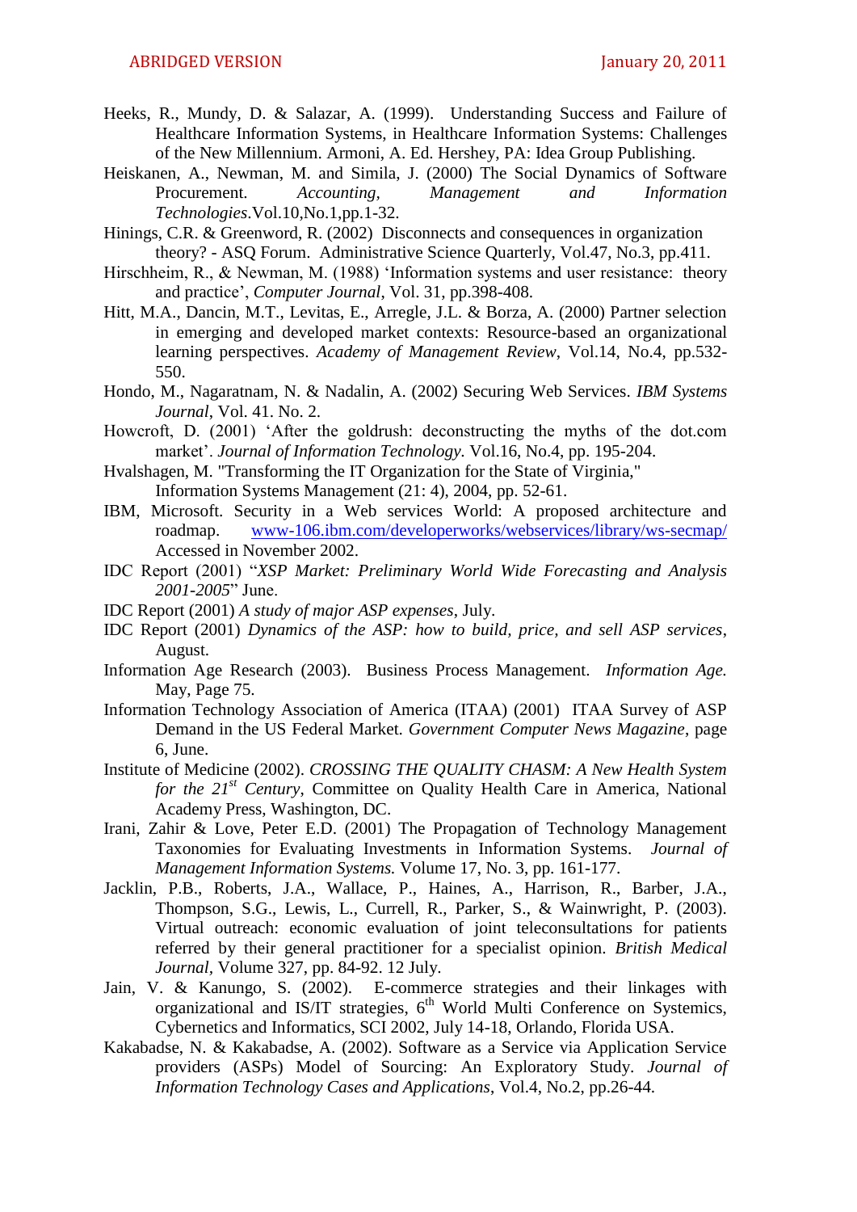Heeks, R., Mundy, D. & Salazar, A. (1999). Understanding Success and Failure of Healthcare Information Systems, in Healthcare Information Systems: Challenges of the New Millennium. Armoni, A. Ed. Hershey, PA: Idea Group Publishing.

Heiskanen, A., Newman, M. and Simila, J. (2000) The Social Dynamics of Software Procurement. *Accounting, Management and Information Technologies*.Vol.10,No.1,pp.1-32.

Hinings, C.R. & Greenword, R. (2002) Disconnects and consequences in organization theory? - ASQ Forum. Administrative Science Quarterly, Vol.47, No.3, pp.411.

Hirschheim, R., & Newman, M. (1988) 'Information systems and user resistance: theory and practice', *Computer Journal*, Vol. 31, pp.398-408.

Hitt, M.A., Dancin, M.T., Levitas, E., Arregle, J.L. & Borza, A. (2000) Partner selection in emerging and developed market contexts: Resource-based an organizational learning perspectives. *Academy of Management Review*, Vol.14, No.4, pp.532-550.

Hondo, M., Nagaratnam, N. & Nadalin, A. (2002) Securing Web Services. *IBM Systems Journal*, Vol. 41. No. 2.

Howcroft, D. (2001) 'After the goldrush: deconstructing the myths of the dot.com market'. *Journal of Information Technology.* Vol.16, No.4, pp. 195-204.

Hvalshagen, M. "Transforming the IT Organization for the State of Virginia," Information Systems Management (21: 4), 2004, pp. 52-61.

IBM, Microsoft. Security in a Web services World: A proposed architecture and roadmap. www-106.ibm.com/developerworks/webservices/library/ws-secmap/ Accessed in November 2002.

IDC Report (2001) "*XSP Market: Preliminary World Wide Forecasting and Analysis 2001-2005*" June.

IDC Report (2001) *A study of major ASP expenses*, July.

IDC Report (2001) *Dynamics of the ASP: how to build, price, and sell ASP services*, August.

Information Age Research (2003). Business Process Management. *Information Age.* May, Page 75.

Information Technology Association of America (ITAA) (2001) ITAA Survey of ASP Demand in the US Federal Market. *Government Computer News Magazine*, page 6, June.

Institute of Medicine (2002). *CROSSING THE QUALITY CHASM: A New Health System for the 21st Century*, Committee on Quality Health Care in America, National Academy Press, Washington, DC.

Irani, Zahir & Love, Peter E.D. (2001) The Propagation of Technology Management Taxonomies for Evaluating Investments in Information Systems. *Journal of Management Information Systems.* Volume 17, No. 3, pp. 161-177.

Jacklin, P.B., Roberts, J.A., Wallace, P., Haines, A., Harrison, R., Barber, J.A., Thompson, S.G., Lewis, L., Currell, R., Parker, S., & Wainwright, P. (2003). Virtual outreach: economic evaluation of joint teleconsultations for patients referred by their general practitioner for a specialist opinion. *British Medical Journal*, Volume 327, pp. 84-92. 12 July.

Jain, V. & Kanungo, S. (2002). E-commerce strategies and their linkages with organizational and IS/IT strategies, 6th World Multi Conference on Systemics, Cybernetics and Informatics, SCI 2002, July 14-18, Orlando, Florida USA.

Kakabadse, N. & Kakabadse, A. (2002). Software as a Service via Application Service providers (ASPs) Model of Sourcing: An Exploratory Study. *Journal of Information Technology Cases and Applications*, Vol.4, No.2, pp.26-44.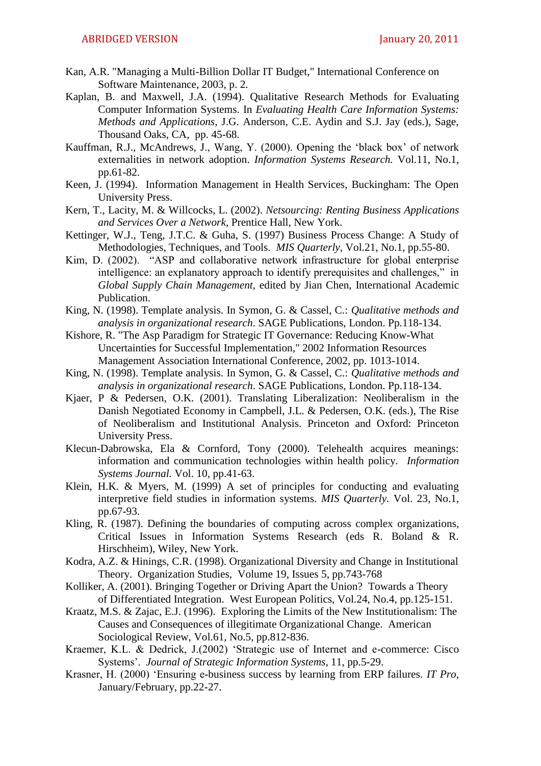Kan, A.R. "Managing a Multi-Billion Dollar IT Budget," International Conference on Software Maintenance, 2003, p. 2.

Kaplan, B. and Maxwell, J.A. (1994). Qualitative Research Methods for Evaluating Computer Information Systems. In *Evaluating Health Care Information Systems: Methods and Applications*, J.G. Anderson, C.E. Aydin and S.J. Jay (eds.), Sage, Thousand Oaks, CA, pp. 45-68.

Kauffman, R.J., McAndrews, J., Wang, Y. (2000). Opening the 'black box' of network externalities in network adoption. *Information Systems Research.* Vol.11, No.1, pp.61-82.

Keen, J. (1994). Information Management in Health Services, Buckingham: The Open University Press.

Kern, T., Lacity, M. & Willcocks, L. (2002). *Netsourcing: Renting Business Applications and Services Over a Network*, Prentice Hall, New York.

Kettinger, W.J., Teng, J.T.C. & Guha, S. (1997) Business Process Change: A Study of Methodologies, Techniques, and Tools. *MIS Quarterly*, Vol.21, No.1, pp.55-80.

Kim, D. (2002). "ASP and collaborative network infrastructure for global enterprise intelligence: an explanatory approach to identify prerequisites and challenges," in *Global Supply Chain Management*, edited by Jian Chen, International Academic Publication.

King, N. (1998). Template analysis. In Symon, G. & Cassel, C.: *Qualitative methods and analysis in organizational research*. SAGE Publications, London. Pp.118-134.

Kishore, R. "The Asp Paradigm for Strategic IT Governance: Reducing Know-What Uncertainties for Successful Implementation," 2002 Information Resources Management Association International Conference, 2002, pp. 1013-1014.

King, N. (1998). Template analysis. In Symon, G. & Cassel, C.: *Qualitative methods and analysis in organizational research*. SAGE Publications, London. Pp.118-134.

Kjaer, P & Pedersen, O.K. (2001). Translating Liberalization: Neoliberalism in the Danish Negotiated Economy in Campbell, J.L. & Pedersen, O.K. (eds.), The Rise of Neoliberalism and Institutional Analysis. Princeton and Oxford: Princeton University Press.

Klecun-Dabrowska, Ela & Cornford, Tony (2000). Telehealth acquires meanings: information and communication technologies within health policy. *Information Systems Journal.* Vol. 10, pp.41-63.

Klein, H.K. & Myers, M. (1999) A set of principles for conducting and evaluating interpretive field studies in information systems. *MIS Quarterly.* Vol. 23, No.1, pp.67-93.

Kling, R. (1987). Defining the boundaries of computing across complex organizations, Critical Issues in Information Systems Research (eds R. Boland & R. Hirschheim), Wiley, New York.

Kodra, A.Z. & Hinings, C.R. (1998). Organizational Diversity and Change in Institutional Theory. Organization Studies, Volume 19, Issues 5, pp.743-768

Kolliker, A. (2001). Bringing Together or Driving Apart the Union? Towards a Theory of Differentiated Integration. West European Politics, Vol.24, No.4, pp.125-151.

Kraatz, M.S. & Zajac, E.J. (1996). Exploring the Limits of the New Institutionalism: The Causes and Consequences of illegitimate Organizational Change. American Sociological Review, Vol.61, No.5, pp.812-836.

Kraemer, K.L. & Dedrick, J.(2002) 'Strategic use of Internet and e-commerce: Cisco Systems'. *Journal of Strategic Information Systems*, 11, pp.5-29.

Krasner, H. (2000) 'Ensuring e-business success by learning from ERP failures. *IT Pro*, January/February, pp.22-27.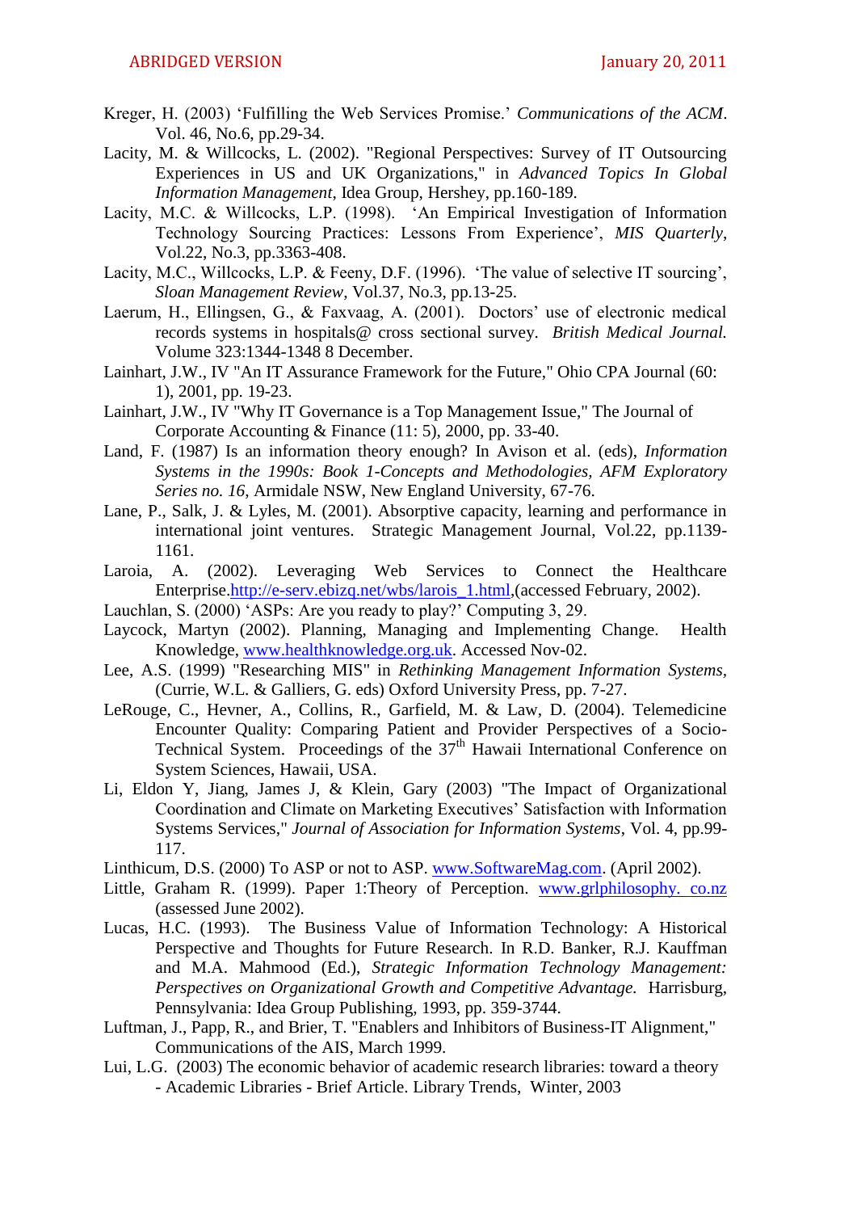Kreger, H. (2003) 'Fulfilling the Web Services Promise.' *Communications of the ACM*. Vol. 46, No.6, pp.29-34.

Lacity, M. & Willcocks, L. (2002). "Regional Perspectives: Survey of IT Outsourcing Experiences in US and UK Organizations," in *Advanced Topics In Global Information Management*, Idea Group, Hershey, pp.160-189.

Lacity, M.C. & Willcocks, L.P. (1998). 'An Empirical Investigation of Information Technology Sourcing Practices: Lessons From Experience', *MIS Quarterly*, Vol.22, No.3, pp.3363-408.

Lacity, M.C., Willcocks, L.P. & Feeny, D.F. (1996). 'The value of selective IT sourcing', *Sloan Management Review*, Vol.37, No.3, pp.13-25.

Laerum, H., Ellingsen, G., & Faxvaag, A. (2001). Doctors' use of electronic medical records systems in hospitals@ cross sectional survey. *British Medical Journal.* Volume 323:1344-1348 8 December.

Lainhart, J.W., IV "An IT Assurance Framework for the Future," Ohio CPA Journal (60: 1), 2001, pp. 19-23.

Lainhart, J.W., IV "Why IT Governance is a Top Management Issue," The Journal of Corporate Accounting & Finance (11: 5), 2000, pp. 33-40.

Land, F. (1987) Is an information theory enough? In Avison et al. (eds), *Information Systems in the 1990s: Book 1-Concepts and Methodologies, AFM Exploratory Series no. 16*, Armidale NSW, New England University, 67-76.

Lane, P., Salk, J. & Lyles, M. (2001). Absorptive capacity, learning and performance in international joint ventures. Strategic Management Journal, Vol.22, pp.1139-1161.

Laroia, A. (2002). Leveraging Web Services to Connect the Healthcare Enterprise.http://e-serv.ebizq.net/wbs/larois_1.html,(accessed February, 2002).

Lauchlan, S. (2000) 'ASPs: Are you ready to play?' Computing 3, 29.

Laycock, Martyn (2002). Planning, Managing and Implementing Change. Health Knowledge, www.healthknowledge.org.uk. Accessed Nov-02.

Lee, A.S. (1999) "Researching MIS" in *Rethinking Management Information Systems*, (Currie, W.L. & Galliers, G. eds) Oxford University Press, pp. 7-27.

LeRouge, C., Hevner, A., Collins, R., Garfield, M. & Law, D. (2004). Telemedicine Encounter Quality: Comparing Patient and Provider Perspectives of a Socio-Technical System. Proceedings of the 37th Hawaii International Conference on System Sciences, Hawaii, USA.

Li, Eldon Y, Jiang, James J, & Klein, Gary (2003) "The Impact of Organizational Coordination and Climate on Marketing Executives' Satisfaction with Information Systems Services," *Journal of Association for Information Systems*, Vol. 4, pp.99-117.

Linthicum, D.S. (2000) To ASP or not to ASP. www.SoftwareMag.com. (April 2002).

Little, Graham R. (1999). Paper 1:Theory of Perception. www.grlphilosophy. co.nz (assessed June 2002).

Lucas, H.C. (1993). The Business Value of Information Technology: A Historical Perspective and Thoughts for Future Research. In R.D. Banker, R.J. Kauffman and M.A. Mahmood (Ed.), *Strategic Information Technology Management: Perspectives on Organizational Growth and Competitive Advantage.* Harrisburg, Pennsylvania: Idea Group Publishing, 1993, pp. 359-3744.

Luftman, J., Papp, R., and Brier, T. "Enablers and Inhibitors of Business-IT Alignment," Communications of the AIS, March 1999.

Lui, L.G. (2003) The economic behavior of academic research libraries: toward a theory - Academic Libraries - Brief Article. Library Trends, Winter, 2003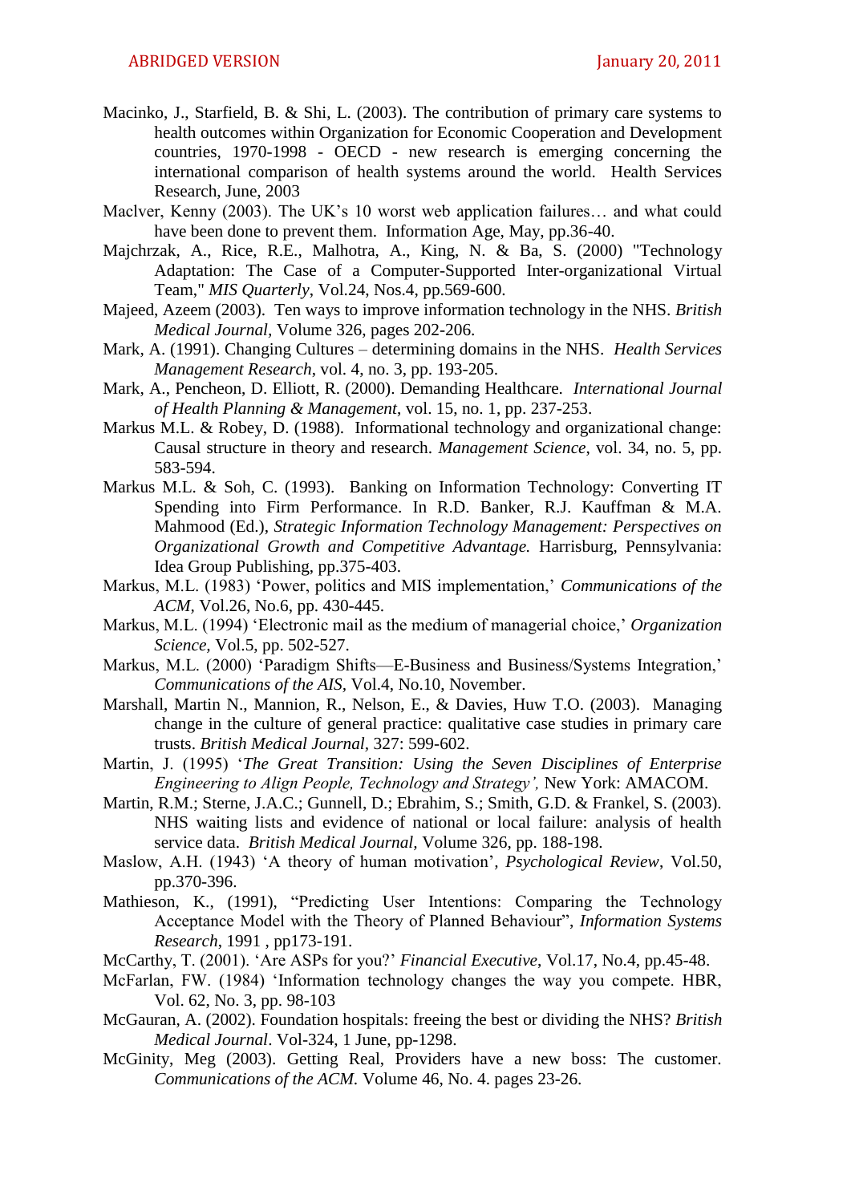Macinko, J., Starfield, B. & Shi, L. (2003). The contribution of primary care systems to health outcomes within Organization for Economic Cooperation and Development countries, 1970-1998 - OECD - new research is emerging concerning the international comparison of health systems around the world. Health Services Research, June, 2003

Maclver, Kenny (2003). The UK's 10 worst web application failures… and what could have been done to prevent them. Information Age, May, pp.36-40.

Majchrzak, A., Rice, R.E., Malhotra, A., King, N. & Ba, S. (2000) "Technology Adaptation: The Case of a Computer-Supported Inter-organizational Virtual Team," *MIS Quarterly*, Vol.24, Nos.4, pp.569-600.

Majeed, Azeem (2003). Ten ways to improve information technology in the NHS. *British Medical Journal,* Volume 326, pages 202-206.

Mark, A. (1991). Changing Cultures – determining domains in the NHS. *Health Services Management Research*, vol. 4, no. 3, pp. 193-205.

Mark, A., Pencheon, D. Elliott, R. (2000). Demanding Healthcare. *International Journal of Health Planning & Management*, vol. 15, no. 1, pp. 237-253.

Markus M.L. & Robey, D. (1988). Informational technology and organizational change: Causal structure in theory and research. *Management Science*, vol. 34, no. 5, pp. 583-594.

Markus M.L. & Soh, C. (1993). Banking on Information Technology: Converting IT Spending into Firm Performance. In R.D. Banker, R.J. Kauffman & M.A. Mahmood (Ed.), *Strategic Information Technology Management: Perspectives on Organizational Growth and Competitive Advantage.* Harrisburg, Pennsylvania: Idea Group Publishing, pp.375-403.

Markus, M.L. (1983) 'Power, politics and MIS implementation,' *Communications of the ACM,* Vol.26, No.6, pp. 430-445.

Markus, M.L. (1994) 'Electronic mail as the medium of managerial choice,' *Organization Science*, Vol.5, pp. 502-527.

Markus, M.L. (2000) 'Paradigm Shifts—E-Business and Business/Systems Integration,' *Communications of the AIS,* Vol.4, No.10, November.

Marshall, Martin N., Mannion, R., Nelson, E., & Davies, Huw T.O. (2003). Managing change in the culture of general practice: qualitative case studies in primary care trusts. *British Medical Journal,* 327: 599-602.

Martin, J. (1995) '*The Great Transition: Using the Seven Disciplines of Enterprise Engineering to Align People, Technology and Strategy',* New York: AMACOM.

Martin, R.M.; Sterne, J.A.C.; Gunnell, D.; Ebrahim, S.; Smith, G.D. & Frankel, S. (2003). NHS waiting lists and evidence of national or local failure: analysis of health service data. *British Medical Journal*, Volume 326, pp. 188-198.

Maslow, A.H. (1943) 'A theory of human motivation', *Psychological Review*, Vol.50, pp.370-396.

Mathieson, K., (1991), "Predicting User Intentions: Comparing the Technology Acceptance Model with the Theory of Planned Behaviour", *Information Systems Research*, 1991 , pp173-191.

McCarthy, T. (2001). 'Are ASPs for you?' *Financial Executive*, Vol.17, No.4, pp.45-48.

McFarlan, FW. (1984) 'Information technology changes the way you compete. HBR, Vol. 62, No. 3, pp. 98-103

McGauran, A. (2002). Foundation hospitals: freeing the best or dividing the NHS? *British Medical Journal*. Vol-324, 1 June, pp-1298.

McGinity, Meg (2003). Getting Real, Providers have a new boss: The customer. *Communications of the ACM.* Volume 46, No. 4. pages 23-26.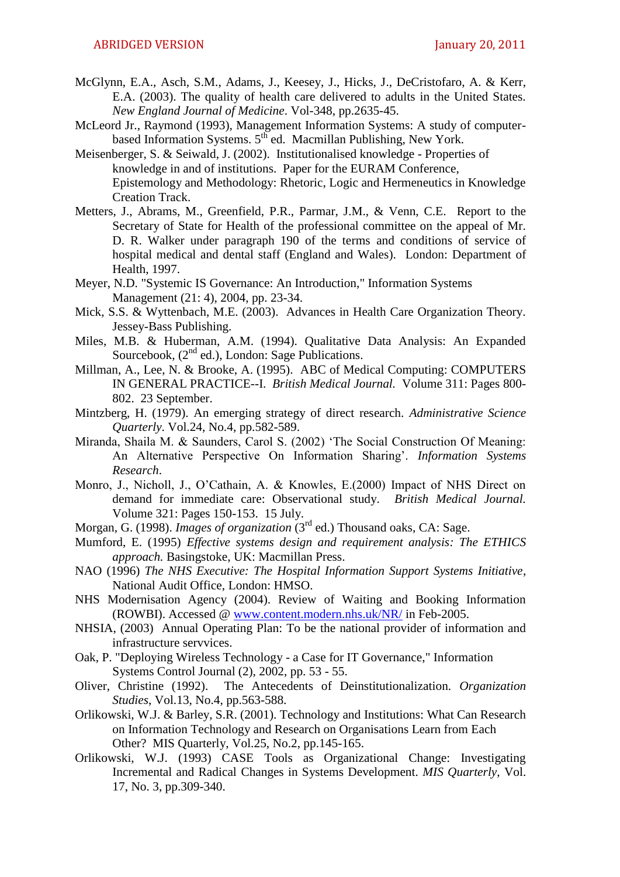McGlynn, E.A., Asch, S.M., Adams, J., Keesey, J., Hicks, J., DeCristofaro, A. & Kerr, E.A. (2003). The quality of health care delivered to adults in the United States. *New England Journal of Medicine*. Vol-348, pp.2635-45.

McLeord Jr., Raymond (1993), Management Information Systems: A study of computer-based Information Systems. 5th ed. Macmillan Publishing, New York.

Meisenberger, S. & Seiwald, J. (2002). Institutionalised knowledge - Properties of knowledge in and of institutions. Paper for the EURAM Conference, Epistemology and Methodology: Rhetoric, Logic and Hermeneutics in Knowledge Creation Track.

Metters, J., Abrams, M., Greenfield, P.R., Parmar, J.M., & Venn, C.E. Report to the Secretary of State for Health of the professional committee on the appeal of Mr. D. R. Walker under paragraph 190 of the terms and conditions of service of hospital medical and dental staff (England and Wales). London: Department of Health, 1997.

Meyer, N.D. "Systemic IS Governance: An Introduction," Information Systems Management (21: 4), 2004, pp. 23-34.

Mick, S.S. & Wyttenbach, M.E. (2003). Advances in Health Care Organization Theory. Jessey-Bass Publishing.

Miles, M.B. & Huberman, A.M. (1994). Qualitative Data Analysis: An Expanded Sourcebook, (2nd ed.), London: Sage Publications.

Millman, A., Lee, N. & Brooke, A. (1995). ABC of Medical Computing: COMPUTERS IN GENERAL PRACTICE--I. *British Medical Journal.* Volume 311: Pages 800-802. 23 September.

Mintzberg, H. (1979). An emerging strategy of direct research. *Administrative Science Quarterly*. Vol.24, No.4, pp.582-589.

Miranda, Shaila M. & Saunders, Carol S. (2002) 'The Social Construction Of Meaning: An Alternative Perspective On Information Sharing'. *Information Systems Research*.

Monro, J., Nicholl, J., O'Cathain, A. & Knowles, E.(2000) Impact of NHS Direct on demand for immediate care: Observational study. *British Medical Journal.* Volume 321: Pages 150-153. 15 July.

Morgan, G. (1998). *Images of organization* (3rd ed.) Thousand oaks, CA: Sage.

Mumford, E. (1995) *Effective systems design and requirement analysis: The ETHICS approach.* Basingstoke, UK: Macmillan Press.

NAO (1996) *The NHS Executive: The Hospital Information Support Systems Initiative*, National Audit Office, London: HMSO.

NHS Modernisation Agency (2004). Review of Waiting and Booking Information (ROWBI). Accessed @ [www.content.modern.nhs.uk/NR/](www.content.modern.nhs.uk/NR/) in Feb-2005.

NHSIA, (2003) Annual Operating Plan: To be the national provider of information and infrastructure servvices.

Oak, P. "Deploying Wireless Technology - a Case for IT Governance," Information Systems Control Journal (2), 2002, pp. 53 - 55.

Oliver, Christine (1992). The Antecedents of Deinstitutionalization. *Organization Studies*, Vol.13, No.4, pp.563-588.

Orlikowski, W.J. & Barley, S.R. (2001). Technology and Institutions: What Can Research on Information Technology and Research on Organisations Learn from Each Other? MIS Quarterly, Vol.25, No.2, pp.145-165.

Orlikowski, W.J. (1993) CASE Tools as Organizational Change: Investigating Incremental and Radical Changes in Systems Development. *MIS Quarterly*, Vol. 17, No. 3, pp.309-340.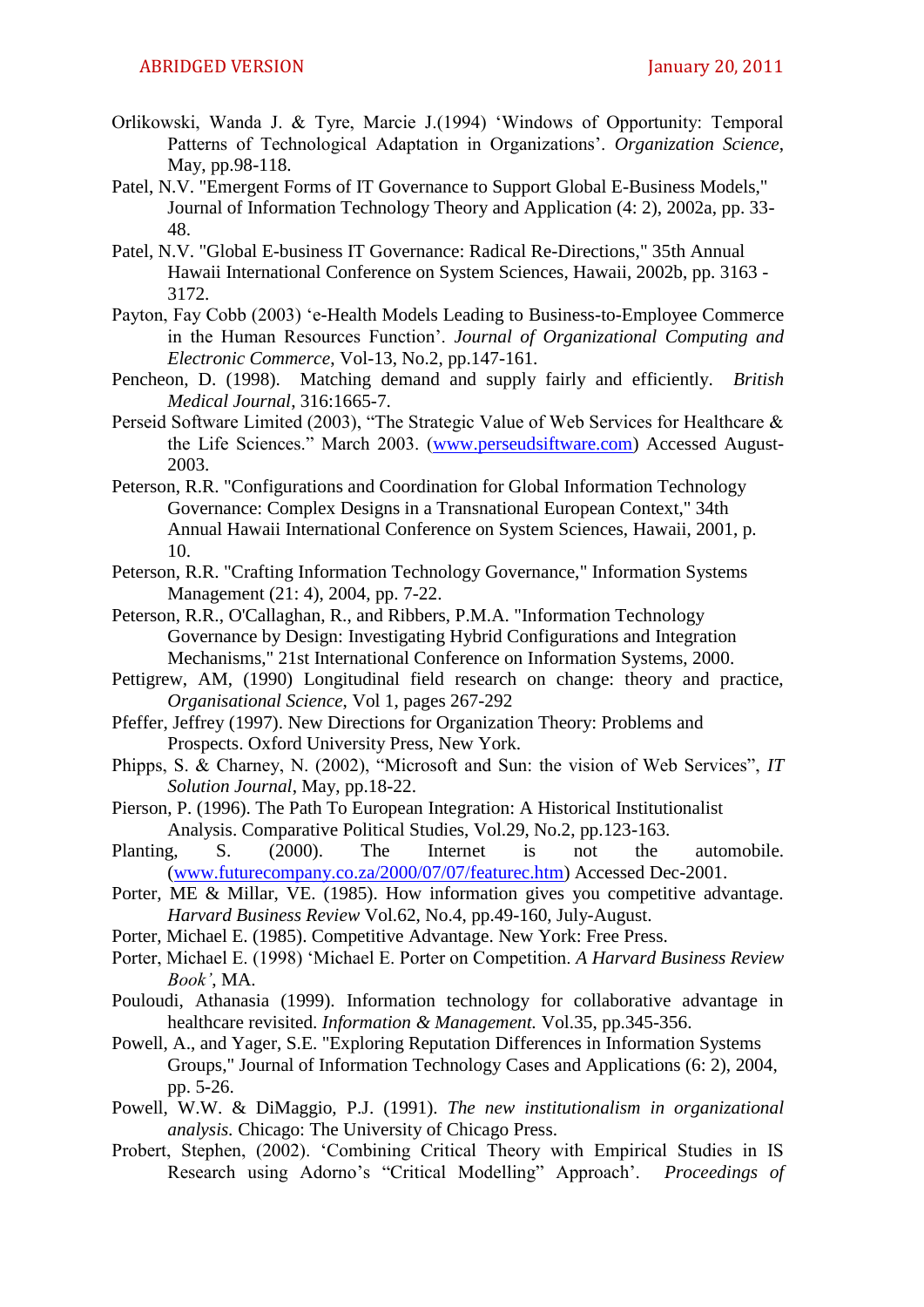Orlikowski, Wanda J. & Tyre, Marcie J.(1994) 'Windows of Opportunity: Temporal Patterns of Technological Adaptation in Organizations'. *Organization Science*, May, pp.98-118.

Patel, N.V. "Emergent Forms of IT Governance to Support Global E-Business Models," Journal of Information Technology Theory and Application (4: 2), 2002a, pp. 33-48.

Patel, N.V. "Global E-business IT Governance: Radical Re-Directions," 35th Annual Hawaii International Conference on System Sciences, Hawaii, 2002b, pp. 3163 - 3172.

Payton, Fay Cobb (2003) 'e-Health Models Leading to Business-to-Employee Commerce in the Human Resources Function'. *Journal of Organizational Computing and Electronic Commerce*, Vol-13, No.2, pp.147-161.

Pencheon, D. (1998). Matching demand and supply fairly and efficiently. *British Medical Journal*, 316:1665-7.

Perseid Software Limited (2003), "The Strategic Value of Web Services for Healthcare & the Life Sciences." March 2003. (www.perseudsiftware.com) Accessed August-2003.

Peterson, R.R. "Configurations and Coordination for Global Information Technology Governance: Complex Designs in a Transnational European Context," 34th Annual Hawaii International Conference on System Sciences, Hawaii, 2001, p. 10.

Peterson, R.R. "Crafting Information Technology Governance," Information Systems Management (21: 4), 2004, pp. 7-22.

Peterson, R.R., O'Callaghan, R., and Ribbers, P.M.A. "Information Technology Governance by Design: Investigating Hybrid Configurations and Integration Mechanisms," 21st International Conference on Information Systems, 2000.

Pettigrew, AM, (1990) Longitudinal field research on change: theory and practice, *Organisational Science*, Vol 1, pages 267-292

Pfeffer, Jeffrey (1997). New Directions for Organization Theory: Problems and Prospects. Oxford University Press, New York.

Phipps, S. & Charney, N. (2002), "Microsoft and Sun: the vision of Web Services", *IT Solution Journal*, May, pp.18-22.

Pierson, P. (1996). The Path To European Integration: A Historical Institutionalist Analysis. Comparative Political Studies, Vol.29, No.2, pp.123-163.

Planting, S. (2000). The Internet is not the automobile. (www.futurecompany.co.za/2000/07/07/featurec.htm) Accessed Dec-2001.

Porter, ME & Millar, VE. (1985). How information gives you competitive advantage. *Harvard Business Review* Vol.62, No.4, pp.49-160, July-August.

Porter, Michael E. (1985). Competitive Advantage. New York: Free Press.

Porter, Michael E. (1998) 'Michael E. Porter on Competition. *A Harvard Business Review Book'*, MA.

Pouloudi, Athanasia (1999). Information technology for collaborative advantage in healthcare revisited. *Information & Management.* Vol.35, pp.345-356.

Powell, A., and Yager, S.E. "Exploring Reputation Differences in Information Systems Groups," Journal of Information Technology Cases and Applications (6: 2), 2004, pp. 5-26.

Powell, W.W. & DiMaggio, P.J. (1991). *The new institutionalism in organizational analysis.* Chicago: The University of Chicago Press.

Probert, Stephen, (2002). 'Combining Critical Theory with Empirical Studies in IS Research using Adorno's "Critical Modelling" Approach'. *Proceedings of*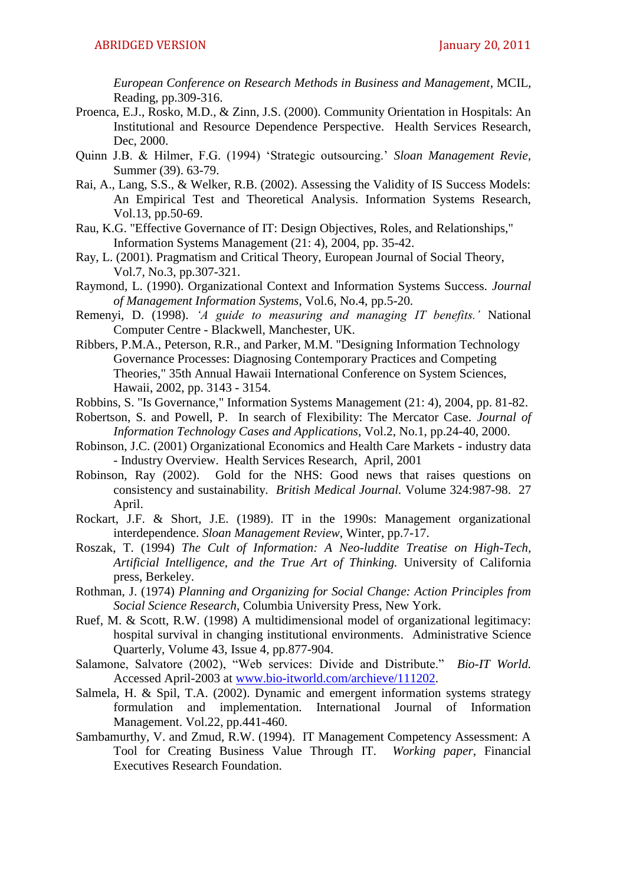*European Conference on Research Methods in Business and Management*, MCIL, Reading, pp.309-316.

Proenca, E.J., Rosko, M.D., & Zinn, J.S. (2000). Community Orientation in Hospitals: An Institutional and Resource Dependence Perspective. Health Services Research, Dec, 2000.

Quinn J.B. & Hilmer, F.G. (1994) 'Strategic outsourcing.' *Sloan Management Revie*, Summer (39). 63-79.

Rai, A., Lang, S.S., & Welker, R.B. (2002). Assessing the Validity of IS Success Models: An Empirical Test and Theoretical Analysis. Information Systems Research, Vol.13, pp.50-69.

Rau, K.G. "Effective Governance of IT: Design Objectives, Roles, and Relationships," Information Systems Management (21: 4), 2004, pp. 35-42.

Ray, L. (2001). Pragmatism and Critical Theory, European Journal of Social Theory, Vol.7, No.3, pp.307-321.

Raymond, L. (1990). Organizational Context and Information Systems Success. *Journal of Management Information Systems*, Vol.6, No.4, pp.5-20.

Remenyi, D. (1998). *'A guide to measuring and managing IT benefits.'* National Computer Centre - Blackwell, Manchester, UK.

Ribbers, P.M.A., Peterson, R.R., and Parker, M.M. "Designing Information Technology Governance Processes: Diagnosing Contemporary Practices and Competing Theories," 35th Annual Hawaii International Conference on System Sciences, Hawaii, 2002, pp. 3143 - 3154.

Robbins, S. "Is Governance," Information Systems Management (21: 4), 2004, pp. 81-82.

Robertson, S. and Powell, P. In search of Flexibility: The Mercator Case. *Journal of Information Technology Cases and Applications*, Vol.2, No.1, pp.24-40, 2000.

Robinson, J.C. (2001) Organizational Economics and Health Care Markets - industry data - Industry Overview. Health Services Research, April, 2001

Robinson, Ray (2002). Gold for the NHS: Good news that raises questions on consistency and sustainability. *British Medical Journal.* Volume 324:987-98. 27 April.

Rockart, J.F. & Short, J.E. (1989). IT in the 1990s: Management organizational interdependence. *Sloan Management Review*, Winter, pp.7-17.

Roszak, T. (1994) *The Cult of Information: A Neo-luddite Treatise on High-Tech, Artificial Intelligence, and the True Art of Thinking.* University of California press, Berkeley.

Rothman, J. (1974) *Planning and Organizing for Social Change: Action Principles from Social Science Research*, Columbia University Press, New York.

Ruef, M. & Scott, R.W. (1998) A multidimensional model of organizational legitimacy: hospital survival in changing institutional environments. Administrative Science Quarterly, Volume 43, Issue 4, pp.877-904.

Salamone, Salvatore (2002), "Web services: Divide and Distribute." *Bio-IT World.* Accessed April-2003 at www.bio-itworld.com/archieve/111202.

Salmela, H. & Spil, T.A. (2002). Dynamic and emergent information systems strategy formulation and implementation. International Journal of Information Management. Vol.22, pp.441-460.

Sambamurthy, V. and Zmud, R.W. (1994). IT Management Competency Assessment: A Tool for Creating Business Value Through IT. *Working paper*, Financial Executives Research Foundation.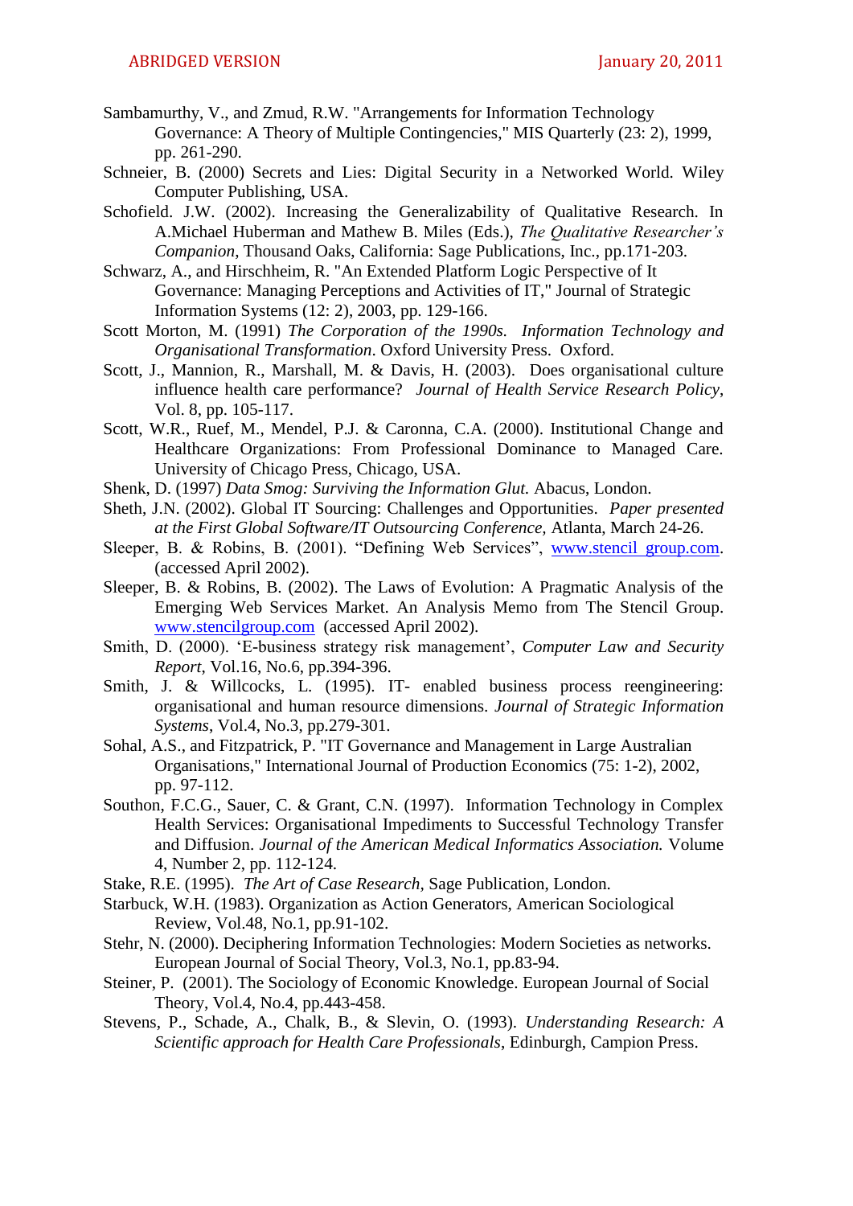Sambamurthy, V., and Zmud, R.W. "Arrangements for Information Technology Governance: A Theory of Multiple Contingencies," MIS Quarterly (23: 2), 1999, pp. 261-290.

Schneier, B. (2000) Secrets and Lies: Digital Security in a Networked World. Wiley Computer Publishing, USA.

Schofield. J.W. (2002). Increasing the Generalizability of Qualitative Research. In A.Michael Huberman and Mathew B. Miles (Eds.), *The Qualitative Researcher's Companion*, Thousand Oaks, California: Sage Publications, Inc., pp.171-203.

Schwarz, A., and Hirschheim, R. "An Extended Platform Logic Perspective of It Governance: Managing Perceptions and Activities of IT," Journal of Strategic Information Systems (12: 2), 2003, pp. 129-166.

Scott Morton, M. (1991) *The Corporation of the 1990s. Information Technology and Organisational Transformation*. Oxford University Press. Oxford.

Scott, J., Mannion, R., Marshall, M. & Davis, H. (2003). Does organisational culture influence health care performance? *Journal of Health Service Research Policy*, Vol. 8, pp. 105-117.

Scott, W.R., Ruef, M., Mendel, P.J. & Caronna, C.A. (2000). Institutional Change and Healthcare Organizations: From Professional Dominance to Managed Care. University of Chicago Press, Chicago, USA.

Shenk, D. (1997) *Data Smog: Surviving the Information Glut.* Abacus, London.

Sheth, J.N. (2002). Global IT Sourcing: Challenges and Opportunities. *Paper presented at the First Global Software/IT Outsourcing Conference,* Atlanta, March 24-26.

Sleeper, B. & Robins, B. (2001). "Defining Web Services", www.stencil group.com. (accessed April 2002).

Sleeper, B. & Robins, B. (2002). The Laws of Evolution: A Pragmatic Analysis of the Emerging Web Services Market. An Analysis Memo from The Stencil Group. www.stencilgroup.com (accessed April 2002).

Smith, D. (2000). 'E-business strategy risk management', *Computer Law and Security Report*, Vol.16, No.6, pp.394-396.

Smith, J. & Willcocks, L. (1995). IT- enabled business process reengineering: organisational and human resource dimensions. *Journal of Strategic Information Systems*, Vol.4, No.3, pp.279-301.

Sohal, A.S., and Fitzpatrick, P. "IT Governance and Management in Large Australian Organisations," International Journal of Production Economics (75: 1-2), 2002, pp. 97-112.

Southon, F.C.G., Sauer, C. & Grant, C.N. (1997). Information Technology in Complex Health Services: Organisational Impediments to Successful Technology Transfer and Diffusion. *Journal of the American Medical Informatics Association.* Volume 4, Number 2, pp. 112-124.

Stake, R.E. (1995). *The Art of Case Research*, Sage Publication, London.

Starbuck, W.H. (1983). Organization as Action Generators, American Sociological Review, Vol.48, No.1, pp.91-102.

Stehr, N. (2000). Deciphering Information Technologies: Modern Societies as networks. European Journal of Social Theory, Vol.3, No.1, pp.83-94.

Steiner, P. (2001). The Sociology of Economic Knowledge. European Journal of Social Theory, Vol.4, No.4, pp.443-458.

Stevens, P., Schade, A., Chalk, B., & Slevin, O. (1993). *Understanding Research: A Scientific approach for Health Care Professionals*, Edinburgh, Campion Press.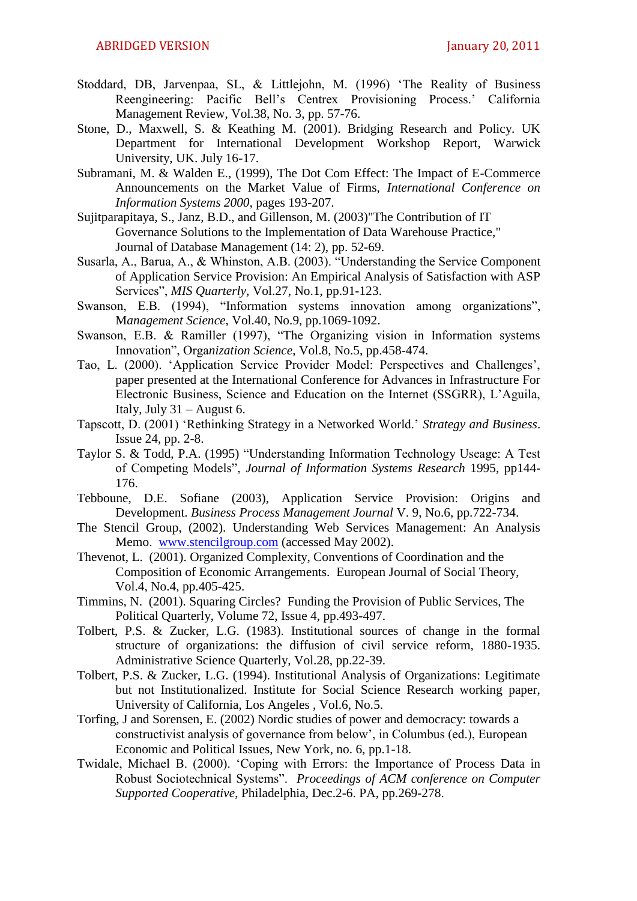Stoddard, DB, Jarvenpaa, SL, & Littlejohn, M. (1996) 'The Reality of Business Reengineering: Pacific Bell's Centrex Provisioning Process.' California Management Review, Vol.38, No. 3, pp. 57-76.

Stone, D., Maxwell, S. & Keathing M. (2001). Bridging Research and Policy. UK Department for International Development Workshop Report, Warwick University, UK. July 16-17.

Subramani, M. & Walden E., (1999), The Dot Com Effect: The Impact of E-Commerce Announcements on the Market Value of Firms, *International Conference on Information Systems 2000*, pages 193-207.

Sujitparapitaya, S., Janz, B.D., and Gillenson, M. (2003)"The Contribution of IT Governance Solutions to the Implementation of Data Warehouse Practice," Journal of Database Management (14: 2), pp. 52-69.

Susarla, A., Barua, A., & Whinston, A.B. (2003). "Understanding the Service Component of Application Service Provision: An Empirical Analysis of Satisfaction with ASP Services", *MIS Quarterly*, Vol.27, No.1, pp.91-123.

Swanson, E.B. (1994), "Information systems innovation among organizations", M*anagement Science*, Vol.40, No.9, pp.1069-1092.

Swanson, E.B. & Ramiller (1997), "The Organizing vision in Information systems Innovation", Orga*nization Science*, Vol.8, No.5, pp.458-474.

Tao, L. (2000). 'Application Service Provider Model: Perspectives and Challenges', paper presented at the International Conference for Advances in Infrastructure For Electronic Business, Science and Education on the Internet (SSGRR), L'Aguila, Italy, July 31 – August 6.

Tapscott, D. (2001) 'Rethinking Strategy in a Networked World.' *Strategy and Business*. Issue 24, pp. 2-8.

Taylor S. & Todd, P.A. (1995) "Understanding Information Technology Useage: A Test of Competing Models", *Journal of Information Systems Research* 1995, pp144-176.

Tebboune, D.E. Sofiane (2003), Application Service Provision: Origins and Development. *Business Process Management Journal* V. 9, No.6, pp.722-734.

The Stencil Group, (2002). Understanding Web Services Management: An Analysis Memo. [www.stencilgroup.com](www.stencilgroup.com) (accessed May 2002).

Thevenot, L. (2001). Organized Complexity, Conventions of Coordination and the Composition of Economic Arrangements. European Journal of Social Theory, Vol.4, No.4, pp.405-425.

Timmins, N. (2001). Squaring Circles? Funding the Provision of Public Services, The Political Quarterly, Volume 72, Issue 4, pp.493-497.

Tolbert, P.S. & Zucker, L.G. (1983). Institutional sources of change in the formal structure of organizations: the diffusion of civil service reform, 1880-1935. Administrative Science Quarterly, Vol.28, pp.22-39.

Tolbert, P.S. & Zucker, L.G. (1994). Institutional Analysis of Organizations: Legitimate but not Institutionalized. Institute for Social Science Research working paper, University of California, Los Angeles , Vol.6, No.5.

Torfing, J and Sorensen, E. (2002) Nordic studies of power and democracy: towards a constructivist analysis of governance from below', in Columbus (ed.), European Economic and Political Issues, New York, no. 6, pp.1-18.

Twidale, Michael B. (2000). 'Coping with Errors: the Importance of Process Data in Robust Sociotechnical Systems". *Proceedings of ACM conference on Computer Supported Cooperative*, Philadelphia, Dec.2-6. PA, pp.269-278.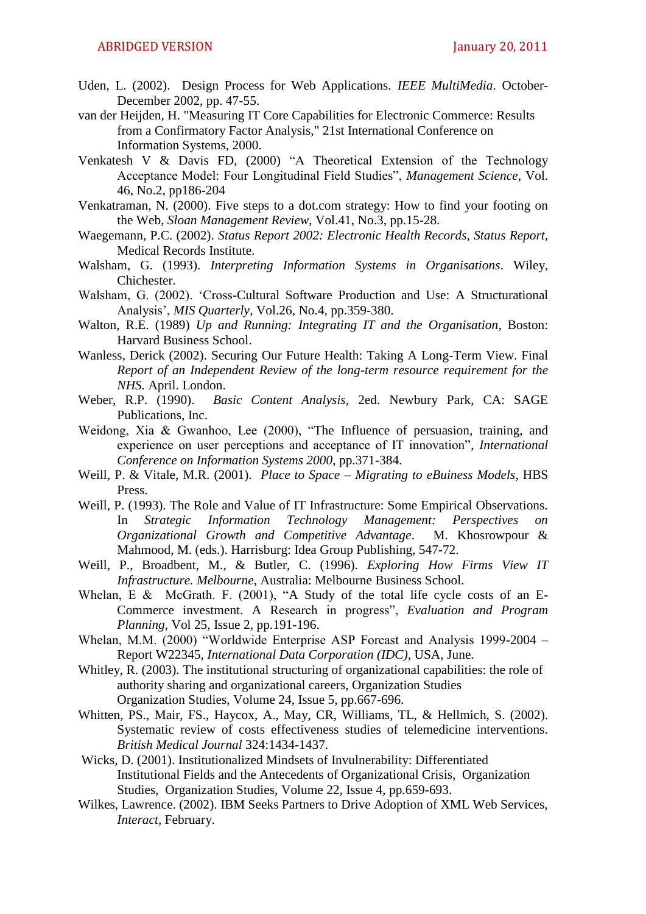Uden, L. (2002). Design Process for Web Applications. *IEEE MultiMedia*. October-December 2002, pp. 47-55.

van der Heijden, H. "Measuring IT Core Capabilities for Electronic Commerce: Results from a Confirmatory Factor Analysis," 21st International Conference on Information Systems, 2000.

Venkatesh V & Davis FD, (2000) "A Theoretical Extension of the Technology Acceptance Model: Four Longitudinal Field Studies", *Management Science*, Vol. 46, No.2, pp186-204

Venkatraman, N. (2000). Five steps to a dot.com strategy: How to find your footing on the Web, *Sloan Management Review*, Vol.41, No.3, pp.15-28.

Waegemann, P.C. (2002). *Status Report 2002: Electronic Health Records, Status Report*, Medical Records Institute.

Walsham, G. (1993). *Interpreting Information Systems in Organisations*. Wiley, Chichester.

Walsham, G. (2002). 'Cross-Cultural Software Production and Use: A Structurational Analysis', *MIS Quarterly*, Vol.26, No.4, pp.359-380.

Walton, R.E. (1989) *Up and Running: Integrating IT and the Organisation*, Boston: Harvard Business School.

Wanless, Derick (2002). Securing Our Future Health: Taking A Long-Term View. Final *Report of an Independent Review of the long-term resource requirement for the NHS.* April. London.

Weber, R.P. (1990). *Basic Content Analysis*, 2ed. Newbury Park, CA: SAGE Publications, Inc.

Weidong, Xia & Gwanhoo, Lee (2000), "The Influence of persuasion, training, and experience on user perceptions and acceptance of IT innovation", *International Conference on Information Systems 2000*, pp.371-384.

Weill, P. & Vitale, M.R. (2001). *Place to Space – Migrating to eBuiness Models*, HBS Press.

Weill, P. (1993). The Role and Value of IT Infrastructure: Some Empirical Observations. In *Strategic Information Technology Management: Perspectives on Organizational Growth and Competitive Advantage*. M. Khosrowpour & Mahmood, M. (eds.). Harrisburg: Idea Group Publishing, 547-72.

Weill, P., Broadbent, M., & Butler, C. (1996). *Exploring How Firms View IT Infrastructure. Melbourne*, Australia: Melbourne Business School.

Whelan, E & McGrath. F. (2001), "A Study of the total life cycle costs of an E-Commerce investment. A Research in progress", *Evaluation and Program Planning*, Vol 25, Issue 2, pp.191-196.

Whelan, M.M. (2000) "Worldwide Enterprise ASP Forcast and Analysis 1999-2004 – Report W22345, *International Data Corporation (IDC),* USA, June.

Whitley, R. (2003). The institutional structuring of organizational capabilities: the role of authority sharing and organizational careers, Organization Studies Organization Studies, Volume 24, Issue 5, pp.667-696.

Whitten, PS., Mair, FS., Haycox, A., May, CR, Williams, TL, & Hellmich, S. (2002). Systematic review of costs effectiveness studies of telemedicine interventions. *British Medical Journal* 324:1434-1437.

Wicks, D. (2001). Institutionalized Mindsets of Invulnerability: Differentiated Institutional Fields and the Antecedents of Organizational Crisis, Organization Studies, Organization Studies, Volume 22, Issue 4, pp.659-693.

Wilkes, Lawrence. (2002). IBM Seeks Partners to Drive Adoption of XML Web Services, *Interact*, February.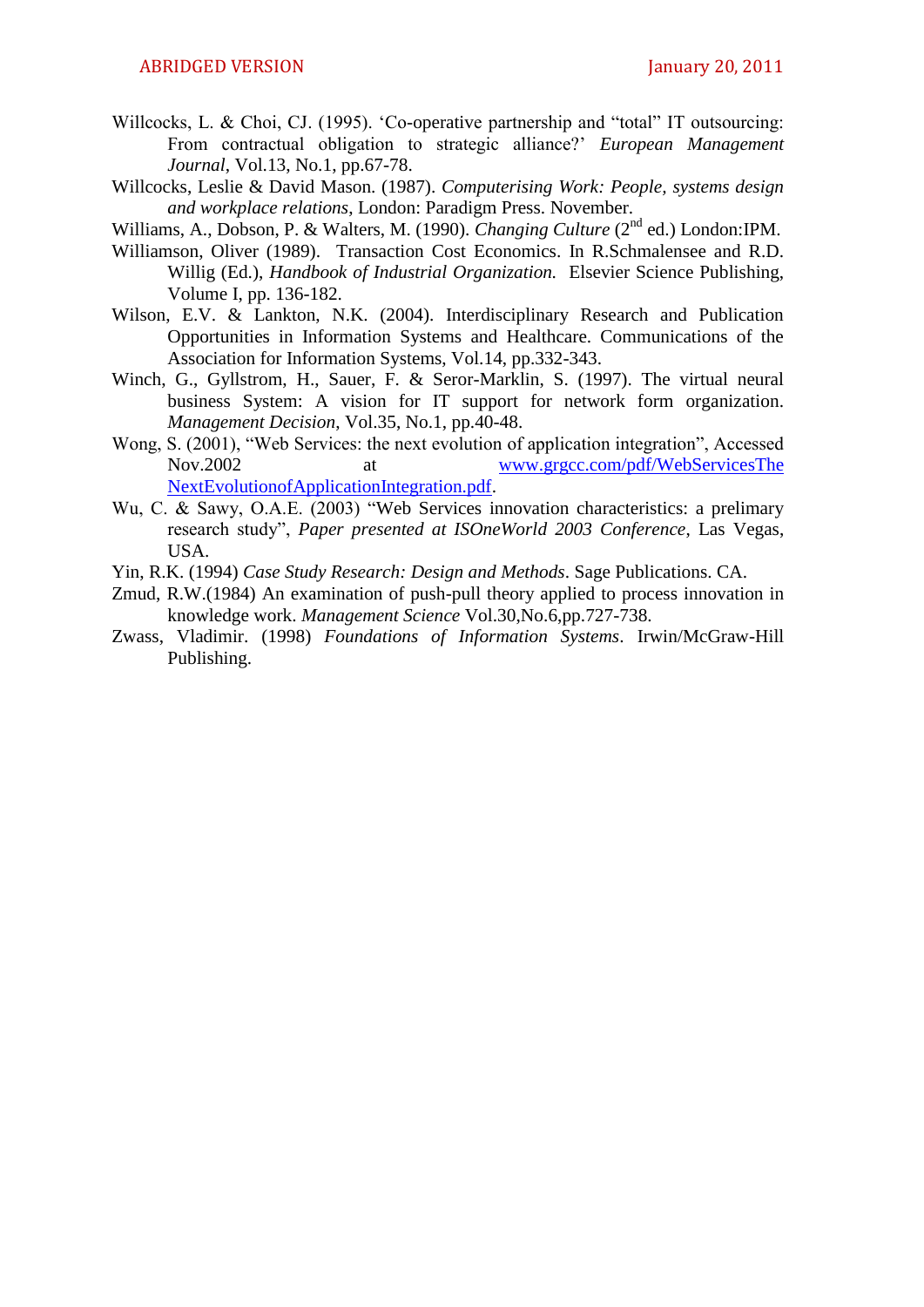Willcocks, L. & Choi, CJ. (1995). 'Co-operative partnership and "total" IT outsourcing: From contractual obligation to strategic alliance?' *European Management Journal*, Vol.13, No.1, pp.67-78.

Willcocks, Leslie & David Mason. (1987). *Computerising Work: People, systems design and workplace relations*, London: Paradigm Press. November.

Williams, A., Dobson, P. & Walters, M. (1990). *Changing Culture* (2nd ed.) London:IPM.

Williamson, Oliver (1989). Transaction Cost Economics. In R.Schmalensee and R.D. Willig (Ed.), *Handbook of Industrial Organization.* Elsevier Science Publishing, Volume I, pp. 136-182.

Wilson, E.V. & Lankton, N.K. (2004). Interdisciplinary Research and Publication Opportunities in Information Systems and Healthcare. Communications of the Association for Information Systems, Vol.14, pp.332-343.

Winch, G., Gyllstrom, H., Sauer, F. & Seror-Marklin, S. (1997). The virtual neural business System: A vision for IT support for network form organization. *Management Decision*, Vol.35, No.1, pp.40-48.

Wong, S. (2001), "Web Services: the next evolution of application integration", Accessed Nov.2002 at www.grgcc.com/pdf/WebServicesTheNextEvolutionofApplicationIntegration.pdf.

Wu, C. & Sawy, O.A.E. (2003) "Web Services innovation characteristics: a prelimary research study", *Paper presented at ISOneWorld 2003 Conference*, Las Vegas, USA.

Yin, R.K. (1994) *Case Study Research: Design and Methods*. Sage Publications. CA.

Zmud, R.W.(1984) An examination of push-pull theory applied to process innovation in knowledge work. *Management Science* Vol.30,No.6,pp.727-738.

Zwass, Vladimir. (1998) *Foundations of Information Systems*. Irwin/McGraw-Hill Publishing.